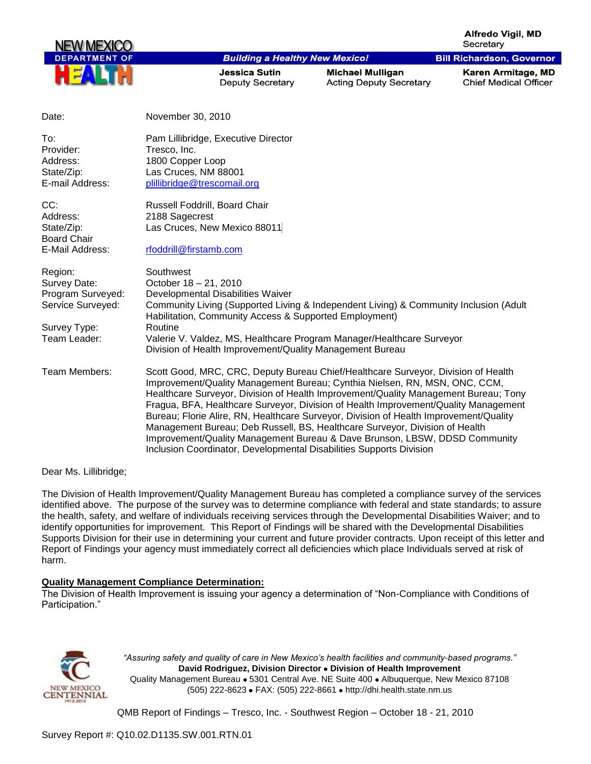NEW MEXICO DEPARTMENT OF HEALTH

Alfredo Vigil, MD
Secretary

*Building a Healthy New Mexico!*

**Bill Richardson, Governor**

| | | |
|---|---|---|
| **Jessica Sutin** Deputy Secretary | **Michael Mulligan** Acting Deputy Secretary | **Karen Armitage, MD** Chief Medical Officer |

| | |
|---|---|
| Date: | November 30, 2010 |
| To: | Pam Lillibridge, Executive Director |
| Provider: | Tresco, Inc. |
| Address: | 1800 Copper Loop |
| State/Zip: | Las Cruces, NM 88001 |
| E-mail Address: | plillibridge@trescomail.org |
| CC: | Russell Foddrill, Board Chair |
| Address: | 2188 Sagecrest |
| State/Zip: | Las Cruces, New Mexico 88011 |
| Board Chair E-Mail Address: | rfoddrill@firstamb.com |
| Region: | Southwest |
| Survey Date: | October 18 – 21, 2010 |
| Program Surveyed: | Developmental Disabilities Waiver |
| Service Surveyed: | Community Living (Supported Living & Independent Living) & Community Inclusion (Adult Habilitation, Community Access & Supported Employment) |
| Survey Type: | Routine |
| Team Leader: | Valerie V. Valdez, MS, Healthcare Program Manager/Healthcare Surveyor Division of Health Improvement/Quality Management Bureau |
| Team Members: | Scott Good, MRC, CRC, Deputy Bureau Chief/Healthcare Surveyor, Division of Health Improvement/Quality Management Bureau; Cynthia Nielsen, RN, MSN, ONC, CCM, Healthcare Surveyor, Division of Health Improvement/Quality Management Bureau; Tony Fragua, BFA, Healthcare Surveyor, Division of Health Improvement/Quality Management Bureau; Florie Alire, RN, Healthcare Surveyor, Division of Health Improvement/Quality Management Bureau; Deb Russell, BS, Healthcare Surveyor, Division of Health Improvement/Quality Management Bureau & Dave Brunson, LBSW, DDSD Community Inclusion Coordinator, Developmental Disabilities Supports Division |

Dear Ms. Lillibridge;

The Division of Health Improvement/Quality Management Bureau has completed a compliance survey of the services identified above. The purpose of the survey was to determine compliance with federal and state standards; to assure the health, safety, and welfare of individuals receiving services through the Developmental Disabilities Waiver; and to identify opportunities for improvement. This Report of Findings will be shared with the Developmental Disabilities Supports Division for their use in determining your current and future provider contracts. Upon receipt of this letter and Report of Findings your agency must immediately correct all deficiencies which place Individuals served at risk of harm.

**Quality Management Compliance Determination:**

The Division of Health Improvement is issuing your agency a determination of "Non-Compliance with Conditions of Participation."

*"Assuring safety and quality of care in New Mexico's health facilities and community-based programs."*
**David Rodriguez, Division Director • Division of Health Improvement**
Quality Management Bureau • 5301 Central Ave. NE Suite 400 • Albuquerque, New Mexico 87108
(505) 222-8623 • FAX: (505) 222-8661 • http://dhi.health.state.nm.us

Survey Report #: Q10.02.D1135.SW.001.RTN.01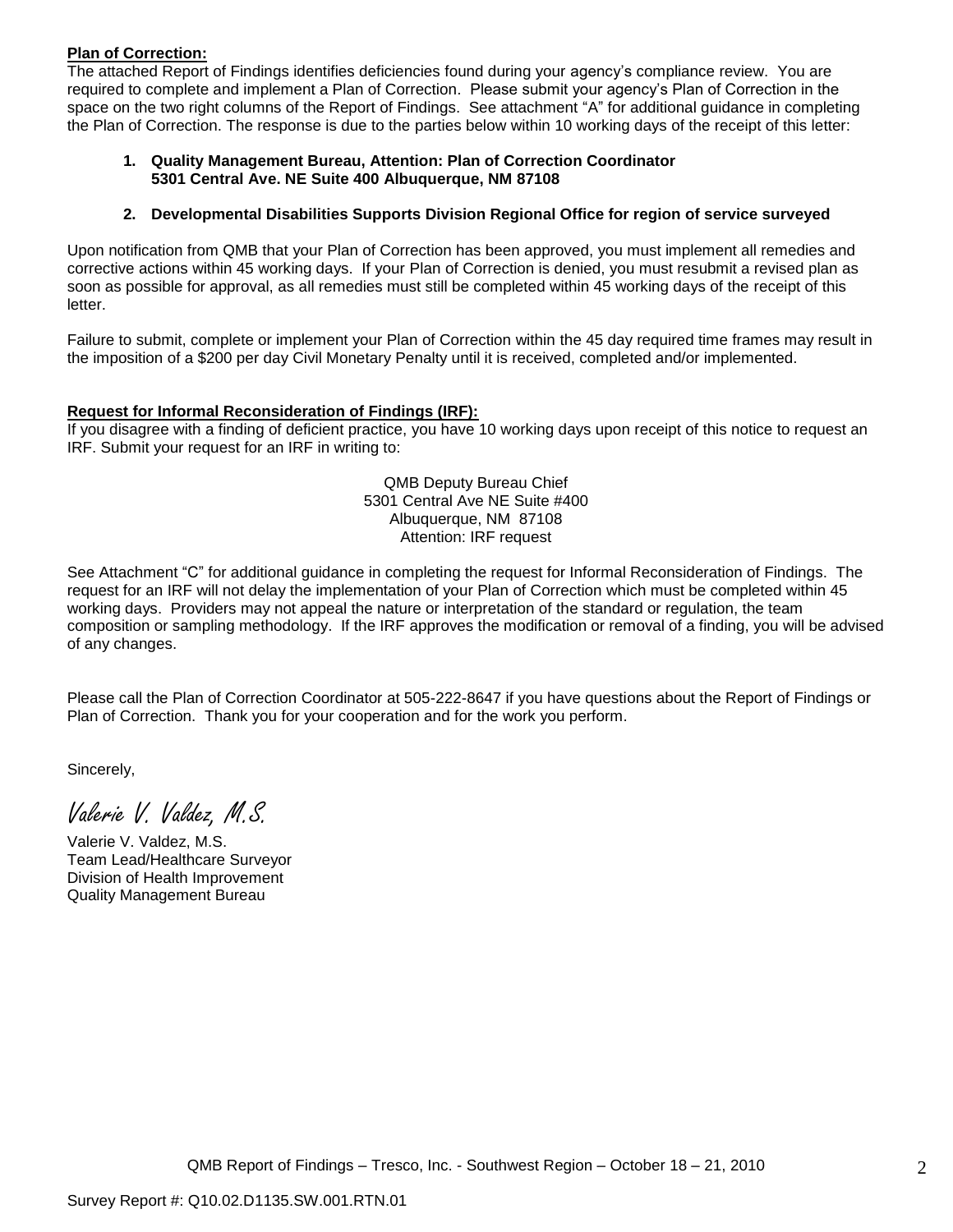**Plan of Correction:**

The attached Report of Findings identifies deficiencies found during your agency's compliance review. You are required to complete and implement a Plan of Correction. Please submit your agency's Plan of Correction in the space on the two right columns of the Report of Findings. See attachment "A" for additional guidance in completing the Plan of Correction. The response is due to the parties below within 10 working days of the receipt of this letter:

1. **Quality Management Bureau, Attention: Plan of Correction Coordinator 5301 Central Ave. NE Suite 400 Albuquerque, NM 87108**

2. **Developmental Disabilities Supports Division Regional Office for region of service surveyed**

Upon notification from QMB that your Plan of Correction has been approved, you must implement all remedies and corrective actions within 45 working days. If your Plan of Correction is denied, you must resubmit a revised plan as soon as possible for approval, as all remedies must still be completed within 45 working days of the receipt of this letter.

Failure to submit, complete or implement your Plan of Correction within the 45 day required time frames may result in the imposition of a $200 per day Civil Monetary Penalty until it is received, completed and/or implemented.

**Request for Informal Reconsideration of Findings (IRF):**

If you disagree with a finding of deficient practice, you have 10 working days upon receipt of this notice to request an IRF. Submit your request for an IRF in writing to:

QMB Deputy Bureau Chief
5301 Central Ave NE Suite #400
Albuquerque, NM 87108
Attention: IRF request

See Attachment "C" for additional guidance in completing the request for Informal Reconsideration of Findings. The request for an IRF will not delay the implementation of your Plan of Correction which must be completed within 45 working days. Providers may not appeal the nature or interpretation of the standard or regulation, the team composition or sampling methodology. If the IRF approves the modification or removal of a finding, you will be advised of any changes.

Please call the Plan of Correction Coordinator at 505-222-8647 if you have questions about the Report of Findings or Plan of Correction. Thank you for your cooperation and for the work you perform.

Sincerely,

*Valerie V. Valdez, M.S.*

Valerie V. Valdez, M.S.
Team Lead/Healthcare Surveyor
Division of Health Improvement
Quality Management Bureau

QMB Report of Findings – Tresco, Inc. - Southwest Region – October 18 – 21, 2010

Survey Report #: Q10.02.D1135.SW.001.RTN.01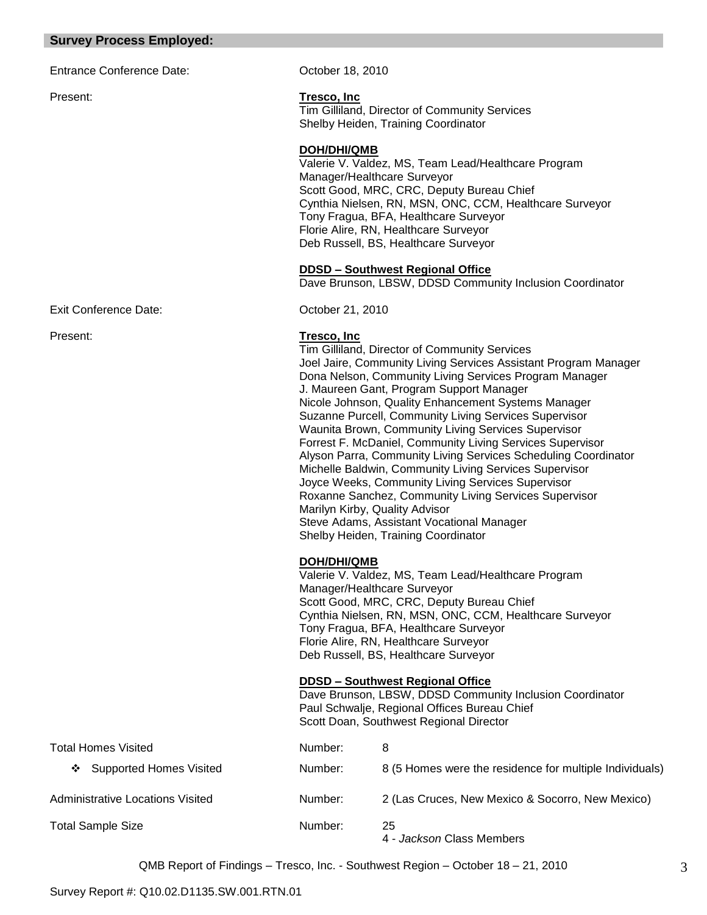## Survey Process Employed:

| | | |
|---|---|---|
| Entrance Conference Date: | October 18, 2010 | |
| Present: | **Tresco, Inc**<br>Tim Gilliland, Director of Community Services<br>Shelby Heiden, Training Coordinator<br><br>**DOH/DHI/QMB**<br>Valerie V. Valdez, MS, Team Lead/Healthcare Program Manager/Healthcare Surveyor<br>Scott Good, MRC, CRC, Deputy Bureau Chief<br>Cynthia Nielsen, RN, MSN, ONC, CCM, Healthcare Surveyor<br>Tony Fragua, BFA, Healthcare Surveyor<br>Florie Alire, RN, Healthcare Surveyor<br>Deb Russell, BS, Healthcare Surveyor<br><br>**DDSD – Southwest Regional Office**<br>Dave Brunson, LBSW, DDSD Community Inclusion Coordinator | |
| Exit Conference Date: | October 21, 2010 | |
| Present: | **Tresco, Inc**<br>Tim Gilliland, Director of Community Services<br>Joel Jaire, Community Living Services Assistant Program Manager<br>Dona Nelson, Community Living Services Program Manager<br>J. Maureen Gant, Program Support Manager<br>Nicole Johnson, Quality Enhancement Systems Manager<br>Suzanne Purcell, Community Living Services Supervisor<br>Waunita Brown, Community Living Services Supervisor<br>Forrest F. McDaniel, Community Living Services Supervisor<br>Alyson Parra, Community Living Services Scheduling Coordinator<br>Michelle Baldwin, Community Living Services Supervisor<br>Joyce Weeks, Community Living Services Supervisor<br>Roxanne Sanchez, Community Living Services Supervisor<br>Marilyn Kirby, Quality Advisor<br>Steve Adams, Assistant Vocational Manager<br>Shelby Heiden, Training Coordinator<br><br>**DOH/DHI/QMB**<br>Valerie V. Valdez, MS, Team Lead/Healthcare Program Manager/Healthcare Surveyor<br>Scott Good, MRC, CRC, Deputy Bureau Chief<br>Cynthia Nielsen, RN, MSN, ONC, CCM, Healthcare Surveyor<br>Tony Fragua, BFA, Healthcare Surveyor<br>Florie Alire, RN, Healthcare Surveyor<br>Deb Russell, BS, Healthcare Surveyor<br><br>**DDSD – Southwest Regional Office**<br>Dave Brunson, LBSW, DDSD Community Inclusion Coordinator<br>Paul Schwalje, Regional Offices Bureau Chief<br>Scott Doan, Southwest Regional Director | |
| Total Homes Visited | Number: | 8 |
| ❖ Supported Homes Visited | Number: | 8 (5 Homes were the residence for multiple Individuals) |
| Administrative Locations Visited | Number: | 2 (Las Cruces, New Mexico & Socorro, New Mexico) |
| Total Sample Size | Number: | 25<br>4 - *Jackson* Class Members |

Survey Report #: Q10.02.D1135.SW.001.RTN.01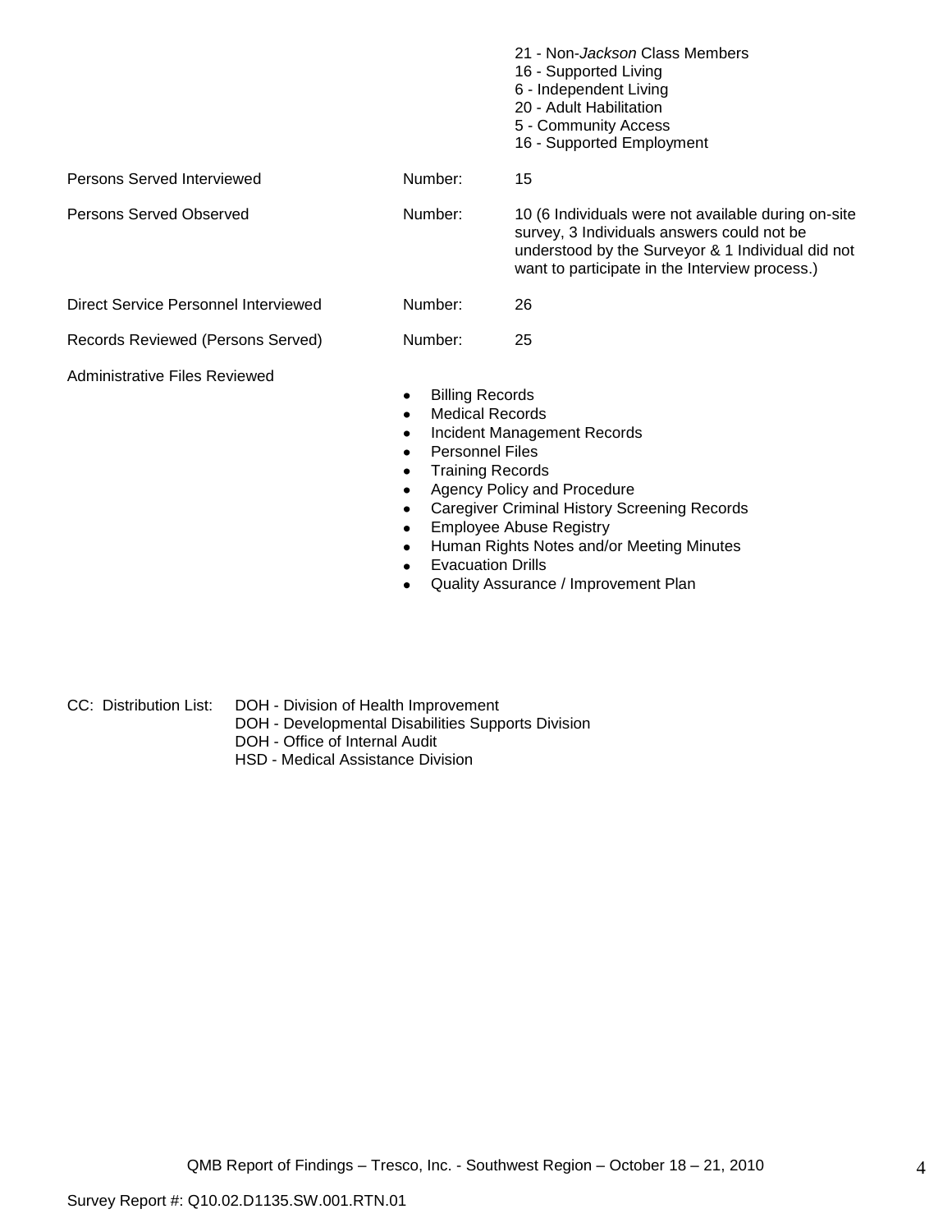21 - Non-*Jackson* Class Members
16 - Supported Living
6 - Independent Living
20 - Adult Habilitation
5 - Community Access
16 - Supported Employment

| | | |
|---|---|---|
| Persons Served Interviewed | Number: | 15 |
| Persons Served Observed | Number: | 10 (6 Individuals were not available during on-site survey, 3 Individuals answers could not be understood by the Surveyor & 1 Individual did not want to participate in the Interview process.) |
| Direct Service Personnel Interviewed | Number: | 26 |
| Records Reviewed (Persons Served) | Number: | 25 |

Administrative Files Reviewed

- Billing Records
- Medical Records
- Incident Management Records
- Personnel Files
- Training Records
- Agency Policy and Procedure
- Caregiver Criminal History Screening Records
- Employee Abuse Registry
- Human Rights Notes and/or Meeting Minutes
- Evacuation Drills
- Quality Assurance / Improvement Plan

CC: Distribution List:
DOH - Division of Health Improvement
DOH - Developmental Disabilities Supports Division
DOH - Office of Internal Audit
HSD - Medical Assistance Division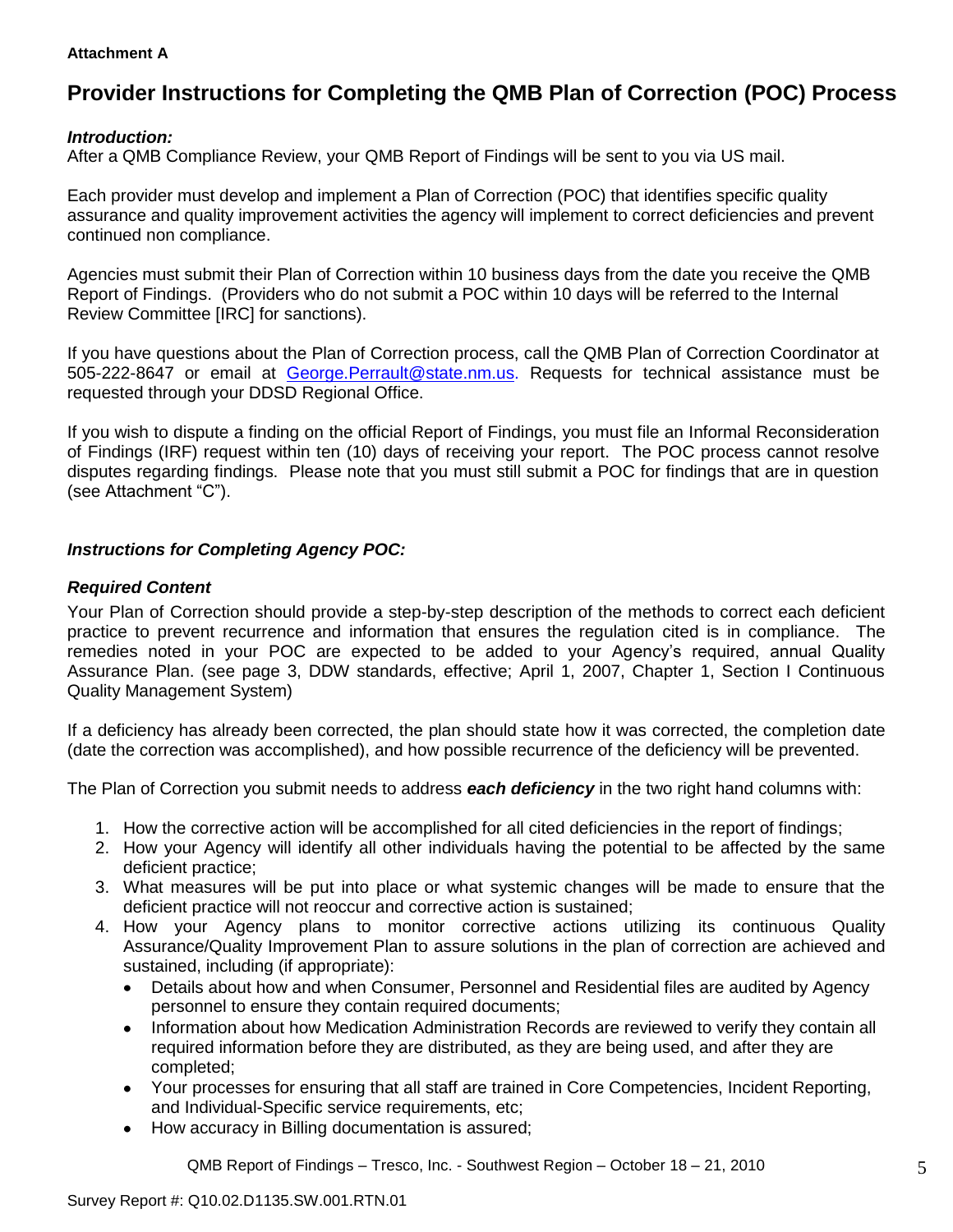**Attachment A**

# Provider Instructions for Completing the QMB Plan of Correction (POC) Process

***Introduction:***
After a QMB Compliance Review, your QMB Report of Findings will be sent to you via US mail.

Each provider must develop and implement a Plan of Correction (POC) that identifies specific quality assurance and quality improvement activities the agency will implement to correct deficiencies and prevent continued non compliance.

Agencies must submit their Plan of Correction within 10 business days from the date you receive the QMB Report of Findings. (Providers who do not submit a POC within 10 days will be referred to the Internal Review Committee [IRC] for sanctions).

If you have questions about the Plan of Correction process, call the QMB Plan of Correction Coordinator at 505-222-8647 or email at George.Perrault@state.nm.us. Requests for technical assistance must be requested through your DDSD Regional Office.

If you wish to dispute a finding on the official Report of Findings, you must file an Informal Reconsideration of Findings (IRF) request within ten (10) days of receiving your report. The POC process cannot resolve disputes regarding findings. Please note that you must still submit a POC for findings that are in question (see Attachment "C").

***Instructions for Completing Agency POC:***

***Required Content***
Your Plan of Correction should provide a step-by-step description of the methods to correct each deficient practice to prevent recurrence and information that ensures the regulation cited is in compliance. The remedies noted in your POC are expected to be added to your Agency's required, annual Quality Assurance Plan. (see page 3, DDW standards, effective; April 1, 2007, Chapter 1, Section I Continuous Quality Management System)

If a deficiency has already been corrected, the plan should state how it was corrected, the completion date (date the correction was accomplished), and how possible recurrence of the deficiency will be prevented.

The Plan of Correction you submit needs to address ***each deficiency*** in the two right hand columns with:

1. How the corrective action will be accomplished for all cited deficiencies in the report of findings;
2. How your Agency will identify all other individuals having the potential to be affected by the same deficient practice;
3. What measures will be put into place or what systemic changes will be made to ensure that the deficient practice will not reoccur and corrective action is sustained;
4. How your Agency plans to monitor corrective actions utilizing its continuous Quality Assurance/Quality Improvement Plan to assure solutions in the plan of correction are achieved and sustained, including (if appropriate):
   - Details about how and when Consumer, Personnel and Residential files are audited by Agency personnel to ensure they contain required documents;
   - Information about how Medication Administration Records are reviewed to verify they contain all required information before they are distributed, as they are being used, and after they are completed;
   - Your processes for ensuring that all staff are trained in Core Competencies, Incident Reporting, and Individual-Specific service requirements, etc;
   - How accuracy in Billing documentation is assured;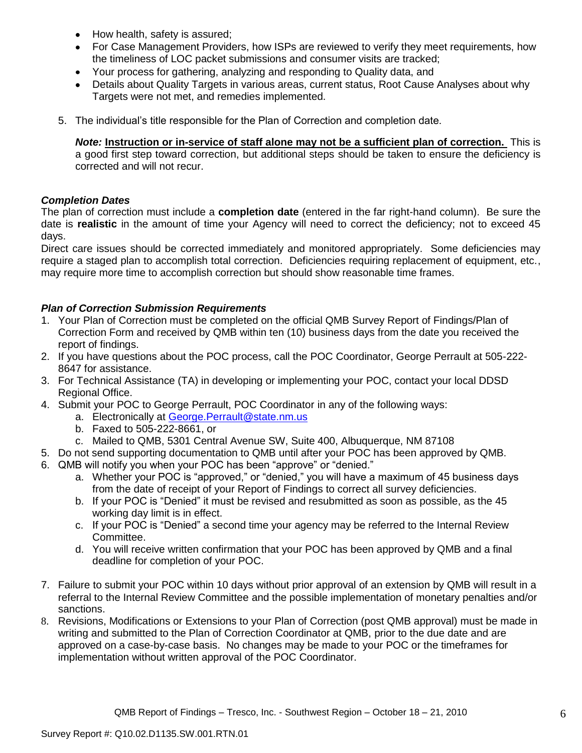- How health, safety is assured;
- For Case Management Providers, how ISPs are reviewed to verify they meet requirements, how the timeliness of LOC packet submissions and consumer visits are tracked;
- Your process for gathering, analyzing and responding to Quality data, and
- Details about Quality Targets in various areas, current status, Root Cause Analyses about why Targets were not met, and remedies implemented.

5. The individual's title responsible for the Plan of Correction and completion date.

   ***Note:*** **Instruction or in-service of staff alone may not be a sufficient plan of correction.** This is a good first step toward correction, but additional steps should be taken to ensure the deficiency is corrected and will not recur.

***Completion Dates***

The plan of correction must include a **completion date** (entered in the far right-hand column). Be sure the date is **realistic** in the amount of time your Agency will need to correct the deficiency; not to exceed 45 days.

Direct care issues should be corrected immediately and monitored appropriately. Some deficiencies may require a staged plan to accomplish total correction. Deficiencies requiring replacement of equipment, etc., may require more time to accomplish correction but should show reasonable time frames.

***Plan of Correction Submission Requirements***

1. Your Plan of Correction must be completed on the official QMB Survey Report of Findings/Plan of Correction Form and received by QMB within ten (10) business days from the date you received the report of findings.
2. If you have questions about the POC process, call the POC Coordinator, George Perrault at 505-222-8647 for assistance.
3. For Technical Assistance (TA) in developing or implementing your POC, contact your local DDSD Regional Office.
4. Submit your POC to George Perrault, POC Coordinator in any of the following ways:
   a. Electronically at George.Perrault@state.nm.us
   b. Faxed to 505-222-8661, or
   c. Mailed to QMB, 5301 Central Avenue SW, Suite 400, Albuquerque, NM 87108
5. Do not send supporting documentation to QMB until after your POC has been approved by QMB.
6. QMB will notify you when your POC has been "approve" or "denied."
   a. Whether your POC is "approved," or "denied," you will have a maximum of 45 business days from the date of receipt of your Report of Findings to correct all survey deficiencies.
   b. If your POC is "Denied" it must be revised and resubmitted as soon as possible, as the 45 working day limit is in effect.
   c. If your POC is "Denied" a second time your agency may be referred to the Internal Review Committee.
   d. You will receive written confirmation that your POC has been approved by QMB and a final deadline for completion of your POC.
7. Failure to submit your POC within 10 days without prior approval of an extension by QMB will result in a referral to the Internal Review Committee and the possible implementation of monetary penalties and/or sanctions.
8. Revisions, Modifications or Extensions to your Plan of Correction (post QMB approval) must be made in writing and submitted to the Plan of Correction Coordinator at QMB, prior to the due date and are approved on a case-by-case basis. No changes may be made to your POC or the timeframes for implementation without written approval of the POC Coordinator.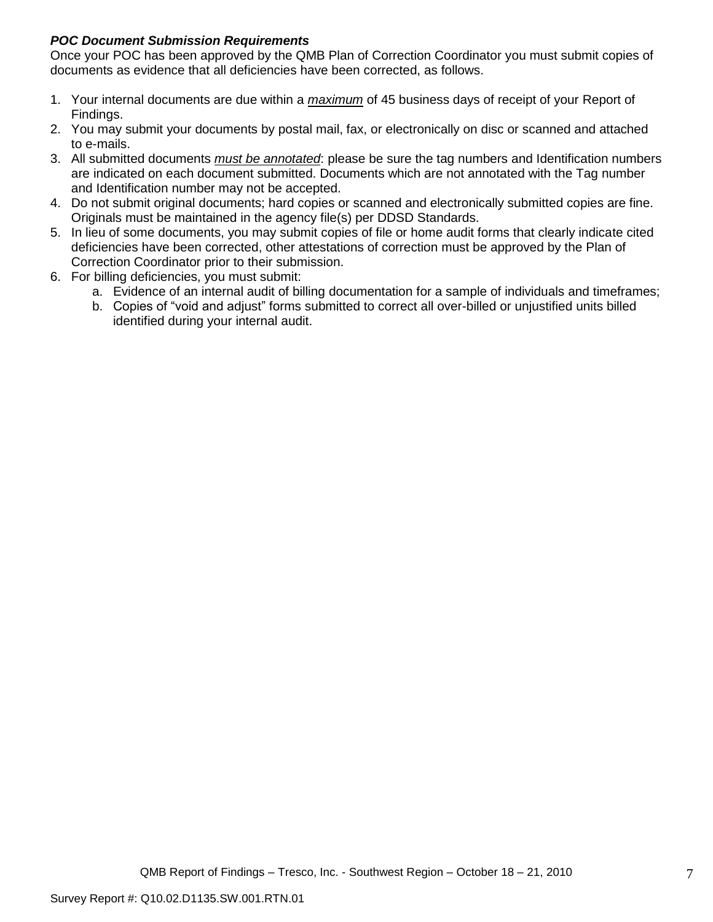***POC Document Submission Requirements***

Once your POC has been approved by the QMB Plan of Correction Coordinator you must submit copies of documents as evidence that all deficiencies have been corrected, as follows.

1. Your internal documents are due within a ***maximum*** of 45 business days of receipt of your Report of Findings.
2. You may submit your documents by postal mail, fax, or electronically on disc or scanned and attached to e-mails.
3. All submitted documents ***must be annotated***: please be sure the tag numbers and Identification numbers are indicated on each document submitted. Documents which are not annotated with the Tag number and Identification number may not be accepted.
4. Do not submit original documents; hard copies or scanned and electronically submitted copies are fine. Originals must be maintained in the agency file(s) per DDSD Standards.
5. In lieu of some documents, you may submit copies of file or home audit forms that clearly indicate cited deficiencies have been corrected, other attestations of correction must be approved by the Plan of Correction Coordinator prior to their submission.
6. For billing deficiencies, you must submit:
   a. Evidence of an internal audit of billing documentation for a sample of individuals and timeframes;
   b. Copies of "void and adjust" forms submitted to correct all over-billed or unjustified units billed identified during your internal audit.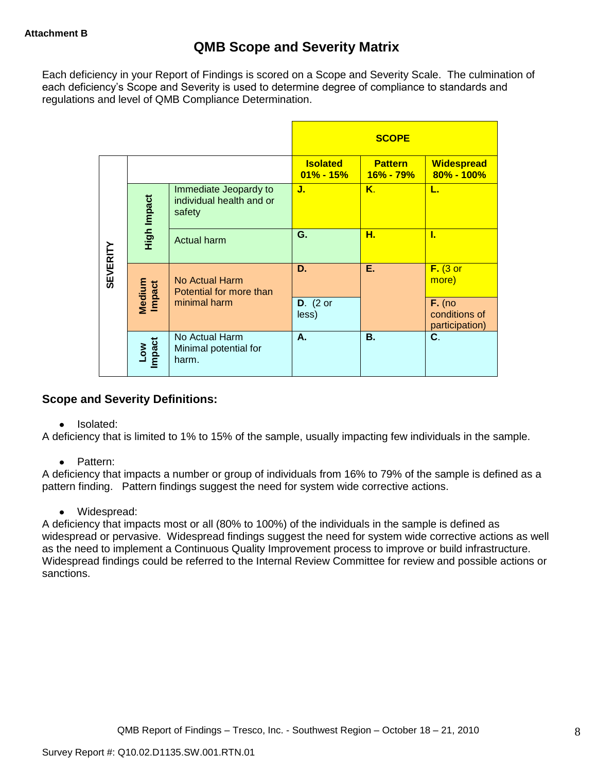Attachment B

# QMB Scope and Severity Matrix

Each deficiency in your Report of Findings is scored on a Scope and Severity Scale. The culmination of each deficiency's Scope and Severity is used to determine degree of compliance to standards and regulations and level of QMB Compliance Determination.

| | | | SCOPE | | |
|---|---|---|---|---|---|
| | | | **Isolated 01% - 15%** | **Pattern 16% - 79%** | **Widespread 80% - 100%** |
| SEVERITY | High Impact | Immediate Jeopardy to individual health and or safety | **J.** | **K.** | **L.** |
| | | Actual harm | **G.** | **H.** | **I.** |
| | Medium Impact | No Actual Harm Potential for more than minimal harm | **D.** | **E.** | **F.** (3 or more) |
| | | | **D.** (2 or less) | | **F.** (no conditions of participation) |
| | Low Impact | No Actual Harm Minimal potential for harm. | **A.** | **B.** | **C.** |

### Scope and Severity Definitions:

- Isolated:

A deficiency that is limited to 1% to 15% of the sample, usually impacting few individuals in the sample.

- Pattern:

A deficiency that impacts a number or group of individuals from 16% to 79% of the sample is defined as a pattern finding. Pattern findings suggest the need for system wide corrective actions.

- Widespread:

A deficiency that impacts most or all (80% to 100%) of the individuals in the sample is defined as widespread or pervasive. Widespread findings suggest the need for system wide corrective actions as well as the need to implement a Continuous Quality Improvement process to improve or build infrastructure. Widespread findings could be referred to the Internal Review Committee for review and possible actions or sanctions.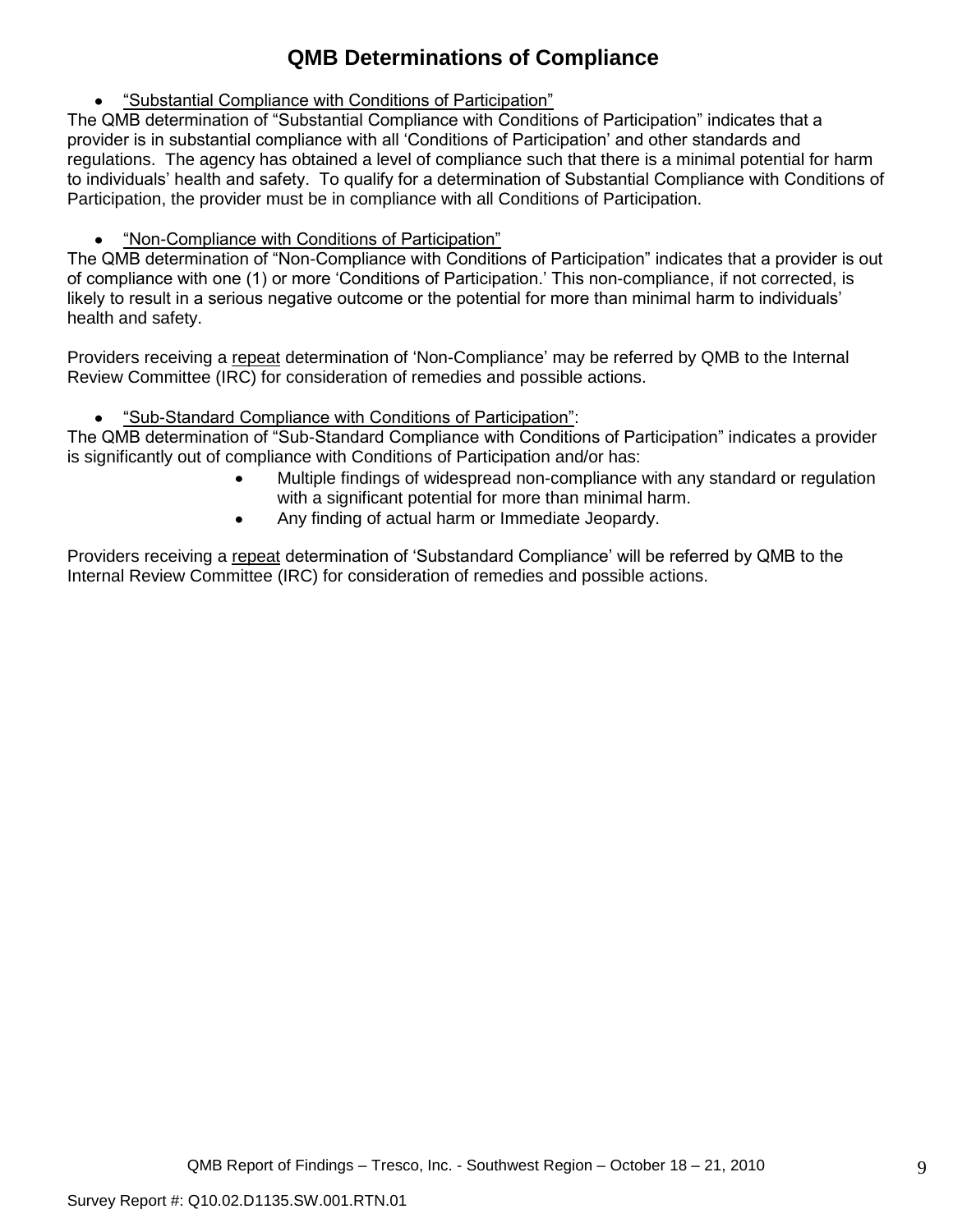# QMB Determinations of Compliance

- "Substantial Compliance with Conditions of Participation"

The QMB determination of "Substantial Compliance with Conditions of Participation" indicates that a provider is in substantial compliance with all 'Conditions of Participation' and other standards and regulations. The agency has obtained a level of compliance such that there is a minimal potential for harm to individuals' health and safety. To qualify for a determination of Substantial Compliance with Conditions of Participation, the provider must be in compliance with all Conditions of Participation.

- "Non-Compliance with Conditions of Participation"

The QMB determination of "Non-Compliance with Conditions of Participation" indicates that a provider is out of compliance with one (1) or more 'Conditions of Participation.' This non-compliance, if not corrected, is likely to result in a serious negative outcome or the potential for more than minimal harm to individuals' health and safety.

Providers receiving a repeat determination of 'Non-Compliance' may be referred by QMB to the Internal Review Committee (IRC) for consideration of remedies and possible actions.

- "Sub-Standard Compliance with Conditions of Participation":

The QMB determination of "Sub-Standard Compliance with Conditions of Participation" indicates a provider is significantly out of compliance with Conditions of Participation and/or has:

- Multiple findings of widespread non-compliance with any standard or regulation with a significant potential for more than minimal harm.
- Any finding of actual harm or Immediate Jeopardy.

Providers receiving a repeat determination of 'Substandard Compliance' will be referred by QMB to the Internal Review Committee (IRC) for consideration of remedies and possible actions.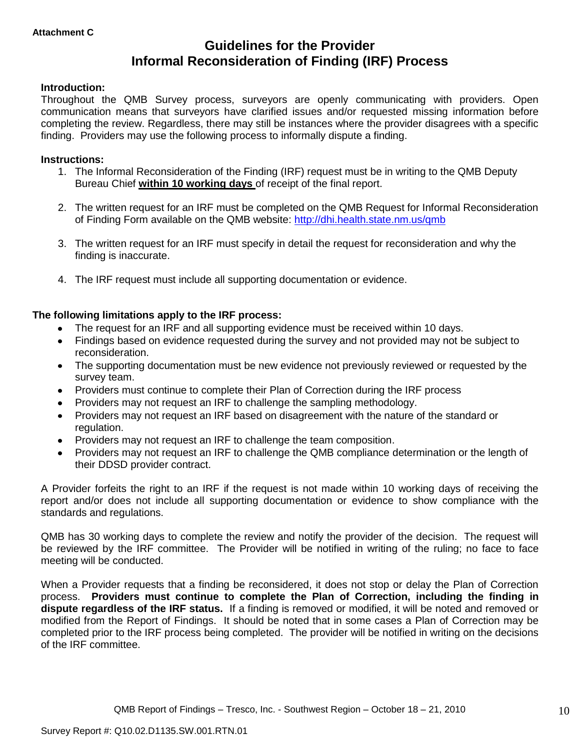**Attachment C**

# Guidelines for the Provider Informal Reconsideration of Finding (IRF) Process

**Introduction:**

Throughout the QMB Survey process, surveyors are openly communicating with providers. Open communication means that surveyors have clarified issues and/or requested missing information before completing the review. Regardless, there may still be instances where the provider disagrees with a specific finding. Providers may use the following process to informally dispute a finding.

**Instructions:**

1. The Informal Reconsideration of the Finding (IRF) request must be in writing to the QMB Deputy Bureau Chief **within 10 working days** of receipt of the final report.
2. The written request for an IRF must be completed on the QMB Request for Informal Reconsideration of Finding Form available on the QMB website: http://dhi.health.state.nm.us/qmb
3. The written request for an IRF must specify in detail the request for reconsideration and why the finding is inaccurate.
4. The IRF request must include all supporting documentation or evidence.

**The following limitations apply to the IRF process:**

- The request for an IRF and all supporting evidence must be received within 10 days.
- Findings based on evidence requested during the survey and not provided may not be subject to reconsideration.
- The supporting documentation must be new evidence not previously reviewed or requested by the survey team.
- Providers must continue to complete their Plan of Correction during the IRF process
- Providers may not request an IRF to challenge the sampling methodology.
- Providers may not request an IRF based on disagreement with the nature of the standard or regulation.
- Providers may not request an IRF to challenge the team composition.
- Providers may not request an IRF to challenge the QMB compliance determination or the length of their DDSD provider contract.

A Provider forfeits the right to an IRF if the request is not made within 10 working days of receiving the report and/or does not include all supporting documentation or evidence to show compliance with the standards and regulations.

QMB has 30 working days to complete the review and notify the provider of the decision. The request will be reviewed by the IRF committee. The Provider will be notified in writing of the ruling; no face to face meeting will be conducted.

When a Provider requests that a finding be reconsidered, it does not stop or delay the Plan of Correction process. **Providers must continue to complete the Plan of Correction, including the finding in dispute regardless of the IRF status.** If a finding is removed or modified, it will be noted and removed or modified from the Report of Findings. It should be noted that in some cases a Plan of Correction may be completed prior to the IRF process being completed. The provider will be notified in writing on the decisions of the IRF committee.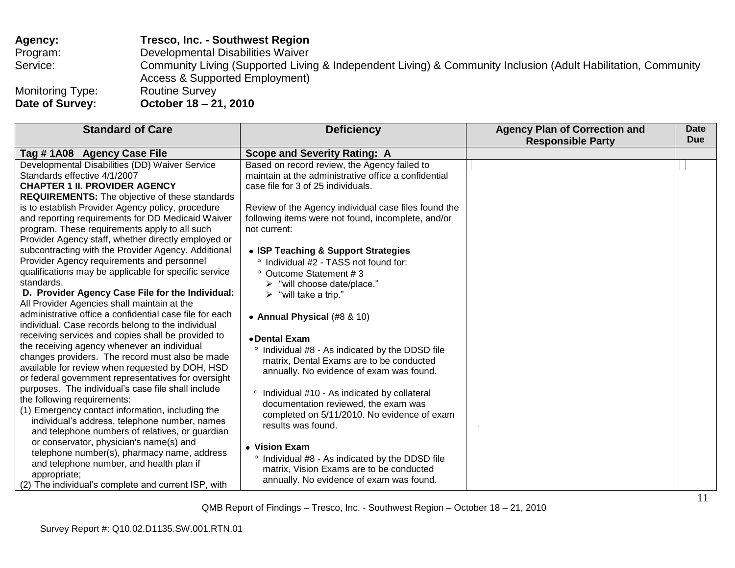**Agency:** **Tresco, Inc. - Southwest Region**
Program: Developmental Disabilities Waiver
Service: Community Living (Supported Living & Independent Living) & Community Inclusion (Adult Habilitation, Community Access & Supported Employment)
Monitoring Type: Routine Survey
**Date of Survey:** **October 18 – 21, 2010**

| Standard of Care | Deficiency | Agency Plan of Correction and Responsible Party | Date Due |
|---|---|---|---|
| **Tag # 1A08 Agency Case File** | **Scope and Severity Rating: A** | | |
| Developmental Disabilities (DD) Waiver Service Standards effective 4/1/2007<br>**CHAPTER 1 II. PROVIDER AGENCY REQUIREMENTS:** The objective of these standards is to establish Provider Agency policy, procedure and reporting requirements for DD Medicaid Waiver program. These requirements apply to all such Provider Agency staff, whether directly employed or subcontracting with the Provider Agency. Additional Provider Agency requirements and personnel qualifications may be applicable for specific service standards.<br>**D. Provider Agency Case File for the Individual:** All Provider Agencies shall maintain at the administrative office a confidential case file for each individual. Case records belong to the individual receiving services and copies shall be provided to the receiving agency whenever an individual changes providers. The record must also be made available for review when requested by DOH, HSD or federal government representatives for oversight purposes. The individual's case file shall include the following requirements:<br>(1) Emergency contact information, including the individual's address, telephone number, names and telephone numbers of relatives, or guardian or conservator, physician's name(s) and telephone number(s), pharmacy name, address and telephone number, and health plan if appropriate;<br>(2) The individual's complete and current ISP, with | Based on record review, the Agency failed to maintain at the administrative office a confidential case file for 3 of 25 individuals.<br><br>Review of the Agency individual case files found the following items were not found, incomplete, and/or not current:<br><br>• **ISP Teaching & Support Strategies**<br>° Individual #2 - TASS not found for:<br>° Outcome Statement # 3<br>➢ "will choose date/place."<br>➢ "will take a trip."<br><br>• **Annual Physical** (#8 & 10)<br><br>• **Dental Exam**<br>° Individual #8 - As indicated by the DDSD file matrix, Dental Exams are to be conducted annually. No evidence of exam was found.<br><br>° Individual #10 - As indicated by collateral documentation reviewed, the exam was completed on 5/11/2010. No evidence of exam results was found.<br><br>• **Vision Exam**<br>° Individual #8 - As indicated by the DDSD file matrix, Vision Exams are to be conducted annually. No evidence of exam was found. | | |

QMB Report of Findings – Tresco, Inc. - Southwest Region – October 18 – 21, 2010

Survey Report #: Q10.02.D1135.SW.001.RTN.01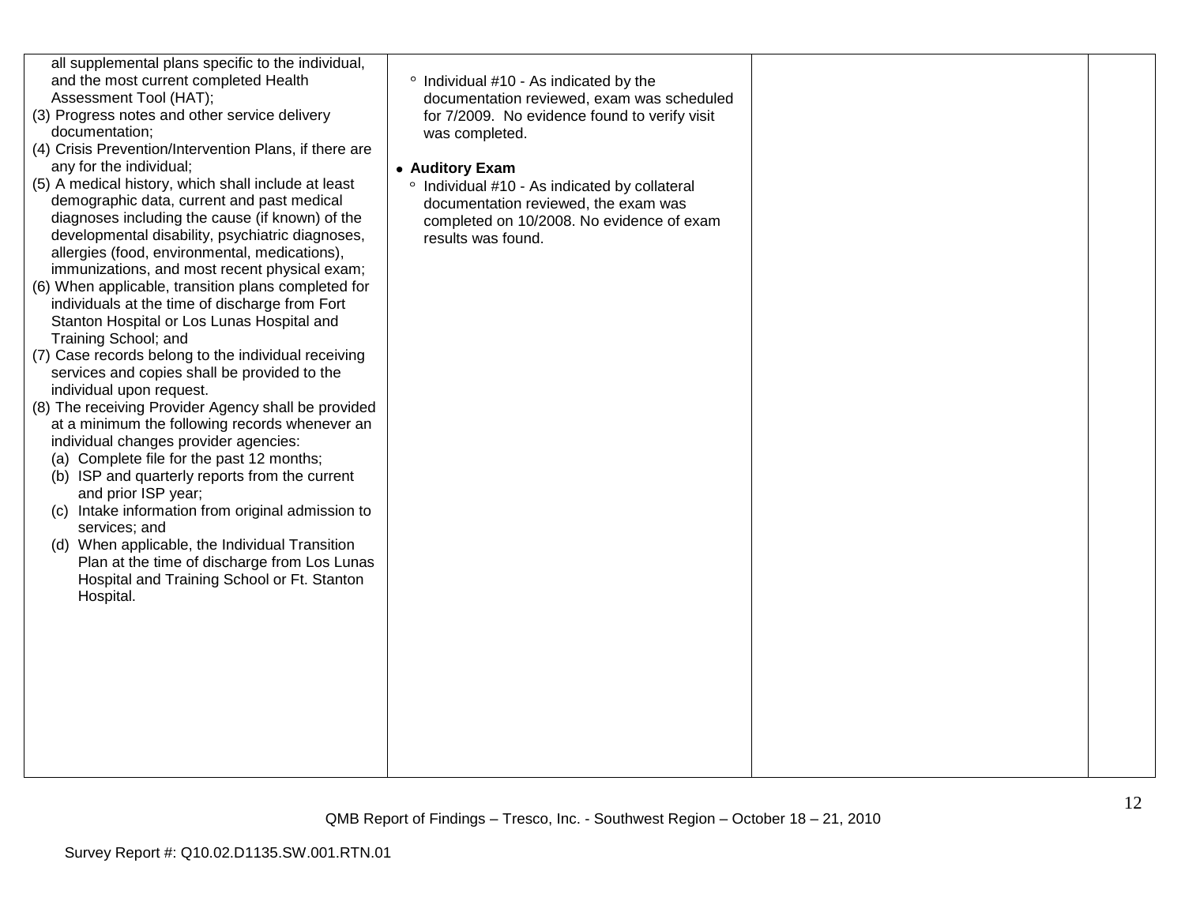| | | | |
|---|---|---|---|
| all supplemental plans specific to the individual, and the most current completed Health Assessment Tool (HAT);<br>(3) Progress notes and other service delivery documentation;<br>(4) Crisis Prevention/Intervention Plans, if there are any for the individual;<br>(5) A medical history, which shall include at least demographic data, current and past medical diagnoses including the cause (if known) of the developmental disability, psychiatric diagnoses, allergies (food, environmental, medications), immunizations, and most recent physical exam;<br>(6) When applicable, transition plans completed for individuals at the time of discharge from Fort Stanton Hospital or Los Lunas Hospital and Training School; and<br>(7) Case records belong to the individual receiving services and copies shall be provided to the individual upon request.<br>(8) The receiving Provider Agency shall be provided at a minimum the following records whenever an individual changes provider agencies:<br>(a) Complete file for the past 12 months;<br>(b) ISP and quarterly reports from the current and prior ISP year;<br>(c) Intake information from original admission to services; and<br>(d) When applicable, the Individual Transition Plan at the time of discharge from Los Lunas Hospital and Training School or Ft. Stanton Hospital. | ° Individual #10 - As indicated by the documentation reviewed, exam was scheduled for 7/2009. No evidence found to verify visit was completed.<br><br>• **Auditory Exam**<br>° Individual #10 - As indicated by collateral documentation reviewed, the exam was completed on 10/2008. No evidence of exam results was found. | | |

QMB Report of Findings – Tresco, Inc. - Southwest Region – October 18 – 21, 2010

Survey Report #: Q10.02.D1135.SW.001.RTN.01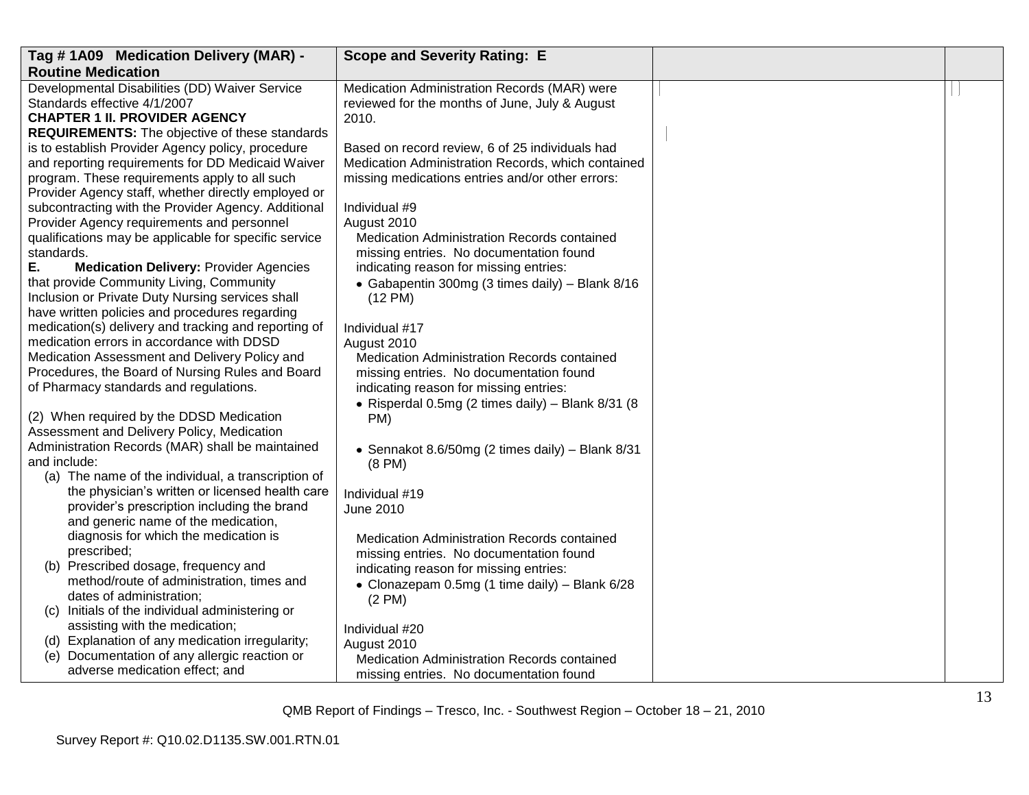| Tag # 1A09 Medication Delivery (MAR) - Routine Medication | Scope and Severity Rating: E | | |
|---|---|---|---|
| Developmental Disabilities (DD) Waiver Service Standards effective 4/1/2007<br>**CHAPTER 1 II. PROVIDER AGENCY REQUIREMENTS:** The objective of these standards is to establish Provider Agency policy, procedure and reporting requirements for DD Medicaid Waiver program. These requirements apply to all such Provider Agency staff, whether directly employed or subcontracting with the Provider Agency. Additional Provider Agency requirements and personnel qualifications may be applicable for specific service standards.<br>**E. Medication Delivery:** Provider Agencies that provide Community Living, Community Inclusion or Private Duty Nursing services shall have written policies and procedures regarding medication(s) delivery and tracking and reporting of medication errors in accordance with DDSD Medication Assessment and Delivery Policy and Procedures, the Board of Nursing Rules and Board of Pharmacy standards and regulations.<br><br>(2) When required by the DDSD Medication Assessment and Delivery Policy, Medication Administration Records (MAR) shall be maintained and include:<br>(a) The name of the individual, a transcription of the physician's written or licensed health care provider's prescription including the brand and generic name of the medication, diagnosis for which the medication is prescribed;<br>(b) Prescribed dosage, frequency and method/route of administration, times and dates of administration;<br>(c) Initials of the individual administering or assisting with the medication;<br>(d) Explanation of any medication irregularity;<br>(e) Documentation of any allergic reaction or adverse medication effect; and | Medication Administration Records (MAR) were reviewed for the months of June, July & August 2010.<br><br>Based on record review, 6 of 25 individuals had Medication Administration Records, which contained missing medications entries and/or other errors:<br><br>Individual #9<br>August 2010<br>Medication Administration Records contained missing entries. No documentation found indicating reason for missing entries:<br>• Gabapentin 300mg (3 times daily) – Blank 8/16 (12 PM)<br><br>Individual #17<br>August 2010<br>Medication Administration Records contained missing entries. No documentation found indicating reason for missing entries:<br>• Risperdal 0.5mg (2 times daily) – Blank 8/31 (8 PM)<br><br>• Sennakot 8.6/50mg (2 times daily) – Blank 8/31 (8 PM)<br><br>Individual #19<br>June 2010<br><br>Medication Administration Records contained missing entries. No documentation found indicating reason for missing entries:<br>• Clonazepam 0.5mg (1 time daily) – Blank 6/28 (2 PM)<br><br>Individual #20<br>August 2010<br>Medication Administration Records contained missing entries. No documentation found | | |

QMB Report of Findings – Tresco, Inc. - Southwest Region – October 18 – 21, 2010

Survey Report #: Q10.02.D1135.SW.001.RTN.01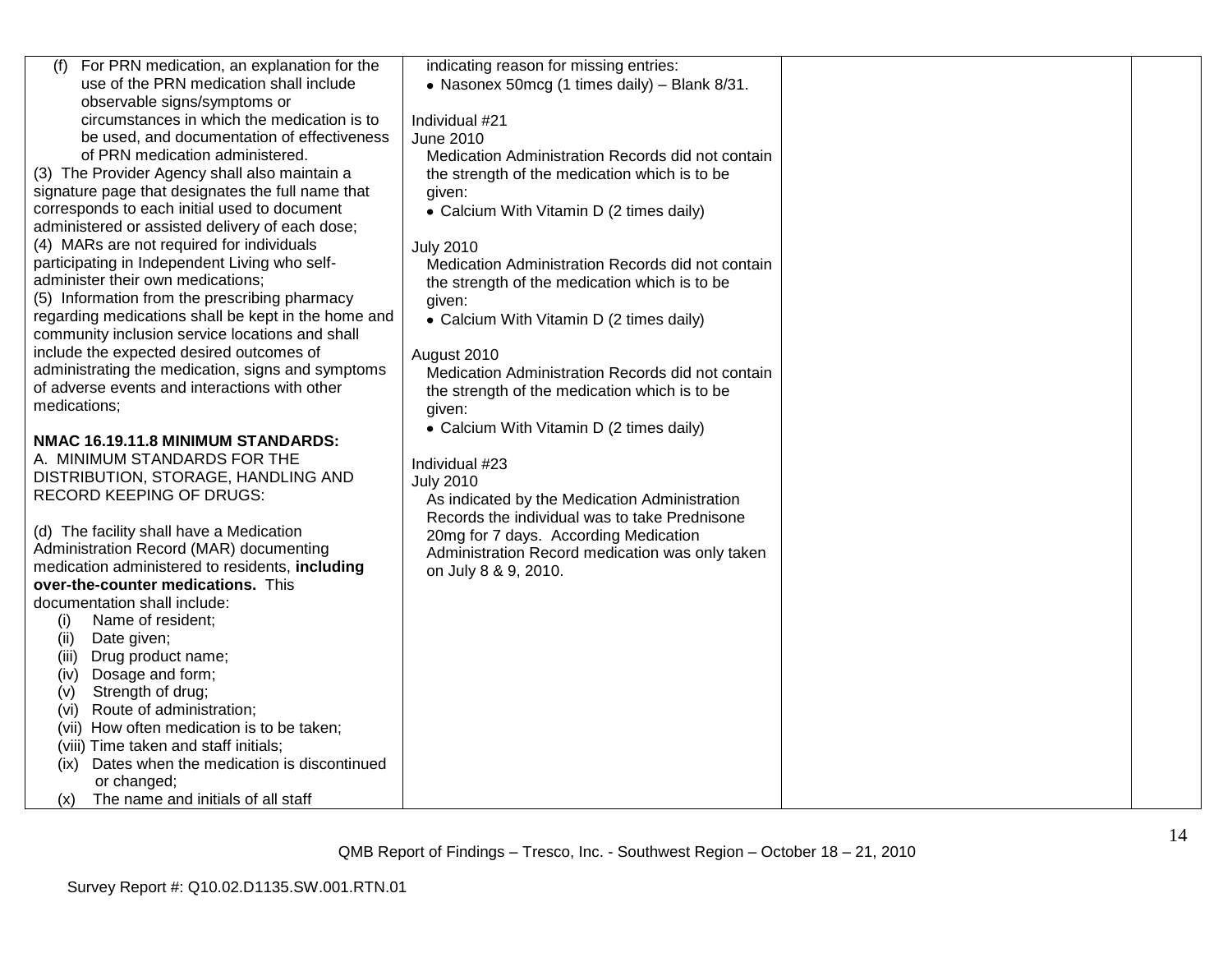| | | | |
|---|---|---|---|
| (f) For PRN medication, an explanation for the use of the PRN medication shall include observable signs/symptoms or circumstances in which the medication is to be used, and documentation of effectiveness of PRN medication administered.<br>(3) The Provider Agency shall also maintain a signature page that designates the full name that corresponds to each initial used to document administered or assisted delivery of each dose;<br>(4) MARs are not required for individuals participating in Independent Living who self-administer their own medications;<br>(5) Information from the prescribing pharmacy regarding medications shall be kept in the home and community inclusion service locations and shall include the expected desired outcomes of administrating the medication, signs and symptoms of adverse events and interactions with other medications;<br><br>**NMAC 16.19.11.8 MINIMUM STANDARDS:**<br>A. MINIMUM STANDARDS FOR THE DISTRIBUTION, STORAGE, HANDLING AND RECORD KEEPING OF DRUGS:<br><br>(d) The facility shall have a Medication Administration Record (MAR) documenting medication administered to residents, **including over-the-counter medications.** This documentation shall include:<br>(i) Name of resident;<br>(ii) Date given;<br>(iii) Drug product name;<br>(iv) Dosage and form;<br>(v) Strength of drug;<br>(vi) Route of administration;<br>(vii) How often medication is to be taken;<br>(viii) Time taken and staff initials;<br>(ix) Dates when the medication is discontinued or changed;<br>(x) The name and initials of all staff | indicating reason for missing entries:<br>• Nasonex 50mcg (1 times daily) – Blank 8/31.<br><br>Individual #21<br>June 2010<br>Medication Administration Records did not contain the strength of the medication which is to be given:<br>• Calcium With Vitamin D (2 times daily)<br><br>July 2010<br>Medication Administration Records did not contain the strength of the medication which is to be given:<br>• Calcium With Vitamin D (2 times daily)<br><br>August 2010<br>Medication Administration Records did not contain the strength of the medication which is to be given:<br>• Calcium With Vitamin D (2 times daily)<br><br>Individual #23<br>July 2010<br>As indicated by the Medication Administration Records the individual was to take Prednisone 20mg for 7 days. According Medication Administration Record medication was only taken on July 8 & 9, 2010. | | |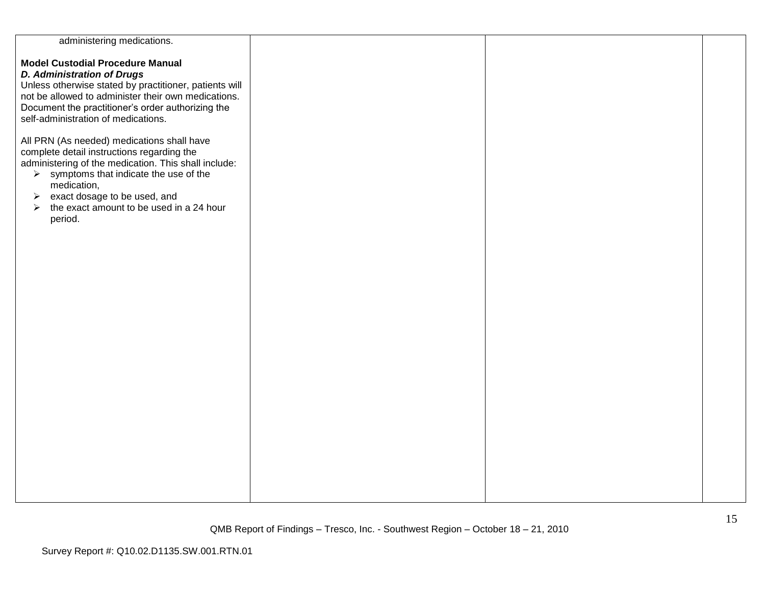| | | | |
|---|---|---|---|
| administering medications.<br><br>**Model Custodial Procedure Manual**<br>***D. Administration of Drugs***<br>Unless otherwise stated by practitioner, patients will not be allowed to administer their own medications. Document the practitioner's order authorizing the self-administration of medications.<br><br>All PRN (As needed) medications shall have complete detail instructions regarding the administering of the medication. This shall include:<br>➢ symptoms that indicate the use of the medication,<br>➢ exact dosage to be used, and<br>➢ the exact amount to be used in a 24 hour period. | | | |

QMB Report of Findings – Tresco, Inc. - Southwest Region – October 18 – 21, 2010

Survey Report #: Q10.02.D1135.SW.001.RTN.01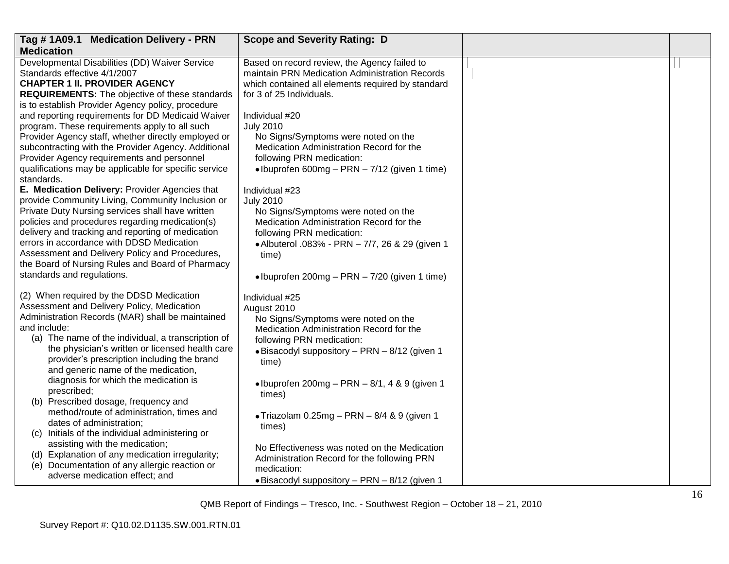| Tag # 1A09.1 Medication Delivery - PRN Medication | Scope and Severity Rating: D | | |
|---|---|---|---|
| Developmental Disabilities (DD) Waiver Service Standards effective 4/1/2007<br>**CHAPTER 1 II. PROVIDER AGENCY REQUIREMENTS:** The objective of these standards is to establish Provider Agency policy, procedure and reporting requirements for DD Medicaid Waiver program. These requirements apply to all such Provider Agency staff, whether directly employed or subcontracting with the Provider Agency. Additional Provider Agency requirements and personnel qualifications may be applicable for specific service standards.<br>**E. Medication Delivery:** Provider Agencies that provide Community Living, Community Inclusion or Private Duty Nursing services shall have written policies and procedures regarding medication(s) delivery and tracking and reporting of medication errors in accordance with DDSD Medication Assessment and Delivery Policy and Procedures, the Board of Nursing Rules and Board of Pharmacy standards and regulations.<br><br>(2) When required by the DDSD Medication Assessment and Delivery Policy, Medication Administration Records (MAR) shall be maintained and include:<br>(a) The name of the individual, a transcription of the physician's written or licensed health care provider's prescription including the brand and generic name of the medication, diagnosis for which the medication is prescribed;<br>(b) Prescribed dosage, frequency and method/route of administration, times and dates of administration;<br>(c) Initials of the individual administering or assisting with the medication;<br>(d) Explanation of any medication irregularity;<br>(e) Documentation of any allergic reaction or adverse medication effect; and | Based on record review, the Agency failed to maintain PRN Medication Administration Records which contained all elements required by standard for 3 of 25 Individuals.<br><br>Individual #20<br>July 2010<br>No Signs/Symptoms were noted on the Medication Administration Record for the following PRN medication:<br>• Ibuprofen 600mg – PRN – 7/12 (given 1 time)<br><br>Individual #23<br>July 2010<br>No Signs/Symptoms were noted on the Medication Administration Record for the following PRN medication:<br>• Albuterol .083% - PRN – 7/7, 26 & 29 (given 1 time)<br><br>• Ibuprofen 200mg – PRN – 7/20 (given 1 time)<br><br>Individual #25<br>August 2010<br>No Signs/Symptoms were noted on the Medication Administration Record for the following PRN medication:<br>• Bisacodyl suppository – PRN – 8/12 (given 1 time)<br><br>• Ibuprofen 200mg – PRN – 8/1, 4 & 9 (given 1 times)<br><br>• Triazolam 0.25mg – PRN – 8/4 & 9 (given 1 times)<br><br>No Effectiveness was noted on the Medication Administration Record for the following PRN medication:<br>• Bisacodyl suppository – PRN – 8/12 (given 1 | | |

QMB Report of Findings – Tresco, Inc. - Southwest Region – October 18 – 21, 2010

Survey Report #: Q10.02.D1135.SW.001.RTN.01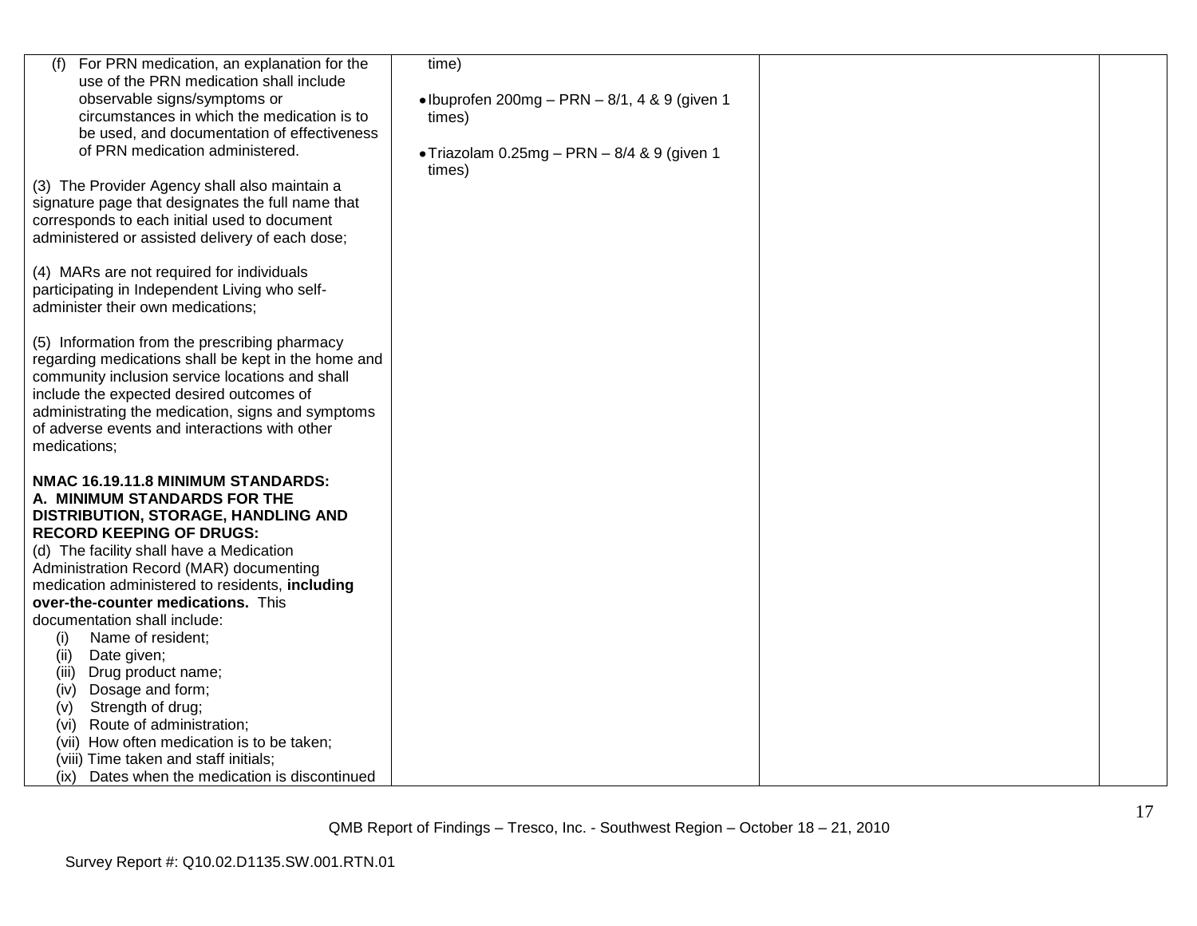| | | | |
|---|---|---|---|
| (f) For PRN medication, an explanation for the use of the PRN medication shall include observable signs/symptoms or circumstances in which the medication is to be used, and documentation of effectiveness of PRN medication administered.<br><br>(3) The Provider Agency shall also maintain a signature page that designates the full name that corresponds to each initial used to document administered or assisted delivery of each dose;<br><br>(4) MARs are not required for individuals participating in Independent Living who self-administer their own medications;<br><br>(5) Information from the prescribing pharmacy regarding medications shall be kept in the home and community inclusion service locations and shall include the expected desired outcomes of administrating the medication, signs and symptoms of adverse events and interactions with other medications;<br><br>**NMAC 16.19.11.8 MINIMUM STANDARDS: A. MINIMUM STANDARDS FOR THE DISTRIBUTION, STORAGE, HANDLING AND RECORD KEEPING OF DRUGS:**<br>(d) The facility shall have a Medication Administration Record (MAR) documenting medication administered to residents, **including over-the-counter medications.** This documentation shall include:<br>(i) Name of resident;<br>(ii) Date given;<br>(iii) Drug product name;<br>(iv) Dosage and form;<br>(v) Strength of drug;<br>(vi) Route of administration;<br>(vii) How often medication is to be taken;<br>(viii) Time taken and staff initials;<br>(ix) Dates when the medication is discontinued | time)<br><br>• Ibuprofen 200mg – PRN – 8/1, 4 & 9 (given 1 times)<br><br>• Triazolam 0.25mg – PRN – 8/4 & 9 (given 1 times) | | |

Survey Report #: Q10.02.D1135.SW.001.RTN.01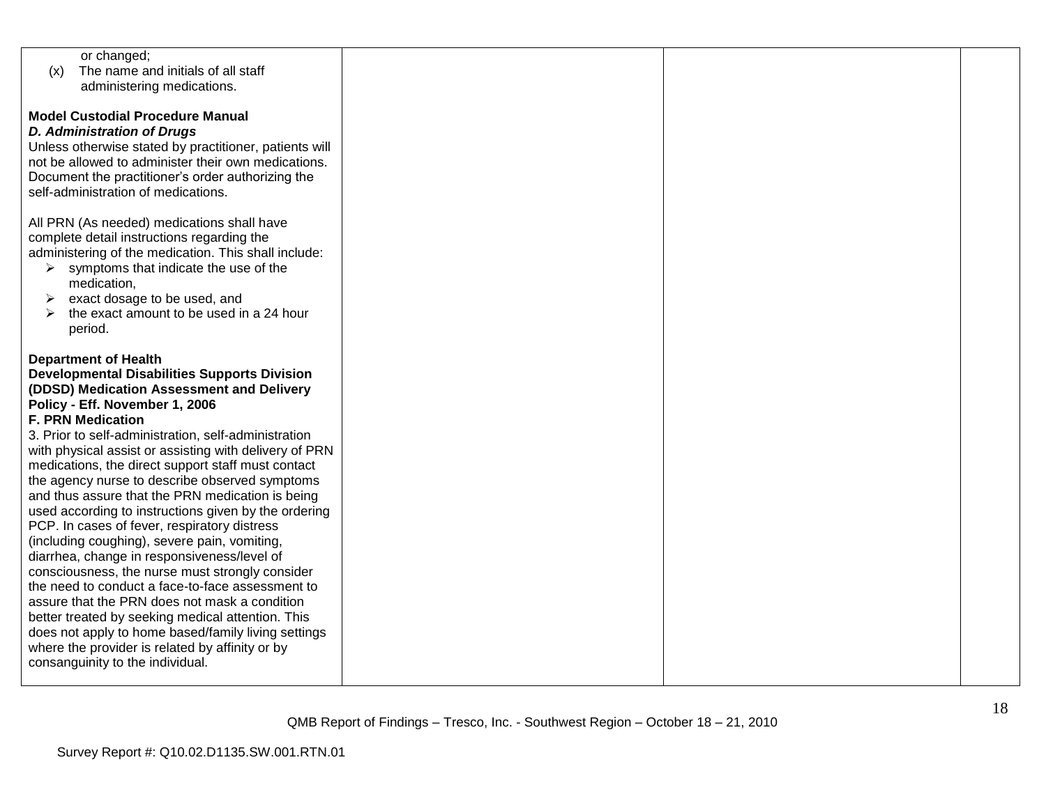| | | | |
|---|---|---|---|
| or changed;<br>(x) The name and initials of all staff administering medications.<br><br>**Model Custodial Procedure Manual**<br>***D. Administration of Drugs***<br>Unless otherwise stated by practitioner, patients will not be allowed to administer their own medications. Document the practitioner's order authorizing the self-administration of medications.<br><br>All PRN (As needed) medications shall have complete detail instructions regarding the administering of the medication. This shall include:<br>➢ symptoms that indicate the use of the medication,<br>➢ exact dosage to be used, and<br>➢ the exact amount to be used in a 24 hour period.<br><br>**Department of Health**<br>**Developmental Disabilities Supports Division (DDSD) Medication Assessment and Delivery Policy - Eff. November 1, 2006**<br>**F. PRN Medication**<br>3. Prior to self-administration, self-administration with physical assist or assisting with delivery of PRN medications, the direct support staff must contact the agency nurse to describe observed symptoms and thus assure that the PRN medication is being used according to instructions given by the ordering PCP. In cases of fever, respiratory distress (including coughing), severe pain, vomiting, diarrhea, change in responsiveness/level of consciousness, the nurse must strongly consider the need to conduct a face-to-face assessment to assure that the PRN does not mask a condition better treated by seeking medical attention. This does not apply to home based/family living settings where the provider is related by affinity or by consanguinity to the individual. | | | |

QMB Report of Findings – Tresco, Inc. - Southwest Region – October 18 – 21, 2010

Survey Report #: Q10.02.D1135.SW.001.RTN.01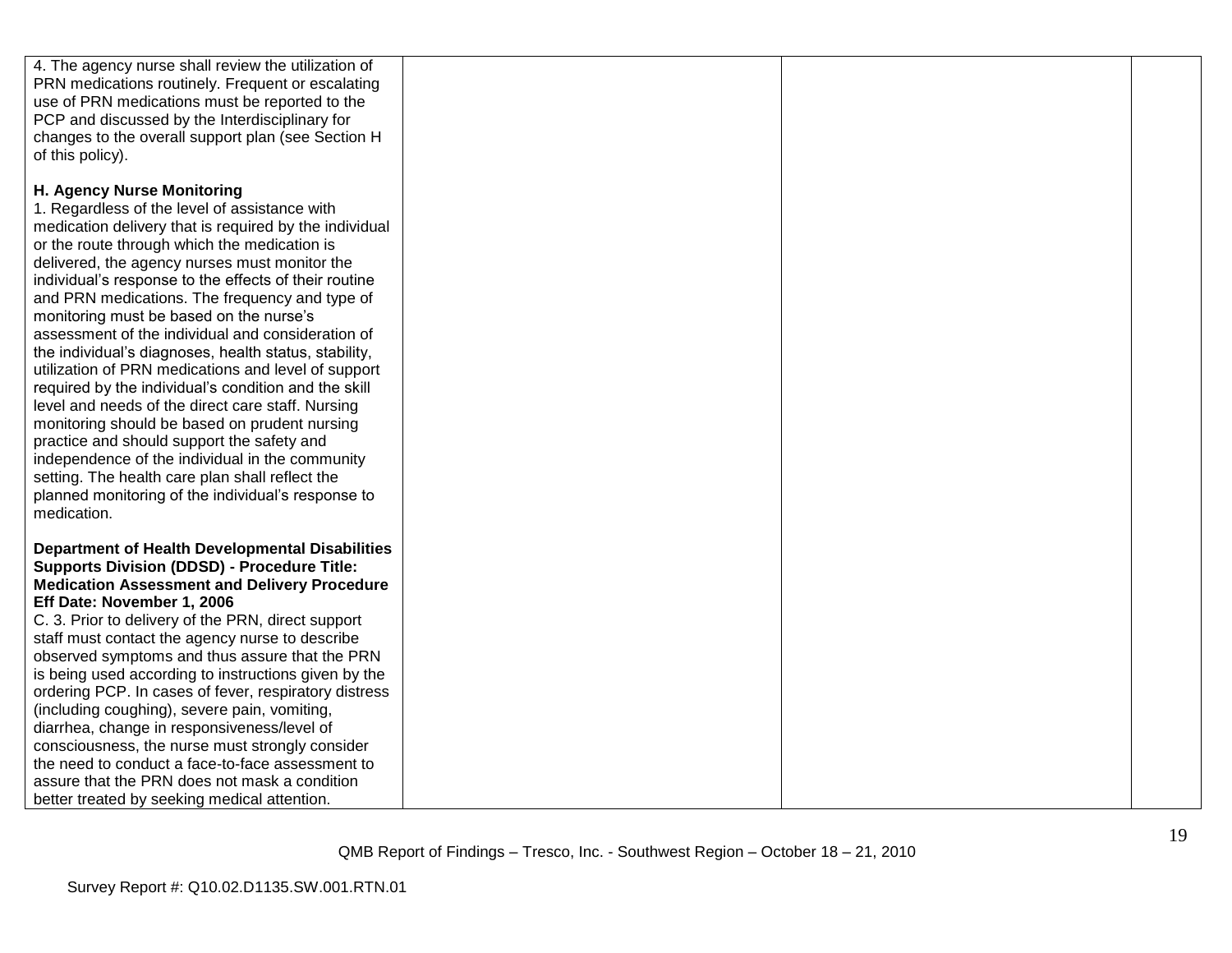| | | | |
|---|---|---|---|
| 4. The agency nurse shall review the utilization of PRN medications routinely. Frequent or escalating use of PRN medications must be reported to the PCP and discussed by the Interdisciplinary for changes to the overall support plan (see Section H of this policy).<br><br>**H. Agency Nurse Monitoring**<br>1. Regardless of the level of assistance with medication delivery that is required by the individual or the route through which the medication is delivered, the agency nurses must monitor the individual's response to the effects of their routine and PRN medications. The frequency and type of monitoring must be based on the nurse's assessment of the individual and consideration of the individual's diagnoses, health status, stability, utilization of PRN medications and level of support required by the individual's condition and the skill level and needs of the direct care staff. Nursing monitoring should be based on prudent nursing practice and should support the safety and independence of the individual in the community setting. The health care plan shall reflect the planned monitoring of the individual's response to medication.<br><br>**Department of Health Developmental Disabilities Supports Division (DDSD) - Procedure Title: Medication Assessment and Delivery Procedure Eff Date: November 1, 2006**<br>C. 3. Prior to delivery of the PRN, direct support staff must contact the agency nurse to describe observed symptoms and thus assure that the PRN is being used according to instructions given by the ordering PCP. In cases of fever, respiratory distress (including coughing), severe pain, vomiting, diarrhea, change in responsiveness/level of consciousness, the nurse must strongly consider the need to conduct a face-to-face assessment to assure that the PRN does not mask a condition better treated by seeking medical attention. | | | |

QMB Report of Findings – Tresco, Inc. - Southwest Region – October 18 – 21, 2010

Survey Report #: Q10.02.D1135.SW.001.RTN.01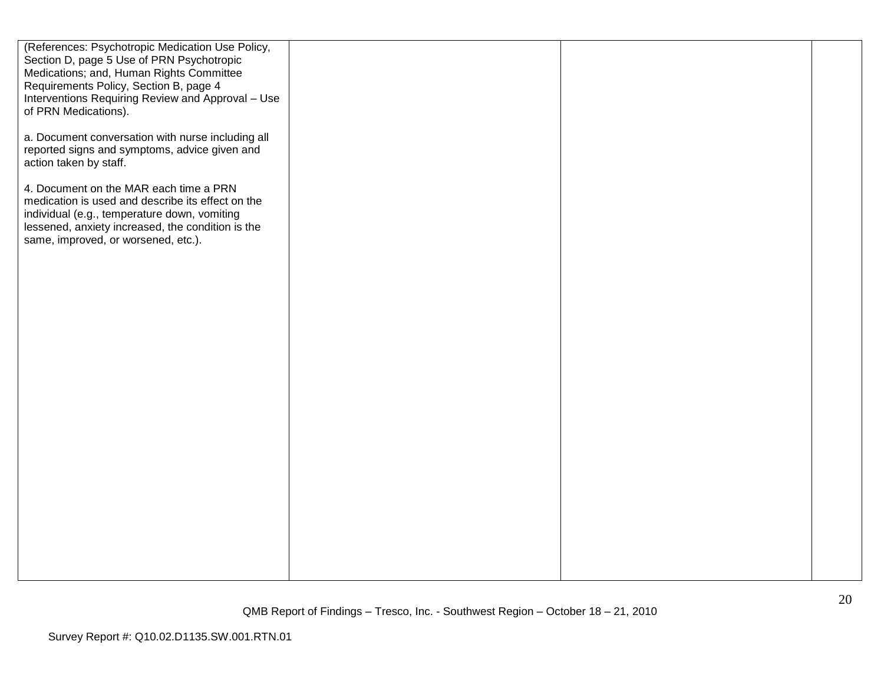| | | | |
|---|---|---|---|
| (References: Psychotropic Medication Use Policy, Section D, page 5 Use of PRN Psychotropic Medications; and, Human Rights Committee Requirements Policy, Section B, page 4 Interventions Requiring Review and Approval – Use of PRN Medications).<br><br>a. Document conversation with nurse including all reported signs and symptoms, advice given and action taken by staff.<br><br>4. Document on the MAR each time a PRN medication is used and describe its effect on the individual (e.g., temperature down, vomiting lessened, anxiety increased, the condition is the same, improved, or worsened, etc.). | | | |

QMB Report of Findings – Tresco, Inc. - Southwest Region – October 18 – 21, 2010

Survey Report #: Q10.02.D1135.SW.001.RTN.01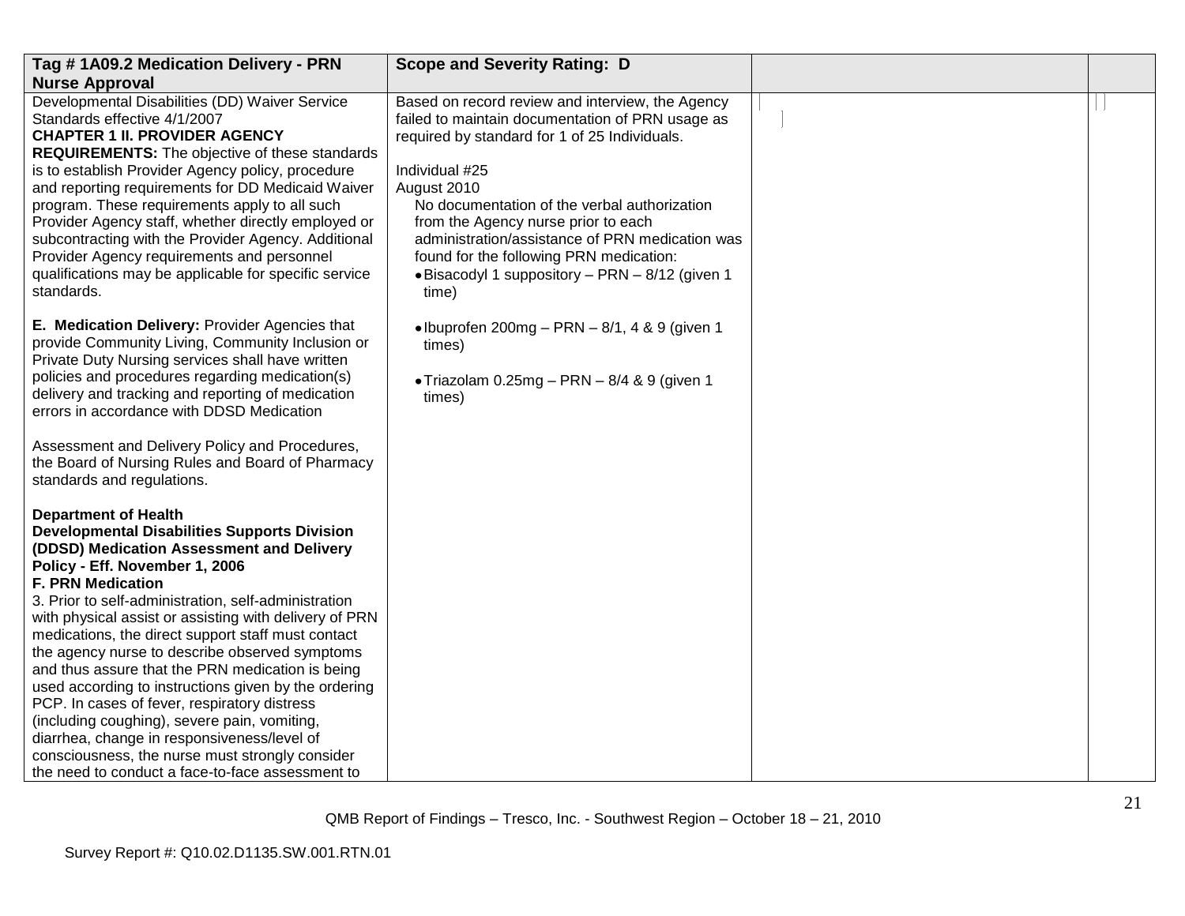| Tag # 1A09.2 Medication Delivery - PRN Nurse Approval | Scope and Severity Rating: D | | |
|---|---|---|---|
| Developmental Disabilities (DD) Waiver Service Standards effective 4/1/2007<br>**CHAPTER 1 II. PROVIDER AGENCY REQUIREMENTS:** The objective of these standards is to establish Provider Agency policy, procedure and reporting requirements for DD Medicaid Waiver program. These requirements apply to all such Provider Agency staff, whether directly employed or subcontracting with the Provider Agency. Additional Provider Agency requirements and personnel qualifications may be applicable for specific service standards.<br><br>**E. Medication Delivery:** Provider Agencies that provide Community Living, Community Inclusion or Private Duty Nursing services shall have written policies and procedures regarding medication(s) delivery and tracking and reporting of medication errors in accordance with DDSD Medication<br><br>Assessment and Delivery Policy and Procedures, the Board of Nursing Rules and Board of Pharmacy standards and regulations.<br><br>**Department of Health Developmental Disabilities Supports Division (DDSD) Medication Assessment and Delivery Policy - Eff. November 1, 2006**<br>**F. PRN Medication**<br>3. Prior to self-administration, self-administration with physical assist or assisting with delivery of PRN medications, the direct support staff must contact the agency nurse to describe observed symptoms and thus assure that the PRN medication is being used according to instructions given by the ordering PCP. In cases of fever, respiratory distress (including coughing), severe pain, vomiting, diarrhea, change in responsiveness/level of consciousness, the nurse must strongly consider the need to conduct a face-to-face assessment to | Based on record review and interview, the Agency failed to maintain documentation of PRN usage as required by standard for 1 of 25 Individuals.<br><br>Individual #25<br>August 2010<br>No documentation of the verbal authorization from the Agency nurse prior to each administration/assistance of PRN medication was found for the following PRN medication:<br>• Bisacodyl 1 suppository – PRN – 8/12 (given 1 time)<br><br>• Ibuprofen 200mg – PRN – 8/1, 4 & 9 (given 1 times)<br><br>• Triazolam 0.25mg – PRN – 8/4 & 9 (given 1 times) | | |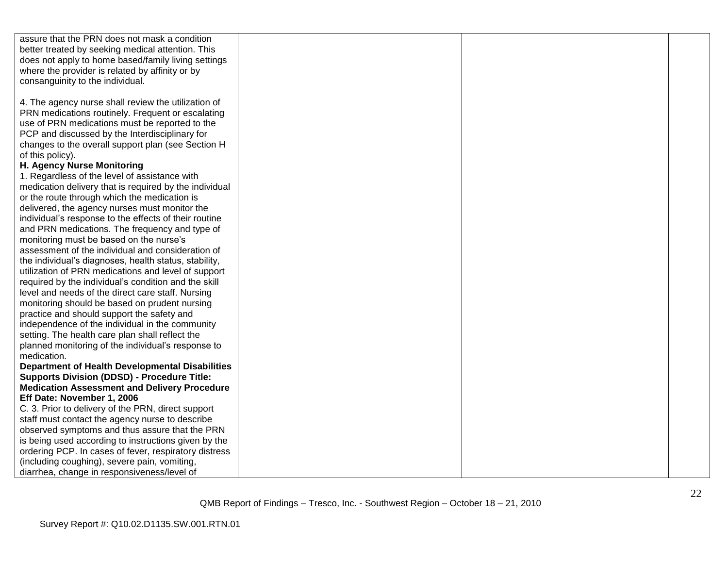| | | | |
|---|---|---|---|
| assure that the PRN does not mask a condition better treated by seeking medical attention. This does not apply to home based/family living settings where the provider is related by affinity or by consanguinity to the individual.<br><br>4. The agency nurse shall review the utilization of PRN medications routinely. Frequent or escalating use of PRN medications must be reported to the PCP and discussed by the Interdisciplinary for changes to the overall support plan (see Section H of this policy).<br>**H. Agency Nurse Monitoring**<br>1. Regardless of the level of assistance with medication delivery that is required by the individual or the route through which the medication is delivered, the agency nurses must monitor the individual's response to the effects of their routine and PRN medications. The frequency and type of monitoring must be based on the nurse's assessment of the individual and consideration of the individual's diagnoses, health status, stability, utilization of PRN medications and level of support required by the individual's condition and the skill level and needs of the direct care staff. Nursing monitoring should be based on prudent nursing practice and should support the safety and independence of the individual in the community setting. The health care plan shall reflect the planned monitoring of the individual's response to medication.<br>**Department of Health Developmental Disabilities Supports Division (DDSD) - Procedure Title: Medication Assessment and Delivery Procedure Eff Date: November 1, 2006**<br>C. 3. Prior to delivery of the PRN, direct support staff must contact the agency nurse to describe observed symptoms and thus assure that the PRN is being used according to instructions given by the ordering PCP. In cases of fever, respiratory distress (including coughing), severe pain, vomiting, diarrhea, change in responsiveness/level of | | | |

QMB Report of Findings – Tresco, Inc. - Southwest Region – October 18 – 21, 2010

Survey Report #: Q10.02.D1135.SW.001.RTN.01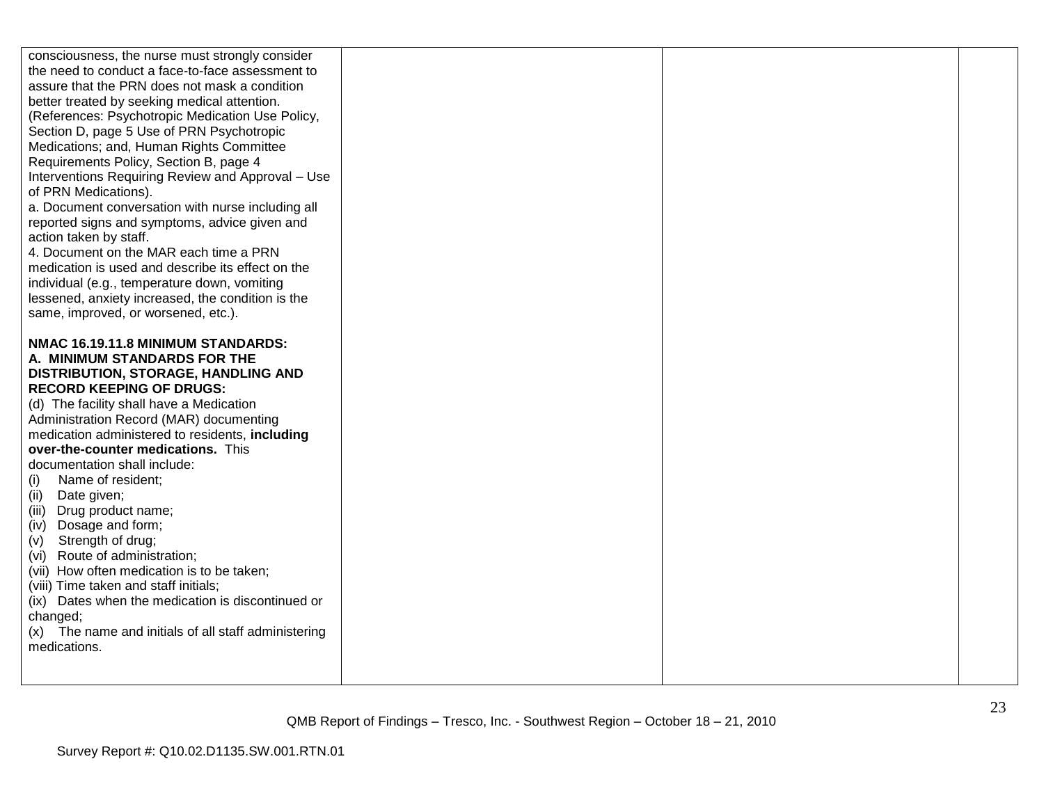| | | | |
|---|---|---|---|
| consciousness, the nurse must strongly consider the need to conduct a face-to-face assessment to assure that the PRN does not mask a condition better treated by seeking medical attention. (References: Psychotropic Medication Use Policy, Section D, page 5 Use of PRN Psychotropic Medications; and, Human Rights Committee Requirements Policy, Section B, page 4 Interventions Requiring Review and Approval – Use of PRN Medications).<br>a. Document conversation with nurse including all reported signs and symptoms, advice given and action taken by staff.<br>4. Document on the MAR each time a PRN medication is used and describe its effect on the individual (e.g., temperature down, vomiting lessened, anxiety increased, the condition is the same, improved, or worsened, etc.).<br><br>**NMAC 16.19.11.8 MINIMUM STANDARDS: A. MINIMUM STANDARDS FOR THE DISTRIBUTION, STORAGE, HANDLING AND RECORD KEEPING OF DRUGS:**<br>(d) The facility shall have a Medication Administration Record (MAR) documenting medication administered to residents, **including over-the-counter medications.** This documentation shall include:<br>(i) Name of resident;<br>(ii) Date given;<br>(iii) Drug product name;<br>(iv) Dosage and form;<br>(v) Strength of drug;<br>(vi) Route of administration;<br>(vii) How often medication is to be taken;<br>(viii) Time taken and staff initials;<br>(ix) Dates when the medication is discontinued or changed;<br>(x) The name and initials of all staff administering medications. | | | |

QMB Report of Findings – Tresco, Inc. - Southwest Region – October 18 – 21, 2010

Survey Report #: Q10.02.D1135.SW.001.RTN.01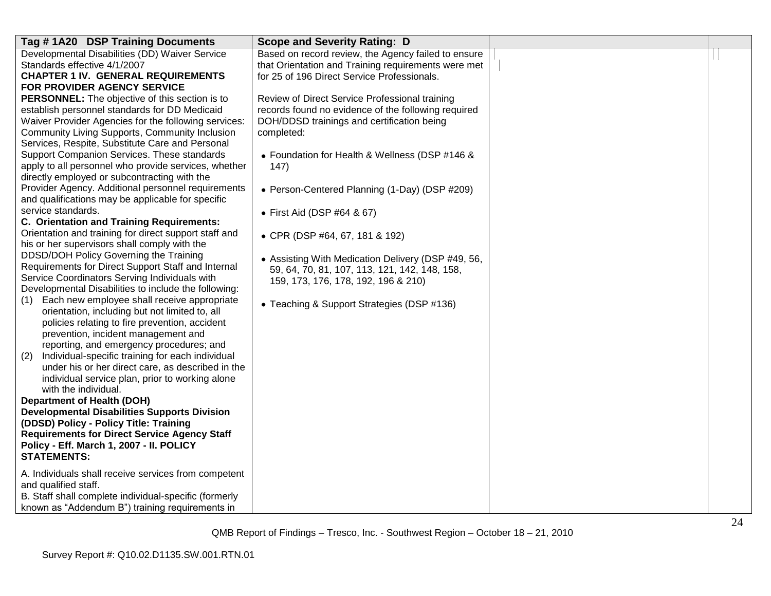| Tag # 1A20 DSP Training Documents | Scope and Severity Rating: D | | |
|---|---|---|---|
| Developmental Disabilities (DD) Waiver Service Standards effective 4/1/2007<br>**CHAPTER 1 IV. GENERAL REQUIREMENTS FOR PROVIDER AGENCY SERVICE PERSONNEL:** The objective of this section is to establish personnel standards for DD Medicaid Waiver Provider Agencies for the following services: Community Living Supports, Community Inclusion Services, Respite, Substitute Care and Personal Support Companion Services. These standards apply to all personnel who provide services, whether directly employed or subcontracting with the Provider Agency. Additional personnel requirements and qualifications may be applicable for specific service standards.<br>**C. Orientation and Training Requirements:** Orientation and training for direct support staff and his or her supervisors shall comply with the DDSD/DOH Policy Governing the Training Requirements for Direct Support Staff and Internal Service Coordinators Serving Individuals with Developmental Disabilities to include the following:<br>(1) Each new employee shall receive appropriate orientation, including but not limited to, all policies relating to fire prevention, accident prevention, incident management and reporting, and emergency procedures; and<br>(2) Individual-specific training for each individual under his or her direct care, as described in the individual service plan, prior to working alone with the individual.<br>**Department of Health (DOH) Developmental Disabilities Supports Division (DDSD) Policy - Policy Title: Training Requirements for Direct Service Agency Staff Policy - Eff. March 1, 2007 - II. POLICY STATEMENTS:**<br><br>A. Individuals shall receive services from competent and qualified staff.<br>B. Staff shall complete individual-specific (formerly known as "Addendum B") training requirements in | Based on record review, the Agency failed to ensure that Orientation and Training requirements were met for 25 of 196 Direct Service Professionals.<br><br>Review of Direct Service Professional training records found no evidence of the following required DOH/DDSD trainings and certification being completed:<br><br>• Foundation for Health & Wellness (DSP #146 & 147)<br><br>• Person-Centered Planning (1-Day) (DSP #209)<br><br>• First Aid (DSP #64 & 67)<br><br>• CPR (DSP #64, 67, 181 & 192)<br><br>• Assisting With Medication Delivery (DSP #49, 56, 59, 64, 70, 81, 107, 113, 121, 142, 148, 158, 159, 173, 176, 178, 192, 196 & 210)<br><br>• Teaching & Support Strategies (DSP #136) | | |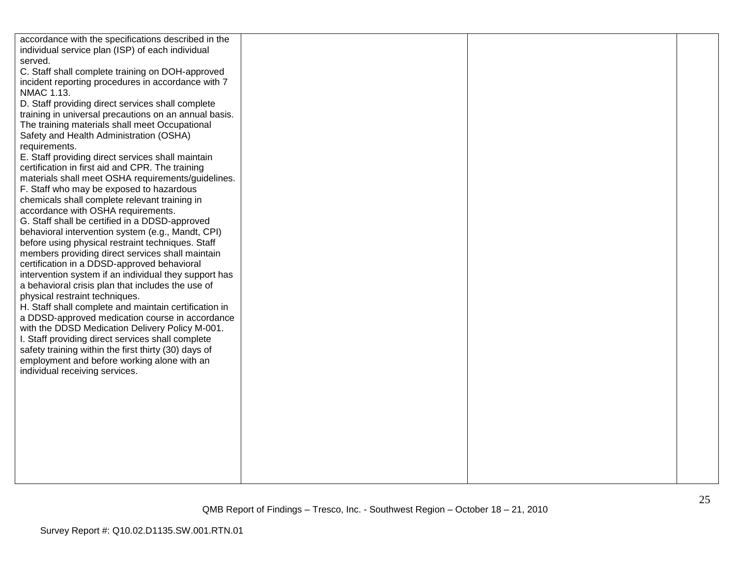| | | | |
|---|---|---|---|
| accordance with the specifications described in the individual service plan (ISP) of each individual served.<br>C. Staff shall complete training on DOH-approved incident reporting procedures in accordance with 7 NMAC 1.13.<br>D. Staff providing direct services shall complete training in universal precautions on an annual basis. The training materials shall meet Occupational Safety and Health Administration (OSHA) requirements.<br>E. Staff providing direct services shall maintain certification in first aid and CPR. The training materials shall meet OSHA requirements/guidelines.<br>F. Staff who may be exposed to hazardous chemicals shall complete relevant training in accordance with OSHA requirements.<br>G. Staff shall be certified in a DDSD-approved behavioral intervention system (e.g., Mandt, CPI) before using physical restraint techniques. Staff members providing direct services shall maintain certification in a DDSD-approved behavioral intervention system if an individual they support has a behavioral crisis plan that includes the use of physical restraint techniques.<br>H. Staff shall complete and maintain certification in a DDSD-approved medication course in accordance with the DDSD Medication Delivery Policy M-001.<br>I. Staff providing direct services shall complete safety training within the first thirty (30) days of employment and before working alone with an individual receiving services. | | | |

QMB Report of Findings – Tresco, Inc. - Southwest Region – October 18 – 21, 2010

Survey Report #: Q10.02.D1135.SW.001.RTN.01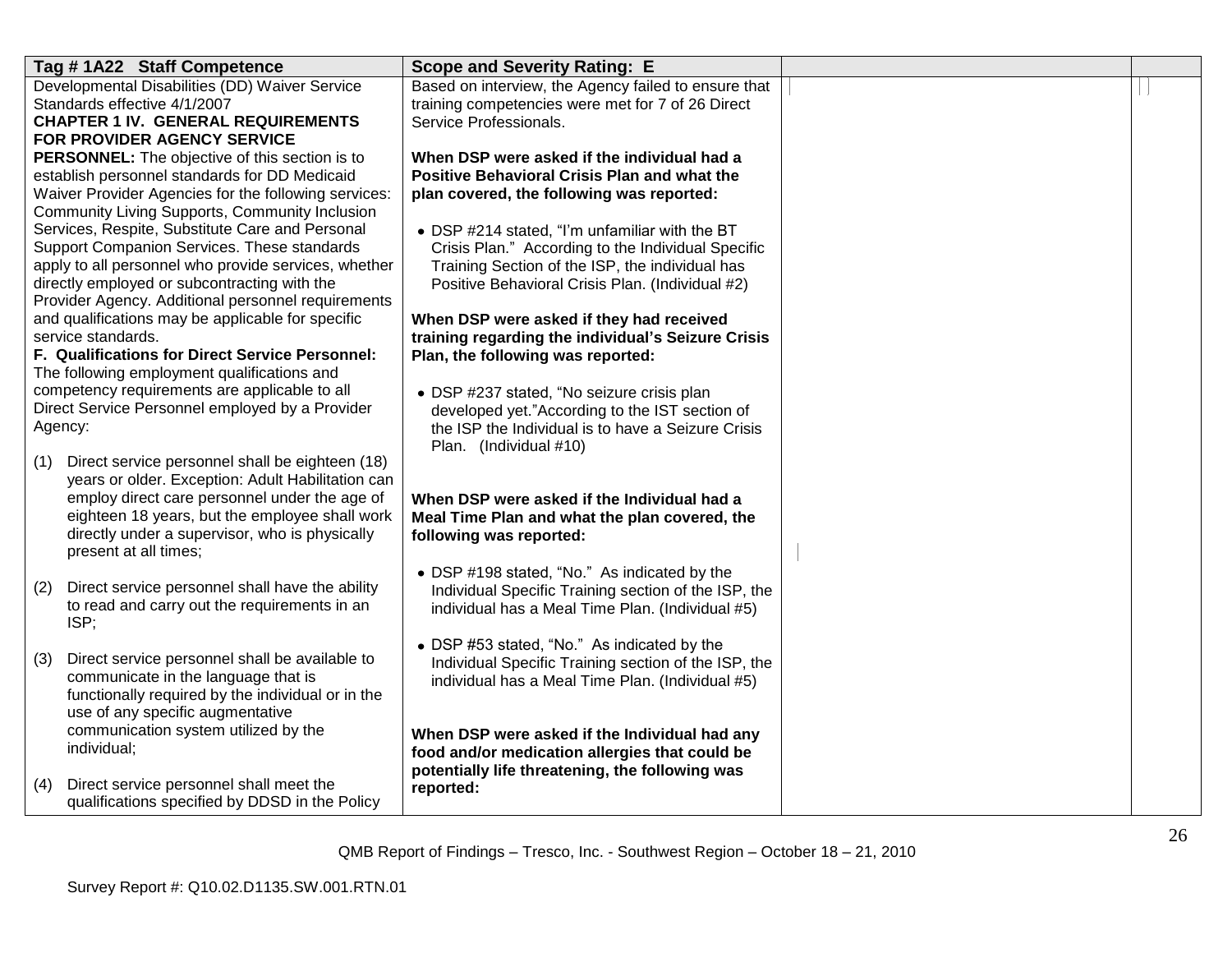| Tag # 1A22 Staff Competence | Scope and Severity Rating: E | | |
|---|---|---|---|
| Developmental Disabilities (DD) Waiver Service Standards effective 4/1/2007<br>**CHAPTER 1 IV. GENERAL REQUIREMENTS FOR PROVIDER AGENCY SERVICE PERSONNEL:** The objective of this section is to establish personnel standards for DD Medicaid Waiver Provider Agencies for the following services: Community Living Supports, Community Inclusion Services, Respite, Substitute Care and Personal Support Companion Services. These standards apply to all personnel who provide services, whether directly employed or subcontracting with the Provider Agency. Additional personnel requirements and qualifications may be applicable for specific service standards.<br>**F. Qualifications for Direct Service Personnel:** The following employment qualifications and competency requirements are applicable to all Direct Service Personnel employed by a Provider Agency:<br><br>(1) Direct service personnel shall be eighteen (18) years or older. Exception: Adult Habilitation can employ direct care personnel under the age of eighteen 18 years, but the employee shall work directly under a supervisor, who is physically present at all times;<br><br>(2) Direct service personnel shall have the ability to read and carry out the requirements in an ISP;<br><br>(3) Direct service personnel shall be available to communicate in the language that is functionally required by the individual or in the use of any specific augmentative communication system utilized by the individual;<br><br>(4) Direct service personnel shall meet the qualifications specified by DDSD in the Policy | Based on interview, the Agency failed to ensure that training competencies were met for 7 of 26 Direct Service Professionals.<br><br>**When DSP were asked if the individual had a Positive Behavioral Crisis Plan and what the plan covered, the following was reported:**<br><br>• DSP #214 stated, "I'm unfamiliar with the BT Crisis Plan." According to the Individual Specific Training Section of the ISP, the individual has Positive Behavioral Crisis Plan. (Individual #2)<br><br>**When DSP were asked if they had received training regarding the individual's Seizure Crisis Plan, the following was reported:**<br><br>• DSP #237 stated, "No seizure crisis plan developed yet."According to the IST section of the ISP the Individual is to have a Seizure Crisis Plan. (Individual #10)<br><br>**When DSP were asked if the Individual had a Meal Time Plan and what the plan covered, the following was reported:**<br><br>• DSP #198 stated, "No." As indicated by the Individual Specific Training section of the ISP, the individual has a Meal Time Plan. (Individual #5)<br><br>• DSP #53 stated, "No." As indicated by the Individual Specific Training section of the ISP, the individual has a Meal Time Plan. (Individual #5)<br><br>**When DSP were asked if the Individual had any food and/or medication allergies that could be potentially life threatening, the following was reported:** | | |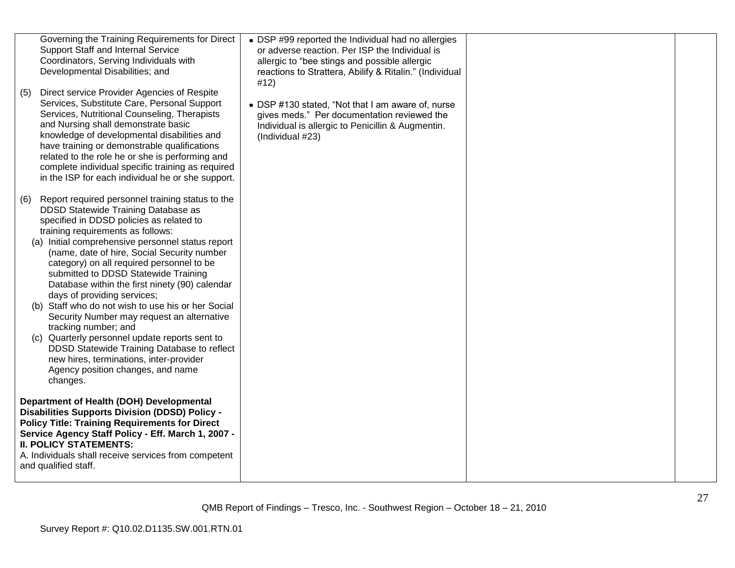| | | | |
|---|---|---|---|
| Governing the Training Requirements for Direct Support Staff and Internal Service Coordinators, Serving Individuals with Developmental Disabilities; and<br><br>(5) Direct service Provider Agencies of Respite Services, Substitute Care, Personal Support Services, Nutritional Counseling, Therapists and Nursing shall demonstrate basic knowledge of developmental disabilities and have training or demonstrable qualifications related to the role he or she is performing and complete individual specific training as required in the ISP for each individual he or she support.<br><br>(6) Report required personnel training status to the DDSD Statewide Training Database as specified in DDSD policies as related to training requirements as follows:<br>(a) Initial comprehensive personnel status report (name, date of hire, Social Security number category) on all required personnel to be submitted to DDSD Statewide Training Database within the first ninety (90) calendar days of providing services;<br>(b) Staff who do not wish to use his or her Social Security Number may request an alternative tracking number; and<br>(c) Quarterly personnel update reports sent to DDSD Statewide Training Database to reflect new hires, terminations, inter-provider Agency position changes, and name changes.<br><br>**Department of Health (DOH) Developmental Disabilities Supports Division (DDSD) Policy - Policy Title: Training Requirements for Direct Service Agency Staff Policy - Eff. March 1, 2007 - II. POLICY STATEMENTS:**<br>A. Individuals shall receive services from competent and qualified staff. | • DSP #99 reported the Individual had no allergies or adverse reaction. Per ISP the Individual is allergic to "bee stings and possible allergic reactions to Strattera, Abilify & Ritalin." (Individual #12)<br><br>• DSP #130 stated, "Not that I am aware of, nurse gives meds." Per documentation reviewed the Individual is allergic to Penicillin & Augmentin. (Individual #23) | | |

QMB Report of Findings – Tresco, Inc. - Southwest Region – October 18 – 21, 2010

Survey Report #: Q10.02.D1135.SW.001.RTN.01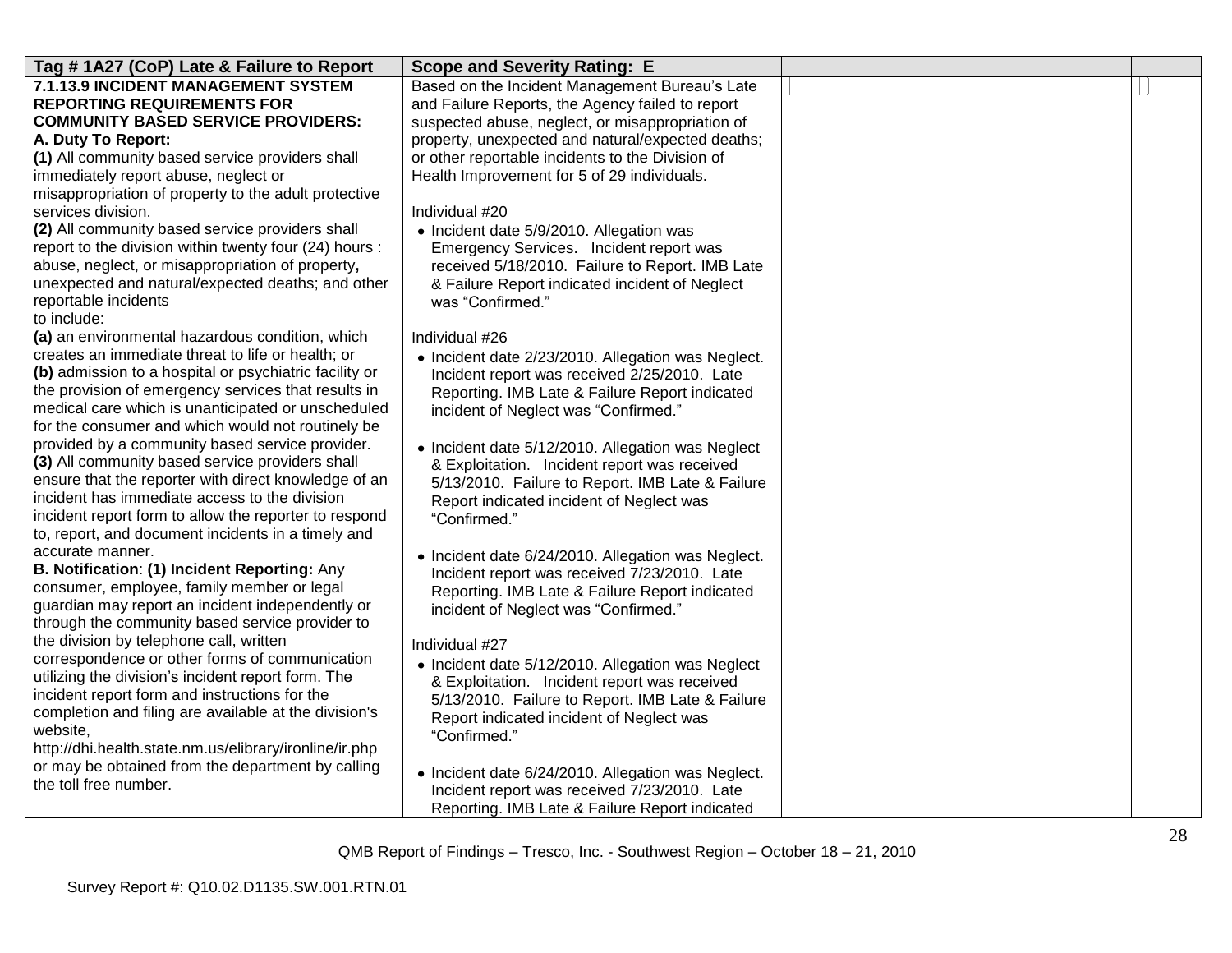| Tag # 1A27 (CoP) Late & Failure to Report | Scope and Severity Rating: E | | |
|---|---|---|---|
| **7.1.13.9 INCIDENT MANAGEMENT SYSTEM REPORTING REQUIREMENTS FOR COMMUNITY BASED SERVICE PROVIDERS:**<br>**A. Duty To Report:**<br>**(1)** All community based service providers shall immediately report abuse, neglect or misappropriation of property to the adult protective services division.<br>**(2)** All community based service providers shall report to the division within twenty four (24) hours : abuse, neglect, or misappropriation of property**,** unexpected and natural/expected deaths; and other reportable incidents to include:<br>**(a)** an environmental hazardous condition, which creates an immediate threat to life or health; or<br>**(b)** admission to a hospital or psychiatric facility or the provision of emergency services that results in medical care which is unanticipated or unscheduled for the consumer and which would not routinely be provided by a community based service provider.<br>**(3)** All community based service providers shall ensure that the reporter with direct knowledge of an incident has immediate access to the division incident report form to allow the reporter to respond to, report, and document incidents in a timely and accurate manner.<br>**B. Notification**: **(1) Incident Reporting:** Any consumer, employee, family member or legal guardian may report an incident independently or through the community based service provider to the division by telephone call, written correspondence or other forms of communication utilizing the division's incident report form. The incident report form and instructions for the completion and filing are available at the division's website, http://dhi.health.state.nm.us/elibrary/ironline/ir.php or may be obtained from the department by calling the toll free number. | Based on the Incident Management Bureau's Late and Failure Reports, the Agency failed to report suspected abuse, neglect, or misappropriation of property, unexpected and natural/expected deaths; or other reportable incidents to the Division of Health Improvement for 5 of 29 individuals.<br><br>Individual #20<br>• Incident date 5/9/2010. Allegation was Emergency Services. Incident report was received 5/18/2010. Failure to Report. IMB Late & Failure Report indicated incident of Neglect was "Confirmed."<br><br>Individual #26<br>• Incident date 2/23/2010. Allegation was Neglect. Incident report was received 2/25/2010. Late Reporting. IMB Late & Failure Report indicated incident of Neglect was "Confirmed."<br><br>• Incident date 5/12/2010. Allegation was Neglect & Exploitation. Incident report was received 5/13/2010. Failure to Report. IMB Late & Failure Report indicated incident of Neglect was "Confirmed."<br><br>• Incident date 6/24/2010. Allegation was Neglect. Incident report was received 7/23/2010. Late Reporting. IMB Late & Failure Report indicated incident of Neglect was "Confirmed."<br><br>Individual #27<br>• Incident date 5/12/2010. Allegation was Neglect & Exploitation. Incident report was received 5/13/2010. Failure to Report. IMB Late & Failure Report indicated incident of Neglect was "Confirmed."<br><br>• Incident date 6/24/2010. Allegation was Neglect. Incident report was received 7/23/2010. Late Reporting. IMB Late & Failure Report indicated | | |

QMB Report of Findings – Tresco, Inc. - Southwest Region – October 18 – 21, 2010

Survey Report #: Q10.02.D1135.SW.001.RTN.01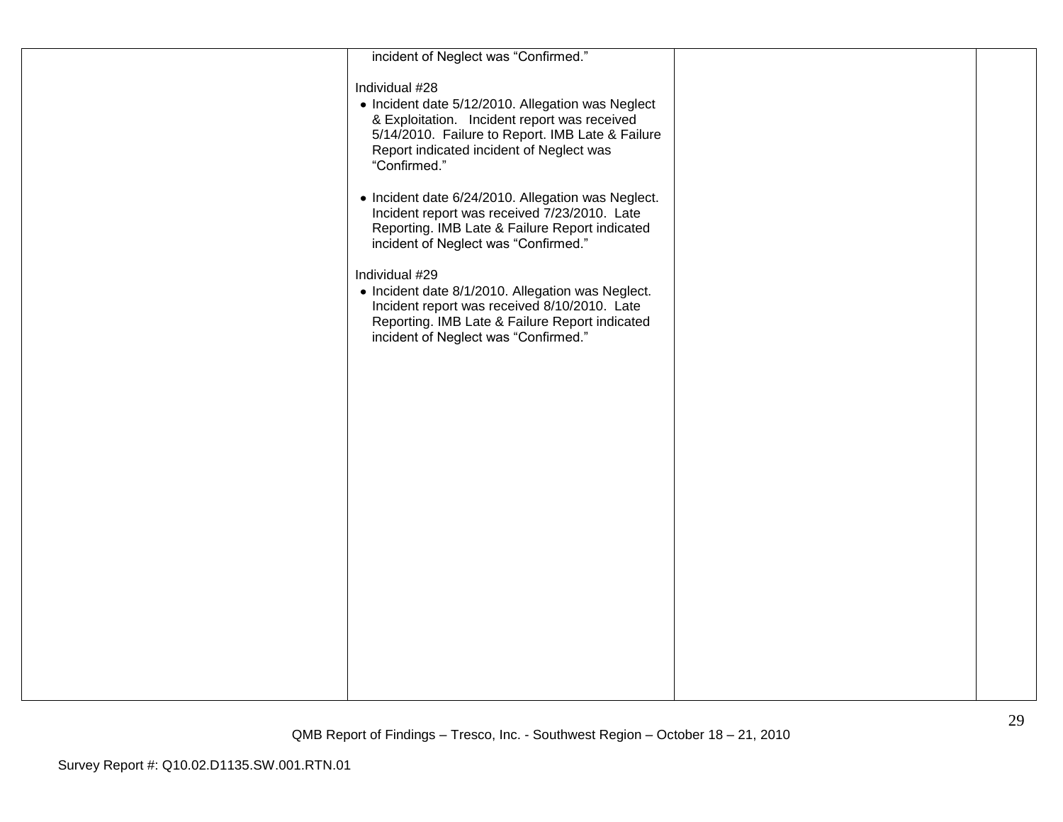| | | | |
|---|---|---|---|
| | incident of Neglect was "Confirmed."<br><br>Individual #28<br>• Incident date 5/12/2010. Allegation was Neglect & Exploitation. Incident report was received 5/14/2010. Failure to Report. IMB Late & Failure Report indicated incident of Neglect was "Confirmed."<br><br>• Incident date 6/24/2010. Allegation was Neglect. Incident report was received 7/23/2010. Late Reporting. IMB Late & Failure Report indicated incident of Neglect was "Confirmed."<br><br>Individual #29<br>• Incident date 8/1/2010. Allegation was Neglect. Incident report was received 8/10/2010. Late Reporting. IMB Late & Failure Report indicated incident of Neglect was "Confirmed." | | |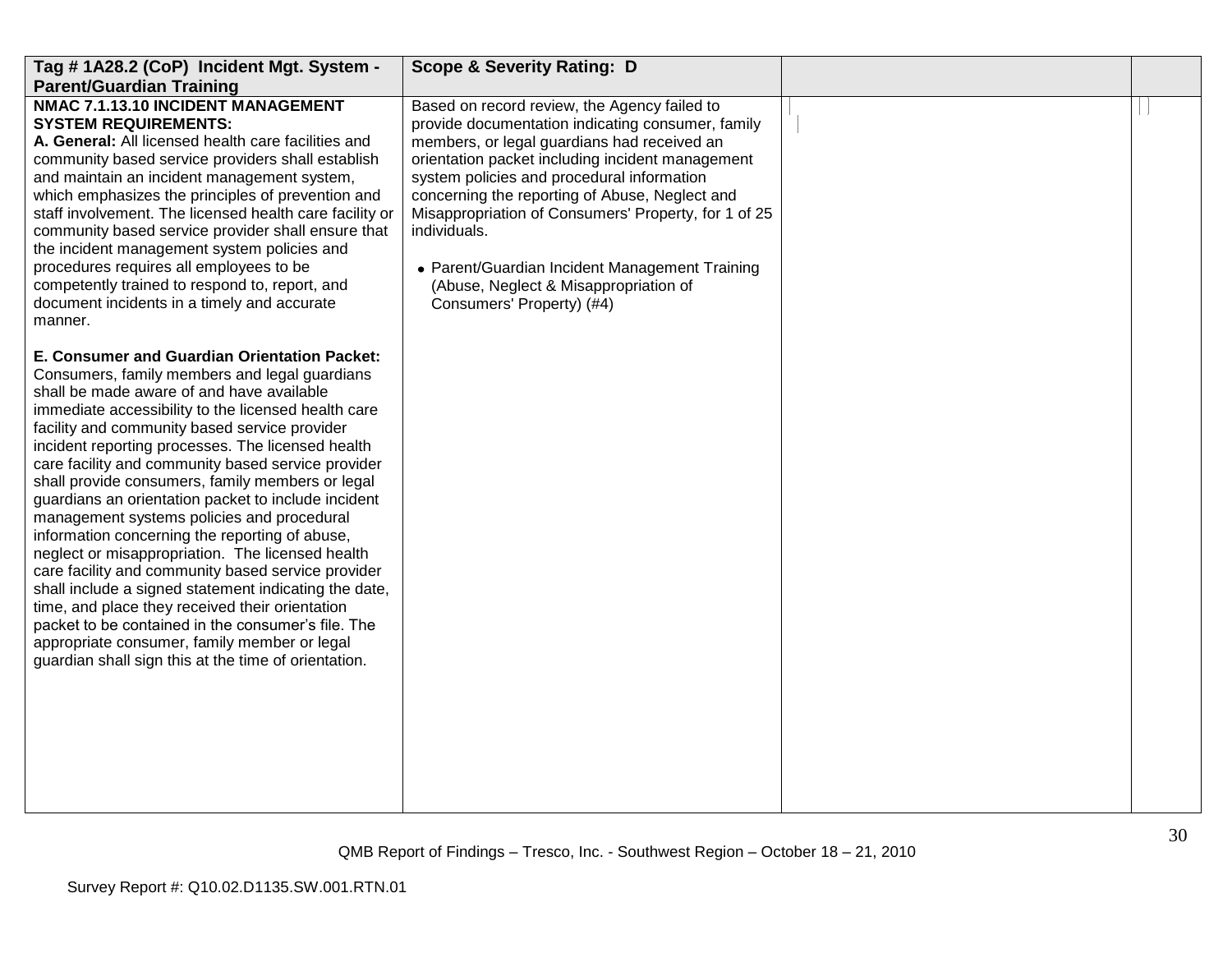| Tag # 1A28.2 (CoP) Incident Mgt. System - Parent/Guardian Training | Scope & Severity Rating: D | | |
|---|---|---|---|
| **NMAC 7.1.13.10 INCIDENT MANAGEMENT SYSTEM REQUIREMENTS:**<br>**A. General:** All licensed health care facilities and community based service providers shall establish and maintain an incident management system, which emphasizes the principles of prevention and staff involvement. The licensed health care facility or community based service provider shall ensure that the incident management system policies and procedures requires all employees to be competently trained to respond to, report, and document incidents in a timely and accurate manner.<br><br>**E. Consumer and Guardian Orientation Packet:** Consumers, family members and legal guardians shall be made aware of and have available immediate accessibility to the licensed health care facility and community based service provider incident reporting processes. The licensed health care facility and community based service provider shall provide consumers, family members or legal guardians an orientation packet to include incident management systems policies and procedural information concerning the reporting of abuse, neglect or misappropriation. The licensed health care facility and community based service provider shall include a signed statement indicating the date, time, and place they received their orientation packet to be contained in the consumer's file. The appropriate consumer, family member or legal guardian shall sign this at the time of orientation. | Based on record review, the Agency failed to provide documentation indicating consumer, family members, or legal guardians had received an orientation packet including incident management system policies and procedural information concerning the reporting of Abuse, Neglect and Misappropriation of Consumers' Property, for 1 of 25 individuals.<br><br>• Parent/Guardian Incident Management Training (Abuse, Neglect & Misappropriation of Consumers' Property) (#4) | | |

QMB Report of Findings – Tresco, Inc. - Southwest Region – October 18 – 21, 2010

Survey Report #: Q10.02.D1135.SW.001.RTN.01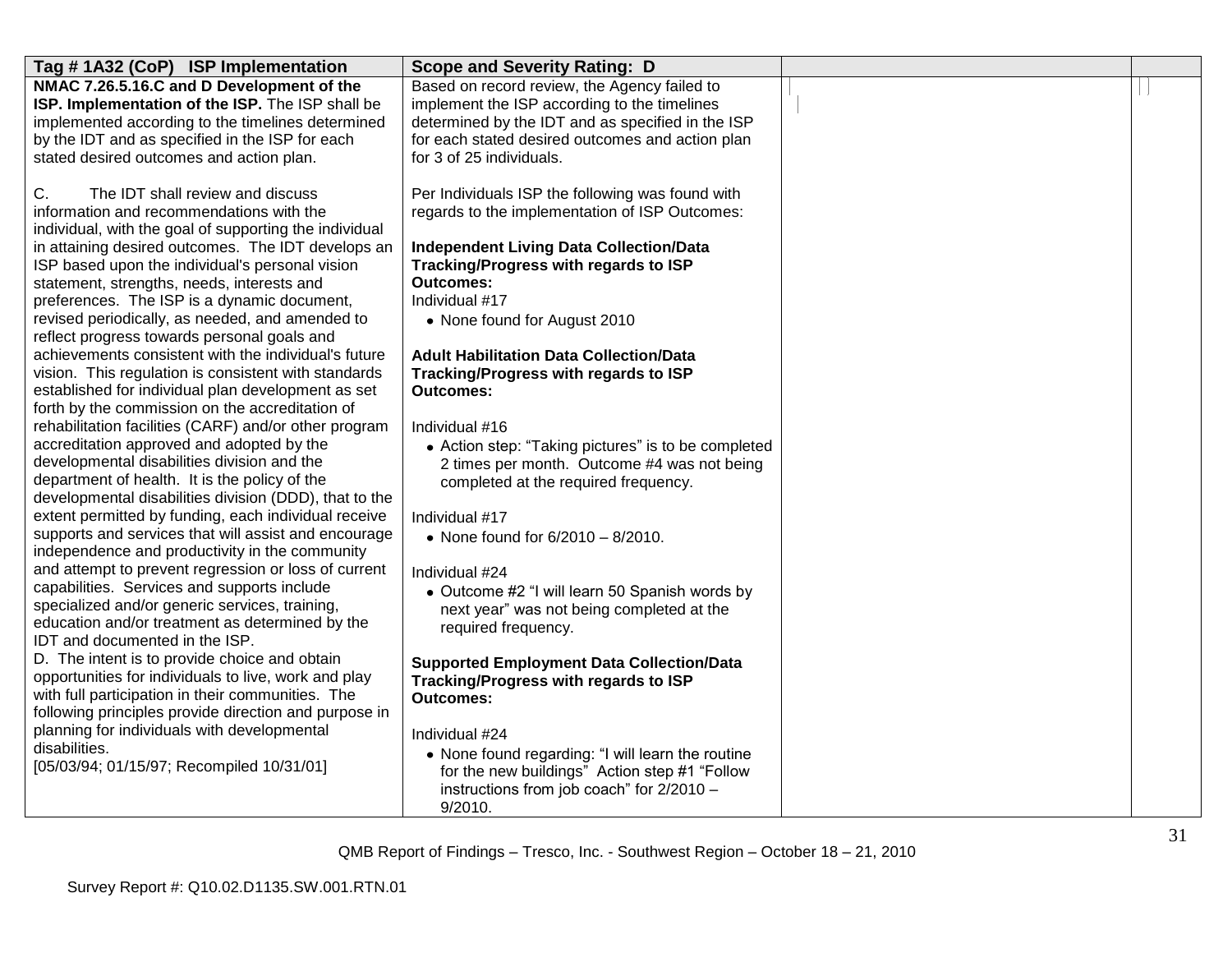| Tag # 1A32 (CoP) ISP Implementation | Scope and Severity Rating: D | | |
|---|---|---|---|
| **NMAC 7.26.5.16.C and D Development of the ISP. Implementation of the ISP.** The ISP shall be implemented according to the timelines determined by the IDT and as specified in the ISP for each stated desired outcomes and action plan.<br><br>C. The IDT shall review and discuss information and recommendations with the individual, with the goal of supporting the individual in attaining desired outcomes. The IDT develops an ISP based upon the individual's personal vision statement, strengths, needs, interests and preferences. The ISP is a dynamic document, revised periodically, as needed, and amended to reflect progress towards personal goals and achievements consistent with the individual's future vision. This regulation is consistent with standards established for individual plan development as set forth by the commission on the accreditation of rehabilitation facilities (CARF) and/or other program accreditation approved and adopted by the developmental disabilities division and the department of health. It is the policy of the developmental disabilities division (DDD), that to the extent permitted by funding, each individual receive supports and services that will assist and encourage independence and productivity in the community and attempt to prevent regression or loss of current capabilities. Services and supports include specialized and/or generic services, training, education and/or treatment as determined by the IDT and documented in the ISP.<br>D. The intent is to provide choice and obtain opportunities for individuals to live, work and play with full participation in their communities. The following principles provide direction and purpose in planning for individuals with developmental disabilities.<br>[05/03/94; 01/15/97; Recompiled 10/31/01] | Based on record review, the Agency failed to implement the ISP according to the timelines determined by the IDT and as specified in the ISP for each stated desired outcomes and action plan for 3 of 25 individuals.<br><br>Per Individuals ISP the following was found with regards to the implementation of ISP Outcomes:<br><br>**Independent Living Data Collection/Data Tracking/Progress with regards to ISP Outcomes:**<br>Individual #17<br>• None found for August 2010<br><br>**Adult Habilitation Data Collection/Data Tracking/Progress with regards to ISP Outcomes:**<br><br>Individual #16<br>• Action step: "Taking pictures" is to be completed 2 times per month. Outcome #4 was not being completed at the required frequency.<br><br>Individual #17<br>• None found for 6/2010 – 8/2010.<br><br>Individual #24<br>• Outcome #2 "I will learn 50 Spanish words by next year" was not being completed at the required frequency.<br><br>**Supported Employment Data Collection/Data Tracking/Progress with regards to ISP Outcomes:**<br><br>Individual #24<br>• None found regarding: "I will learn the routine for the new buildings" Action step #1 "Follow instructions from job coach" for 2/2010 – 9/2010. | | |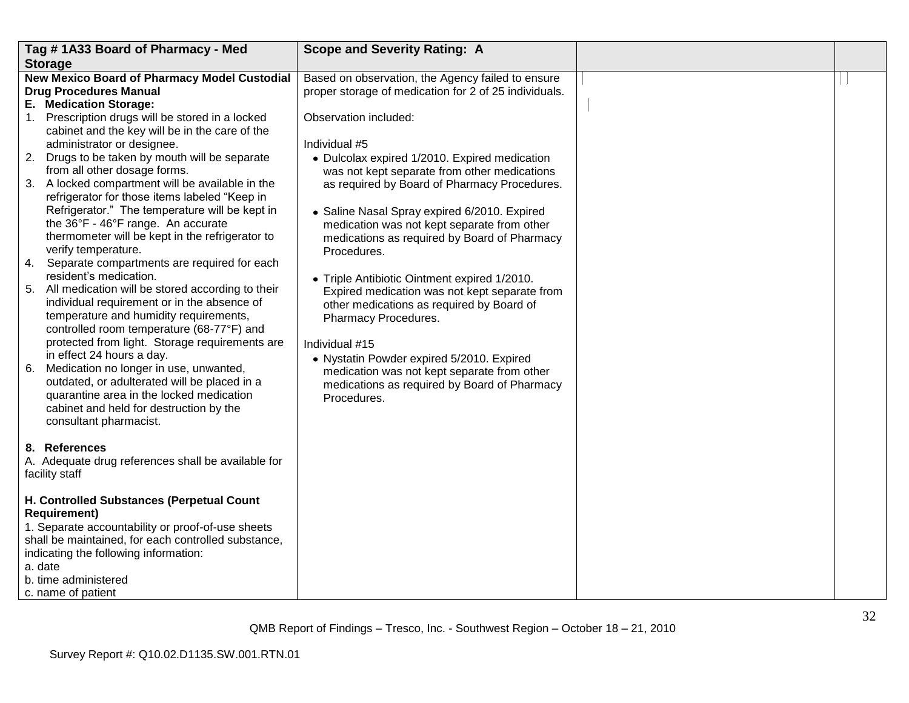| Tag # 1A33 Board of Pharmacy - Med Storage | Scope and Severity Rating: A | | |
|---|---|---|---|
| **New Mexico Board of Pharmacy Model Custodial Drug Procedures Manual**<br>**E. Medication Storage:**<br>1. Prescription drugs will be stored in a locked cabinet and the key will be in the care of the administrator or designee.<br>2. Drugs to be taken by mouth will be separate from all other dosage forms.<br>3. A locked compartment will be available in the refrigerator for those items labeled "Keep in Refrigerator." The temperature will be kept in the 36°F - 46°F range. An accurate thermometer will be kept in the refrigerator to verify temperature.<br>4. Separate compartments are required for each resident's medication.<br>5. All medication will be stored according to their individual requirement or in the absence of temperature and humidity requirements, controlled room temperature (68-77°F) and protected from light. Storage requirements are in effect 24 hours a day.<br>6. Medication no longer in use, unwanted, outdated, or adulterated will be placed in a quarantine area in the locked medication cabinet and held for destruction by the consultant pharmacist.<br><br>**8. References**<br>A. Adequate drug references shall be available for facility staff<br><br>**H. Controlled Substances (Perpetual Count Requirement)**<br>1. Separate accountability or proof-of-use sheets shall be maintained, for each controlled substance, indicating the following information:<br>a. date<br>b. time administered<br>c. name of patient | Based on observation, the Agency failed to ensure proper storage of medication for 2 of 25 individuals.<br><br>Observation included:<br><br>Individual #5<br>• Dulcolax expired 1/2010. Expired medication was not kept separate from other medications as required by Board of Pharmacy Procedures.<br><br>• Saline Nasal Spray expired 6/2010. Expired medication was not kept separate from other medications as required by Board of Pharmacy Procedures.<br><br>• Triple Antibiotic Ointment expired 1/2010. Expired medication was not kept separate from other medications as required by Board of Pharmacy Procedures.<br><br>Individual #15<br>• Nystatin Powder expired 5/2010. Expired medication was not kept separate from other medications as required by Board of Pharmacy Procedures. | | |

QMB Report of Findings – Tresco, Inc. - Southwest Region – October 18 – 21, 2010

Survey Report #: Q10.02.D1135.SW.001.RTN.01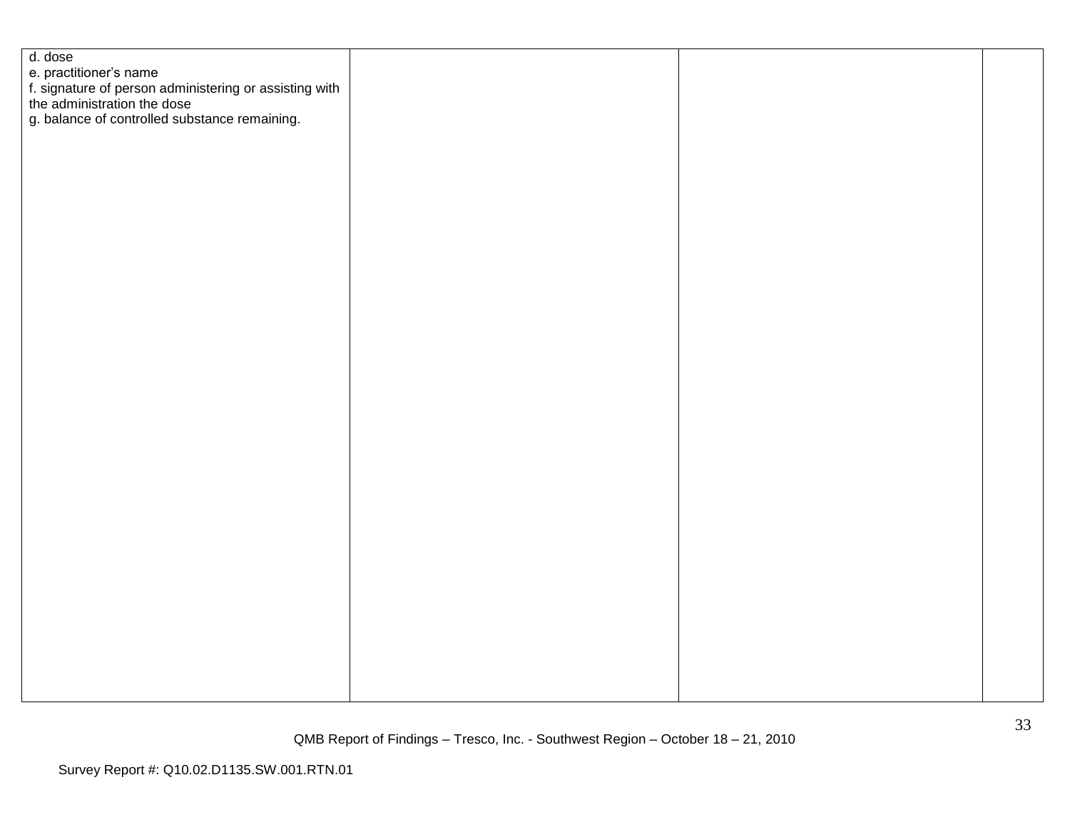| | | | |
|---|---|---|---|
| d. dose<br>e. practitioner's name<br>f. signature of person administering or assisting with the administration the dose<br>g. balance of controlled substance remaining. | | | |

QMB Report of Findings – Tresco, Inc. - Southwest Region – October 18 – 21, 2010

Survey Report #: Q10.02.D1135.SW.001.RTN.01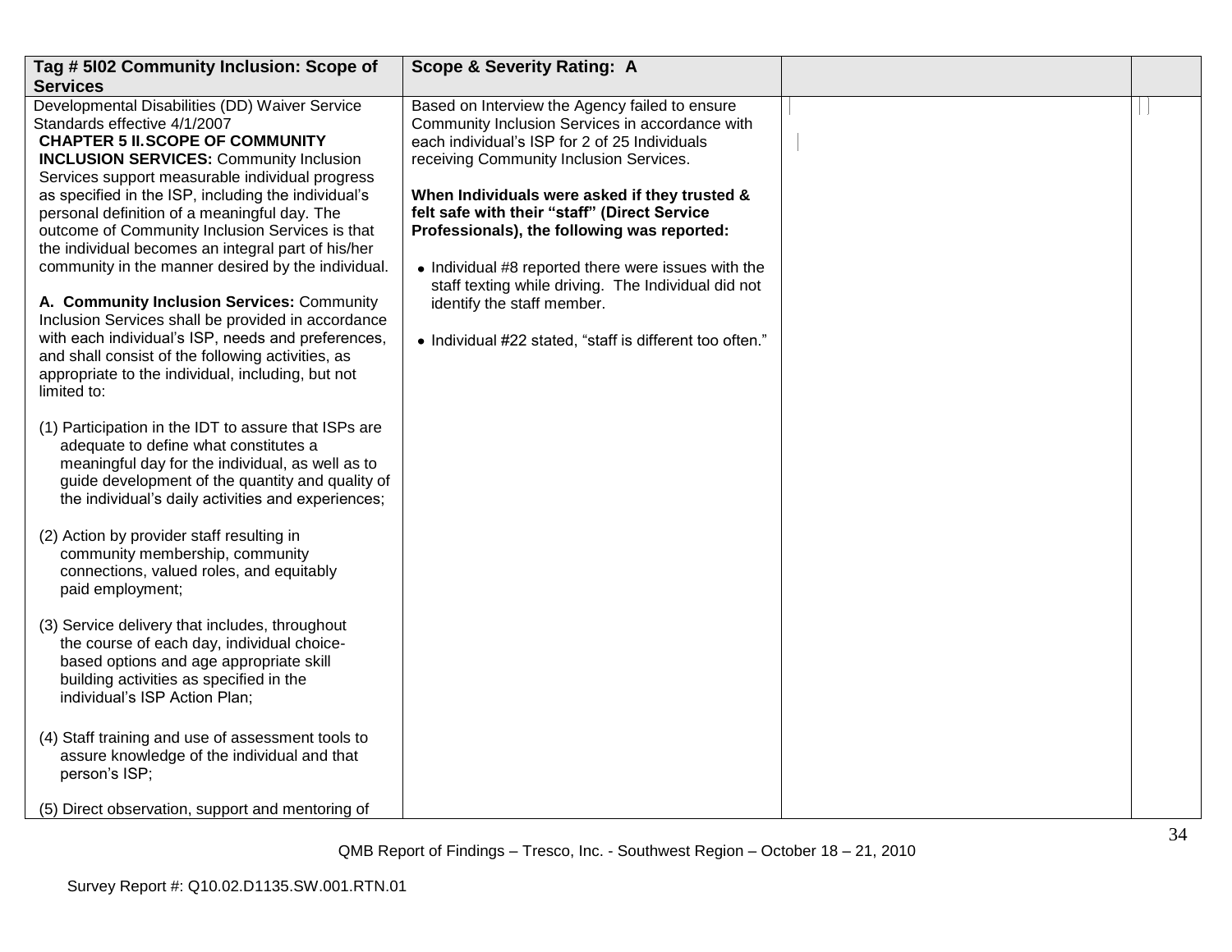| Tag # 5I02 Community Inclusion: Scope of Services | Scope & Severity Rating: A | | |
|---|---|---|---|
| Developmental Disabilities (DD) Waiver Service Standards effective 4/1/2007<br>**CHAPTER 5 II. SCOPE OF COMMUNITY INCLUSION SERVICES:** Community Inclusion Services support measurable individual progress as specified in the ISP, including the individual's personal definition of a meaningful day. The outcome of Community Inclusion Services is that the individual becomes an integral part of his/her community in the manner desired by the individual.<br><br>**A. Community Inclusion Services:** Community Inclusion Services shall be provided in accordance with each individual's ISP, needs and preferences, and shall consist of the following activities, as appropriate to the individual, including, but not limited to:<br><br>(1) Participation in the IDT to assure that ISPs are adequate to define what constitutes a meaningful day for the individual, as well as to guide development of the quantity and quality of the individual's daily activities and experiences;<br><br>(2) Action by provider staff resulting in community membership, community connections, valued roles, and equitably paid employment;<br><br>(3) Service delivery that includes, throughout the course of each day, individual choice-based options and age appropriate skill building activities as specified in the individual's ISP Action Plan;<br><br>(4) Staff training and use of assessment tools to assure knowledge of the individual and that person's ISP;<br><br>(5) Direct observation, support and mentoring of | Based on Interview the Agency failed to ensure Community Inclusion Services in accordance with each individual's ISP for 2 of 25 Individuals receiving Community Inclusion Services.<br><br>**When Individuals were asked if they trusted & felt safe with their "staff" (Direct Service Professionals), the following was reported:**<br><br>• Individual #8 reported there were issues with the staff texting while driving. The Individual did not identify the staff member.<br><br>• Individual #22 stated, "staff is different too often." | | |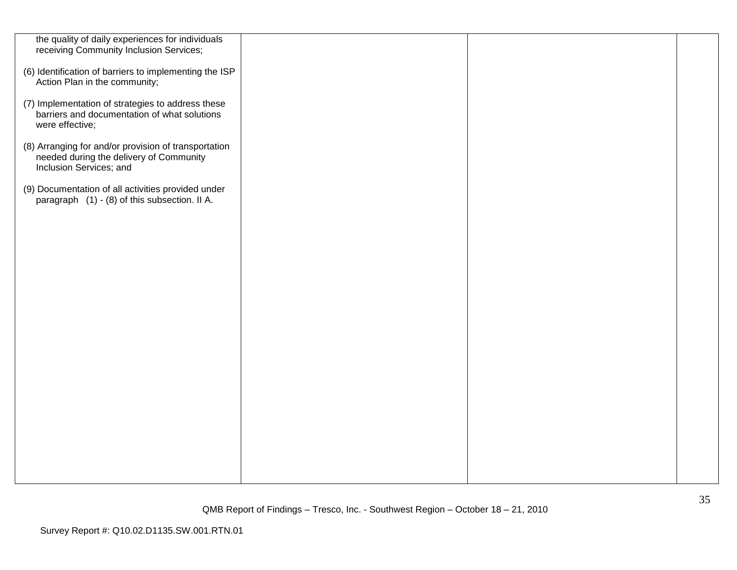| | | | |
|---|---|---|---|
| the quality of daily experiences for individuals receiving Community Inclusion Services;<br><br>(6) Identification of barriers to implementing the ISP Action Plan in the community;<br><br>(7) Implementation of strategies to address these barriers and documentation of what solutions were effective;<br><br>(8) Arranging for and/or provision of transportation needed during the delivery of Community Inclusion Services; and<br><br>(9) Documentation of all activities provided under paragraph (1) - (8) of this subsection. II A. | | | |

QMB Report of Findings – Tresco, Inc. - Southwest Region – October 18 – 21, 2010

Survey Report #: Q10.02.D1135.SW.001.RTN.01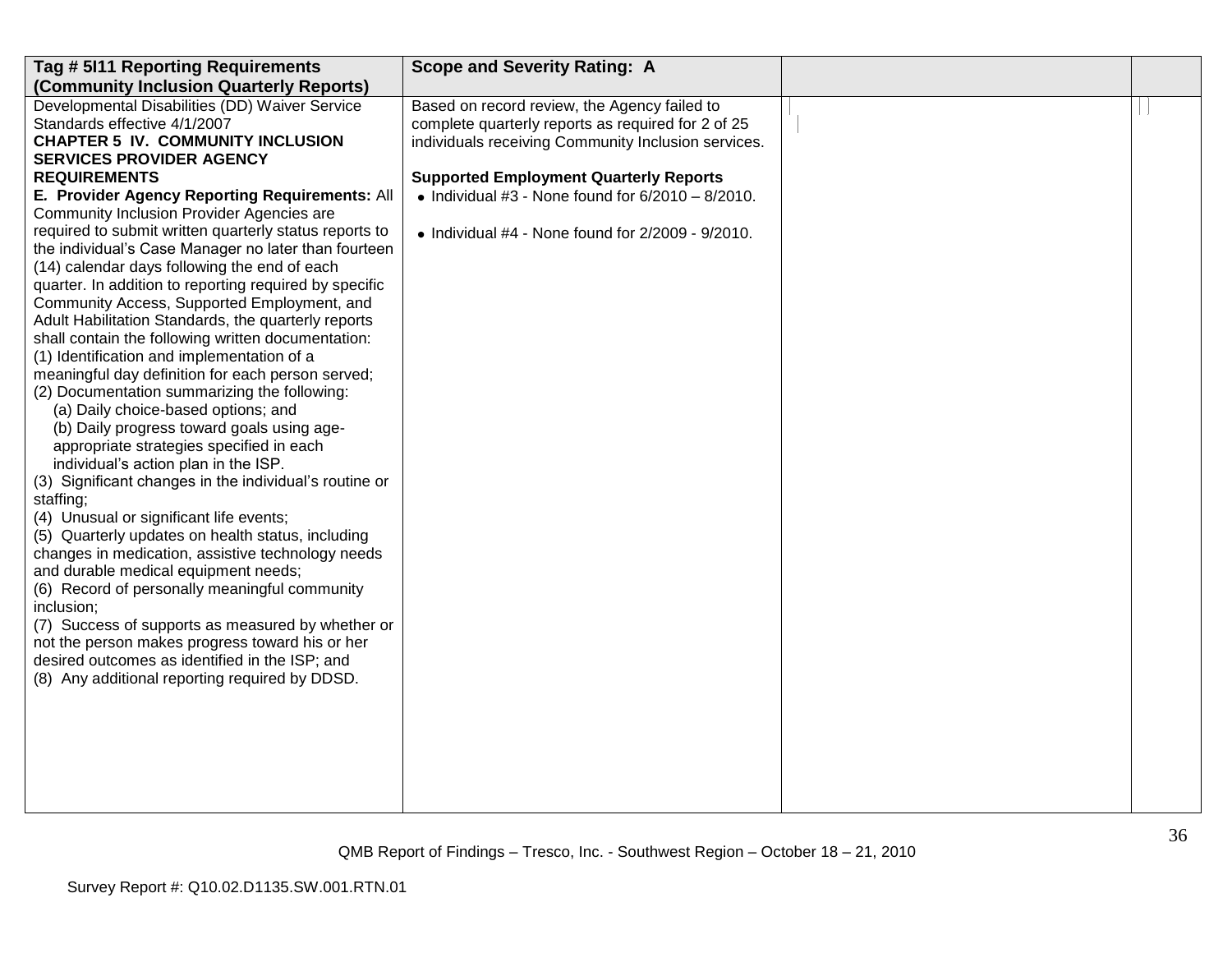| Tag # 5I11 Reporting Requirements (Community Inclusion Quarterly Reports) | Scope and Severity Rating: A | | |
|---|---|---|---|
| Developmental Disabilities (DD) Waiver Service Standards effective 4/1/2007<br>**CHAPTER 5 IV. COMMUNITY INCLUSION SERVICES PROVIDER AGENCY REQUIREMENTS**<br>**E. Provider Agency Reporting Requirements:** All Community Inclusion Provider Agencies are required to submit written quarterly status reports to the individual's Case Manager no later than fourteen (14) calendar days following the end of each quarter. In addition to reporting required by specific Community Access, Supported Employment, and Adult Habilitation Standards, the quarterly reports shall contain the following written documentation:<br>(1) Identification and implementation of a meaningful day definition for each person served;<br>(2) Documentation summarizing the following:<br>(a) Daily choice-based options; and<br>(b) Daily progress toward goals using age-appropriate strategies specified in each individual's action plan in the ISP.<br>(3) Significant changes in the individual's routine or staffing;<br>(4) Unusual or significant life events;<br>(5) Quarterly updates on health status, including changes in medication, assistive technology needs and durable medical equipment needs;<br>(6) Record of personally meaningful community inclusion;<br>(7) Success of supports as measured by whether or not the person makes progress toward his or her desired outcomes as identified in the ISP; and<br>(8) Any additional reporting required by DDSD. | Based on record review, the Agency failed to complete quarterly reports as required for 2 of 25 individuals receiving Community Inclusion services.<br><br>**Supported Employment Quarterly Reports**<br>• Individual #3 - None found for 6/2010 – 8/2010.<br><br>• Individual #4 - None found for 2/2009 - 9/2010. | | |

QMB Report of Findings – Tresco, Inc. - Southwest Region – October 18 – 21, 2010

Survey Report #: Q10.02.D1135.SW.001.RTN.01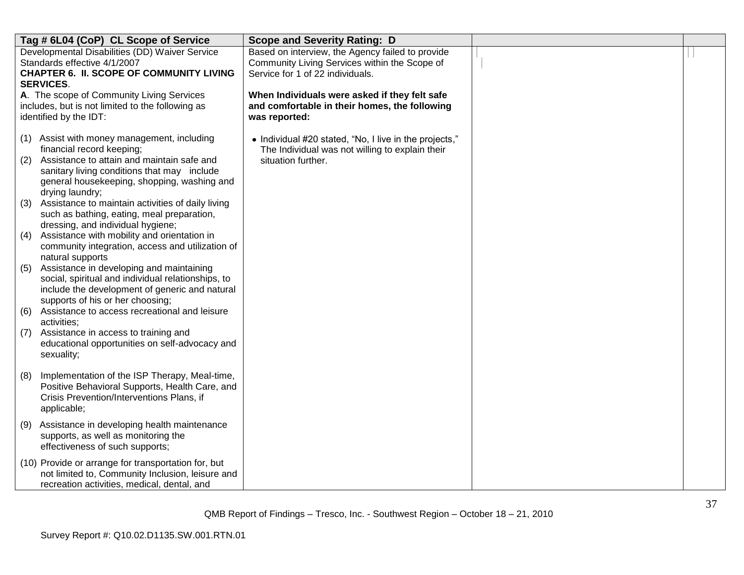| Tag # 6L04 (CoP) CL Scope of Service | Scope and Severity Rating: D | | |
|---|---|---|---|
| Developmental Disabilities (DD) Waiver Service Standards effective 4/1/2007<br>**CHAPTER 6. II. SCOPE OF COMMUNITY LIVING SERVICES**.<br>**A**. The scope of Community Living Services includes, but is not limited to the following as identified by the IDT:<br><br>(1) Assist with money management, including financial record keeping;<br>(2) Assistance to attain and maintain safe and sanitary living conditions that may include general housekeeping, shopping, washing and drying laundry;<br>(3) Assistance to maintain activities of daily living such as bathing, eating, meal preparation, dressing, and individual hygiene;<br>(4) Assistance with mobility and orientation in community integration, access and utilization of natural supports<br>(5) Assistance in developing and maintaining social, spiritual and individual relationships, to include the development of generic and natural supports of his or her choosing;<br>(6) Assistance to access recreational and leisure activities;<br>(7) Assistance in access to training and educational opportunities on self-advocacy and sexuality;<br><br>(8) Implementation of the ISP Therapy, Meal-time, Positive Behavioral Supports, Health Care, and Crisis Prevention/Interventions Plans, if applicable;<br><br>(9) Assistance in developing health maintenance supports, as well as monitoring the effectiveness of such supports;<br><br>(10) Provide or arrange for transportation for, but not limited to, Community Inclusion, leisure and recreation activities, medical, dental, and | Based on interview, the Agency failed to provide Community Living Services within the Scope of Service for 1 of 22 individuals.<br><br>**When Individuals were asked if they felt safe and comfortable in their homes, the following was reported:**<br><br>• Individual #20 stated, "No, I live in the projects," The Individual was not willing to explain their situation further. | | |

QMB Report of Findings – Tresco, Inc. - Southwest Region – October 18 – 21, 2010

Survey Report #: Q10.02.D1135.SW.001.RTN.01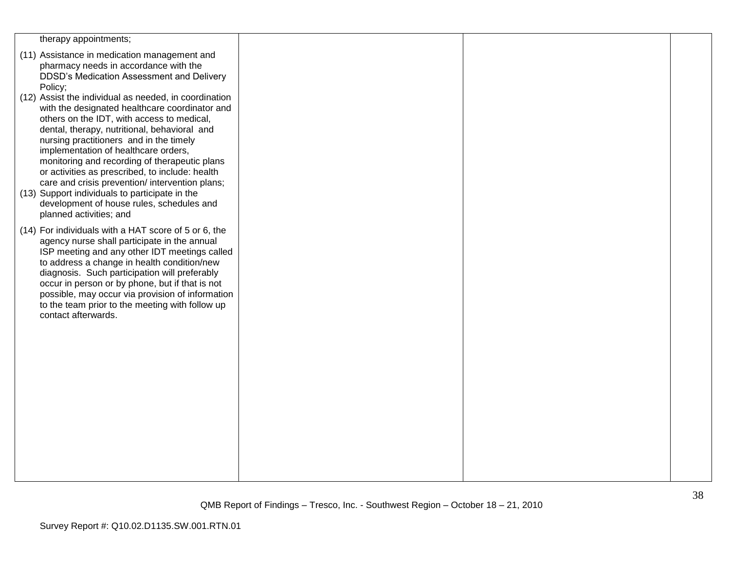| | | | |
|---|---|---|---|
| therapy appointments;<br><br>(11) Assistance in medication management and pharmacy needs in accordance with the DDSD's Medication Assessment and Delivery Policy;<br>(12) Assist the individual as needed, in coordination with the designated healthcare coordinator and others on the IDT, with access to medical, dental, therapy, nutritional, behavioral and nursing practitioners and in the timely implementation of healthcare orders, monitoring and recording of therapeutic plans or activities as prescribed, to include: health care and crisis prevention/ intervention plans;<br>(13) Support individuals to participate in the development of house rules, schedules and planned activities; and<br><br>(14) For individuals with a HAT score of 5 or 6, the agency nurse shall participate in the annual ISP meeting and any other IDT meetings called to address a change in health condition/new diagnosis. Such participation will preferably occur in person or by phone, but if that is not possible, may occur via provision of information to the team prior to the meeting with follow up contact afterwards. | | | |

QMB Report of Findings – Tresco, Inc. - Southwest Region – October 18 – 21, 2010

Survey Report #: Q10.02.D1135.SW.001.RTN.01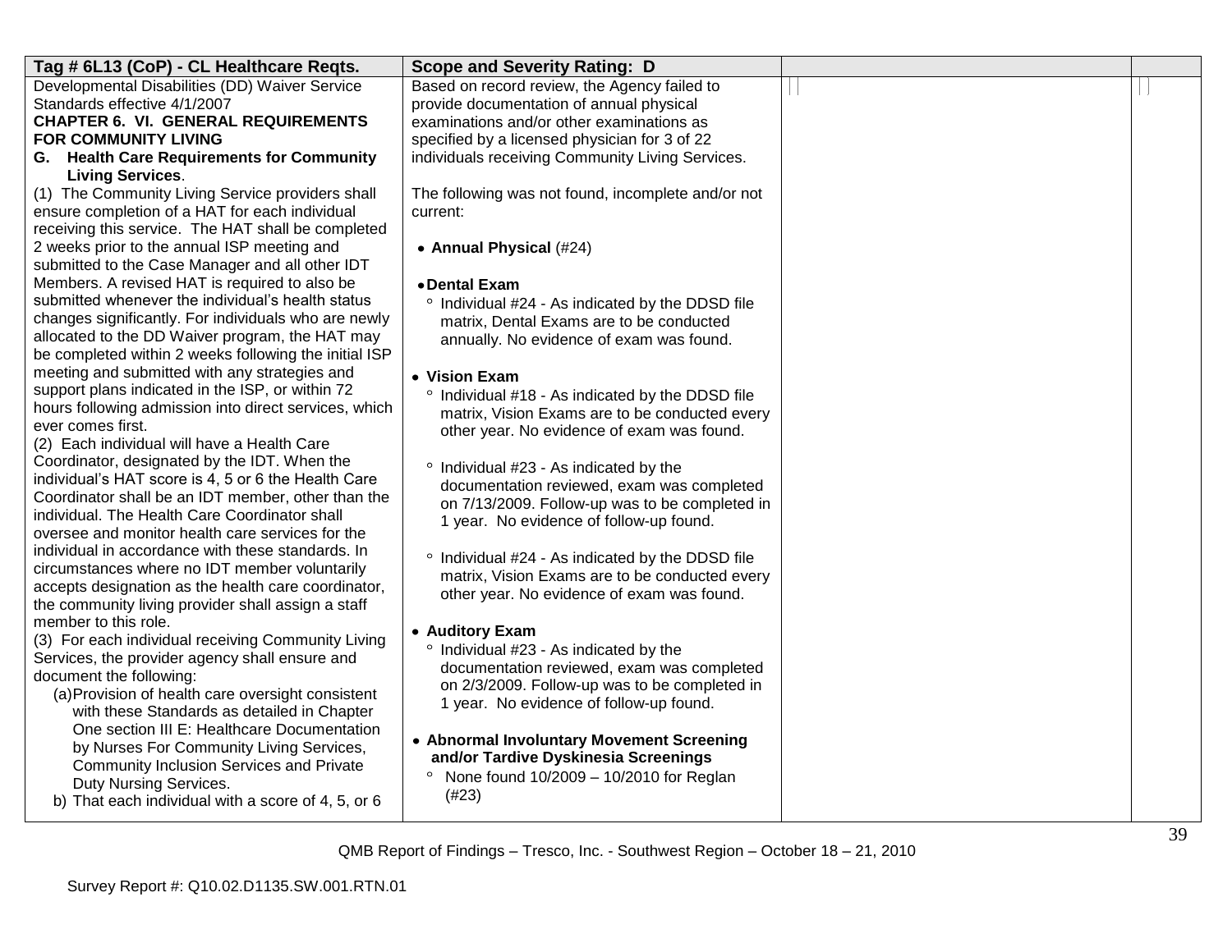| Tag # 6L13 (CoP) - CL Healthcare Reqts. | Scope and Severity Rating: D | | |
|---|---|---|---|
| Developmental Disabilities (DD) Waiver Service Standards effective 4/1/2007<br>**CHAPTER 6. VI. GENERAL REQUIREMENTS FOR COMMUNITY LIVING**<br>**G. Health Care Requirements for Community Living Services**.<br>(1) The Community Living Service providers shall ensure completion of a HAT for each individual receiving this service. The HAT shall be completed 2 weeks prior to the annual ISP meeting and submitted to the Case Manager and all other IDT Members. A revised HAT is required to also be submitted whenever the individual's health status changes significantly. For individuals who are newly allocated to the DD Waiver program, the HAT may be completed within 2 weeks following the initial ISP meeting and submitted with any strategies and support plans indicated in the ISP, or within 72 hours following admission into direct services, which ever comes first.<br>(2) Each individual will have a Health Care Coordinator, designated by the IDT. When the individual's HAT score is 4, 5 or 6 the Health Care Coordinator shall be an IDT member, other than the individual. The Health Care Coordinator shall oversee and monitor health care services for the individual in accordance with these standards. In circumstances where no IDT member voluntarily accepts designation as the health care coordinator, the community living provider shall assign a staff member to this role.<br>(3) For each individual receiving Community Living Services, the provider agency shall ensure and document the following:<br>(a) Provision of health care oversight consistent with these Standards as detailed in Chapter One section III E: Healthcare Documentation by Nurses For Community Living Services, Community Inclusion Services and Private Duty Nursing Services.<br>b) That each individual with a score of 4, 5, or 6 | Based on record review, the Agency failed to provide documentation of annual physical examinations and/or other examinations as specified by a licensed physician for 3 of 22 individuals receiving Community Living Services.<br><br>The following was not found, incomplete and/or not current:<br><br>• **Annual Physical** (#24)<br><br>• **Dental Exam**<br>° Individual #24 - As indicated by the DDSD file matrix, Dental Exams are to be conducted annually. No evidence of exam was found.<br><br>• **Vision Exam**<br>° Individual #18 - As indicated by the DDSD file matrix, Vision Exams are to be conducted every other year. No evidence of exam was found.<br><br>° Individual #23 - As indicated by the documentation reviewed, exam was completed on 7/13/2009. Follow-up was to be completed in 1 year. No evidence of follow-up found.<br><br>° Individual #24 - As indicated by the DDSD file matrix, Vision Exams are to be conducted every other year. No evidence of exam was found.<br><br>• **Auditory Exam**<br>° Individual #23 - As indicated by the documentation reviewed, exam was completed on 2/3/2009. Follow-up was to be completed in 1 year. No evidence of follow-up found.<br><br>• **Abnormal Involuntary Movement Screening and/or Tardive Dyskinesia Screenings**<br>° None found 10/2009 – 10/2010 for Reglan (#23) | | |

QMB Report of Findings – Tresco, Inc. - Southwest Region – October 18 – 21, 2010

Survey Report #: Q10.02.D1135.SW.001.RTN.01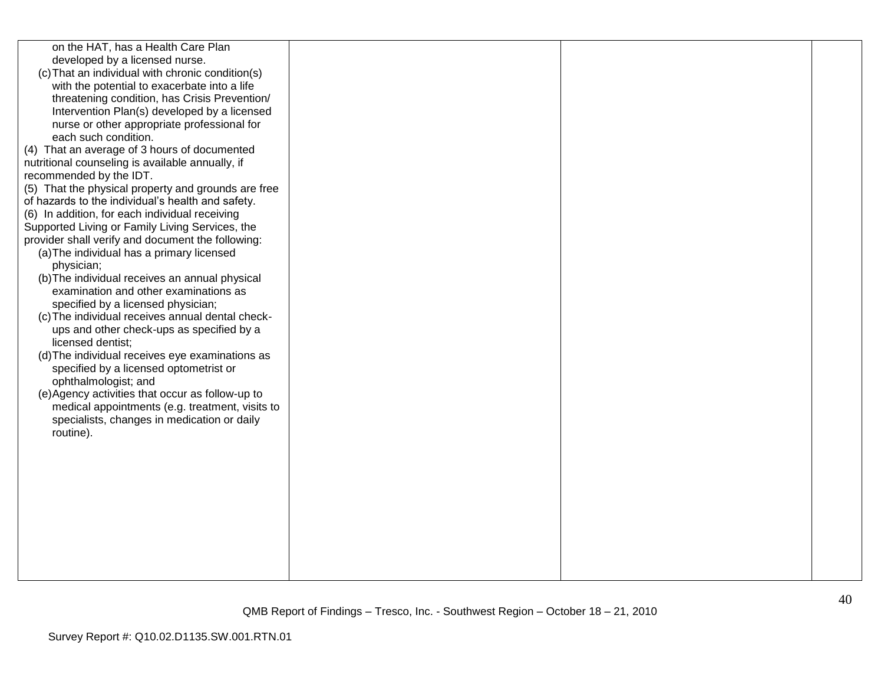| | | | |
|---|---|---|---|
| on the HAT, has a Health Care Plan developed by a licensed nurse.<br>(c) That an individual with chronic condition(s) with the potential to exacerbate into a life threatening condition, has Crisis Prevention/ Intervention Plan(s) developed by a licensed nurse or other appropriate professional for each such condition.<br>(4) That an average of 3 hours of documented nutritional counseling is available annually, if recommended by the IDT.<br>(5) That the physical property and grounds are free of hazards to the individual's health and safety.<br>(6) In addition, for each individual receiving Supported Living or Family Living Services, the provider shall verify and document the following:<br>(a) The individual has a primary licensed physician;<br>(b) The individual receives an annual physical examination and other examinations as specified by a licensed physician;<br>(c) The individual receives annual dental check-ups and other check-ups as specified by a licensed dentist;<br>(d) The individual receives eye examinations as specified by a licensed optometrist or ophthalmologist; and<br>(e) Agency activities that occur as follow-up to medical appointments (e.g. treatment, visits to specialists, changes in medication or daily routine). | | | |

QMB Report of Findings – Tresco, Inc. - Southwest Region – October 18 – 21, 2010

Survey Report #: Q10.02.D1135.SW.001.RTN.01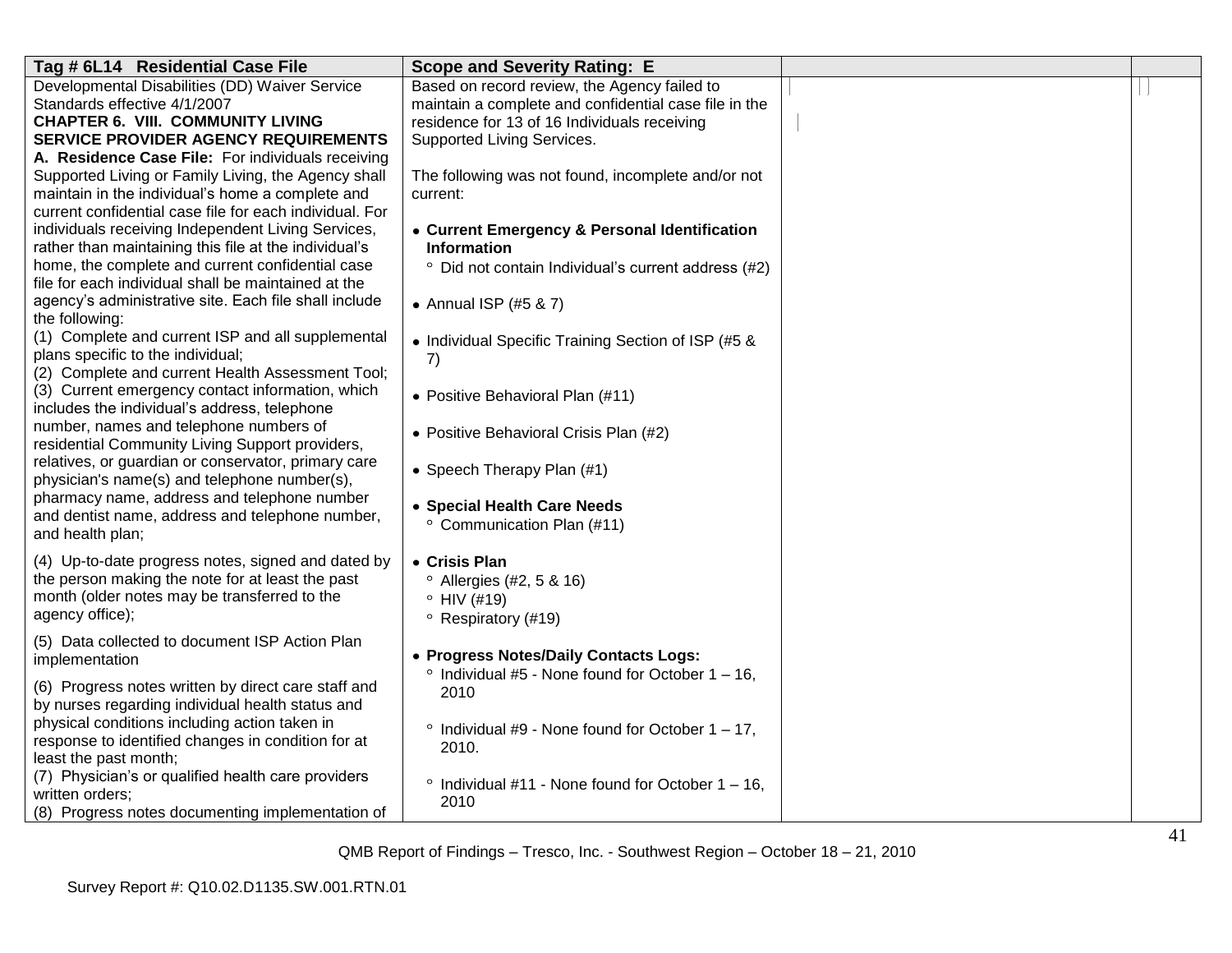| Tag # 6L14 Residential Case File | Scope and Severity Rating: E | | |
|---|---|---|---|
| Developmental Disabilities (DD) Waiver Service Standards effective 4/1/2007<br>**CHAPTER 6. VIII. COMMUNITY LIVING SERVICE PROVIDER AGENCY REQUIREMENTS**<br>**A. Residence Case File:** For individuals receiving Supported Living or Family Living, the Agency shall maintain in the individual's home a complete and current confidential case file for each individual. For individuals receiving Independent Living Services, rather than maintaining this file at the individual's home, the complete and current confidential case file for each individual shall be maintained at the agency's administrative site. Each file shall include the following:<br>(1) Complete and current ISP and all supplemental plans specific to the individual;<br>(2) Complete and current Health Assessment Tool;<br>(3) Current emergency contact information, which includes the individual's address, telephone number, names and telephone numbers of residential Community Living Support providers, relatives, or guardian or conservator, primary care physician's name(s) and telephone number(s), pharmacy name, address and telephone number and dentist name, address and telephone number, and health plan;<br>(4) Up-to-date progress notes, signed and dated by the person making the note for at least the past month (older notes may be transferred to the agency office);<br>(5) Data collected to document ISP Action Plan implementation<br>(6) Progress notes written by direct care staff and by nurses regarding individual health status and physical conditions including action taken in response to identified changes in condition for at least the past month;<br>(7) Physician's or qualified health care providers written orders;<br>(8) Progress notes documenting implementation of | Based on record review, the Agency failed to maintain a complete and confidential case file in the residence for 13 of 16 Individuals receiving Supported Living Services.<br><br>The following was not found, incomplete and/or not current:<br><br>• **Current Emergency & Personal Identification Information**<br>° Did not contain Individual's current address (#2)<br><br>• Annual ISP (#5 & 7)<br><br>• Individual Specific Training Section of ISP (#5 & 7)<br><br>• Positive Behavioral Plan (#11)<br><br>• Positive Behavioral Crisis Plan (#2)<br><br>• Speech Therapy Plan (#1)<br><br>• **Special Health Care Needs**<br>° Communication Plan (#11)<br><br>• **Crisis Plan**<br>° Allergies (#2, 5 & 16)<br>° HIV (#19)<br>° Respiratory (#19)<br><br>• **Progress Notes/Daily Contacts Logs:**<br>° Individual #5 - None found for October 1 – 16, 2010<br><br>° Individual #9 - None found for October 1 – 17, 2010.<br><br>° Individual #11 - None found for October 1 – 16, 2010 | | |

QMB Report of Findings – Tresco, Inc. - Southwest Region – October 18 – 21, 2010

Survey Report #: Q10.02.D1135.SW.001.RTN.01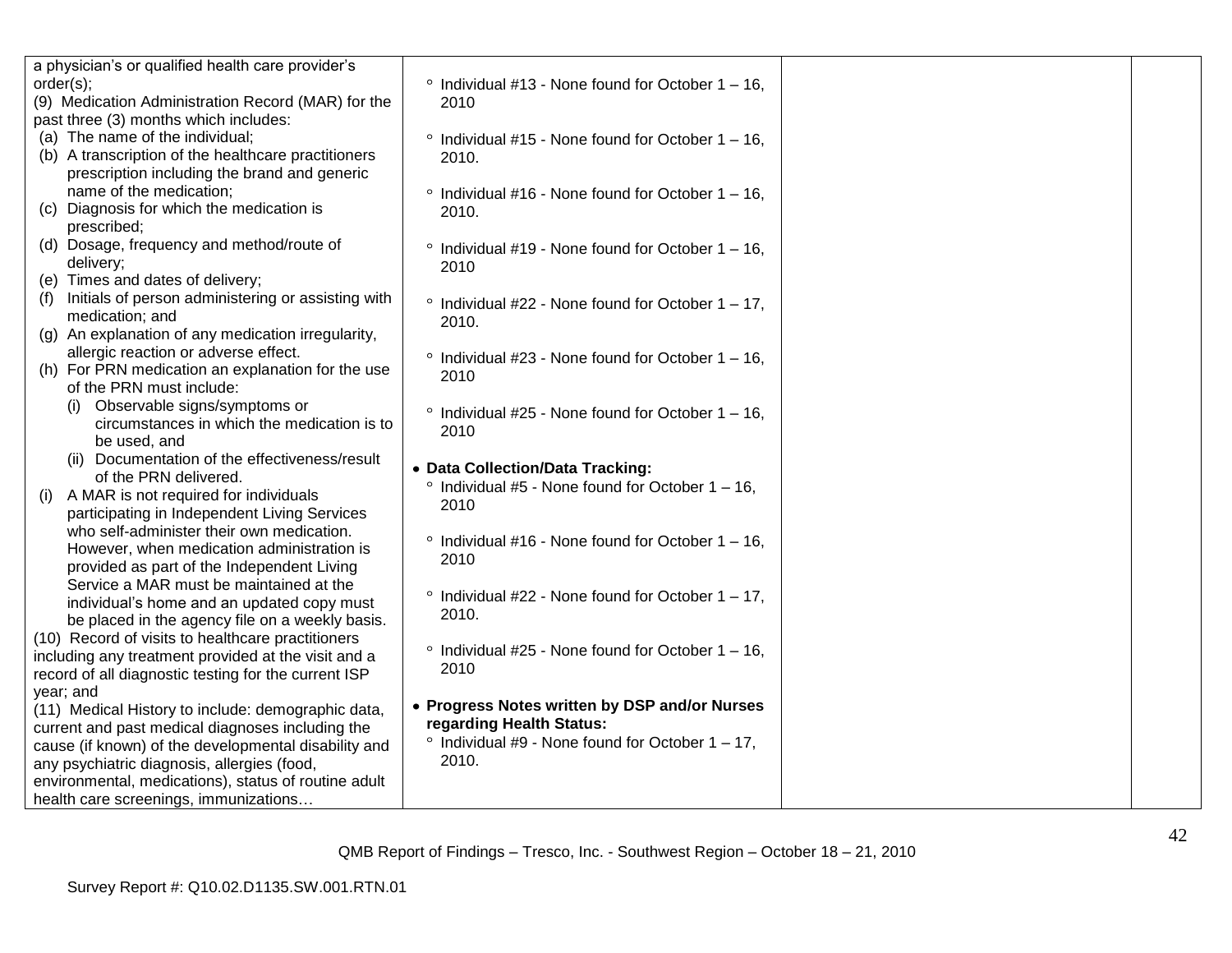| | | | |
|---|---|---|---|
| a physician's or qualified health care provider's order(s);<br>(9) Medication Administration Record (MAR) for the past three (3) months which includes:<br>(a) The name of the individual;<br>(b) A transcription of the healthcare practitioners prescription including the brand and generic name of the medication;<br>(c) Diagnosis for which the medication is prescribed;<br>(d) Dosage, frequency and method/route of delivery;<br>(e) Times and dates of delivery;<br>(f) Initials of person administering or assisting with medication; and<br>(g) An explanation of any medication irregularity, allergic reaction or adverse effect.<br>(h) For PRN medication an explanation for the use of the PRN must include:<br>(i) Observable signs/symptoms or circumstances in which the medication is to be used, and<br>(ii) Documentation of the effectiveness/result of the PRN delivered.<br>(i) A MAR is not required for individuals participating in Independent Living Services who self-administer their own medication. However, when medication administration is provided as part of the Independent Living Service a MAR must be maintained at the individual's home and an updated copy must be placed in the agency file on a weekly basis.<br>(10) Record of visits to healthcare practitioners including any treatment provided at the visit and a record of all diagnostic testing for the current ISP year; and<br>(11) Medical History to include: demographic data, current and past medical diagnoses including the cause (if known) of the developmental disability and any psychiatric diagnosis, allergies (food, environmental, medications), status of routine adult health care screenings, immunizations… | ° Individual #13 - None found for October 1 – 16, 2010<br><br>° Individual #15 - None found for October 1 – 16, 2010.<br><br>° Individual #16 - None found for October 1 – 16, 2010.<br><br>° Individual #19 - None found for October 1 – 16, 2010<br><br>° Individual #22 - None found for October 1 – 17, 2010.<br><br>° Individual #23 - None found for October 1 – 16, 2010<br><br>° Individual #25 - None found for October 1 – 16, 2010<br><br>• **Data Collection/Data Tracking:**<br>° Individual #5 - None found for October 1 – 16, 2010<br><br>° Individual #16 - None found for October 1 – 16, 2010<br><br>° Individual #22 - None found for October 1 – 17, 2010.<br><br>° Individual #25 - None found for October 1 – 16, 2010<br><br>• **Progress Notes written by DSP and/or Nurses regarding Health Status:**<br>° Individual #9 - None found for October 1 – 17, 2010. | | |

QMB Report of Findings – Tresco, Inc. - Southwest Region – October 18 – 21, 2010

Survey Report #: Q10.02.D1135.SW.001.RTN.01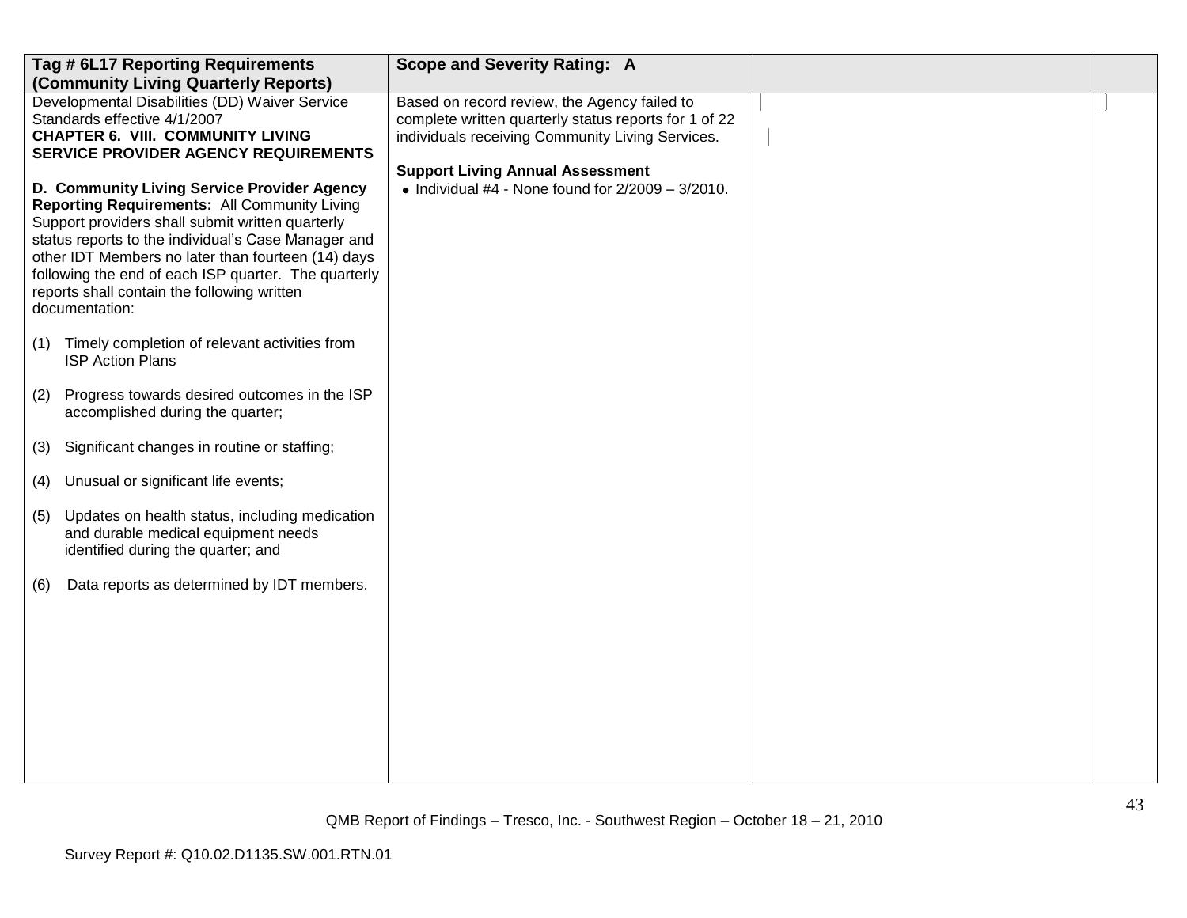| Tag # 6L17 Reporting Requirements (Community Living Quarterly Reports) | Scope and Severity Rating: A | | |
|---|---|---|---|
| Developmental Disabilities (DD) Waiver Service Standards effective 4/1/2007<br>**CHAPTER 6. VIII. COMMUNITY LIVING SERVICE PROVIDER AGENCY REQUIREMENTS**<br><br>**D. Community Living Service Provider Agency Reporting Requirements:** All Community Living Support providers shall submit written quarterly status reports to the individual's Case Manager and other IDT Members no later than fourteen (14) days following the end of each ISP quarter. The quarterly reports shall contain the following written documentation:<br><br>(1) Timely completion of relevant activities from ISP Action Plans<br><br>(2) Progress towards desired outcomes in the ISP accomplished during the quarter;<br><br>(3) Significant changes in routine or staffing;<br><br>(4) Unusual or significant life events;<br><br>(5) Updates on health status, including medication and durable medical equipment needs identified during the quarter; and<br><br>(6) Data reports as determined by IDT members. | Based on record review, the Agency failed to complete written quarterly status reports for 1 of 22 individuals receiving Community Living Services.<br><br>**Support Living Annual Assessment**<br>• Individual #4 - None found for 2/2009 – 3/2010. | | |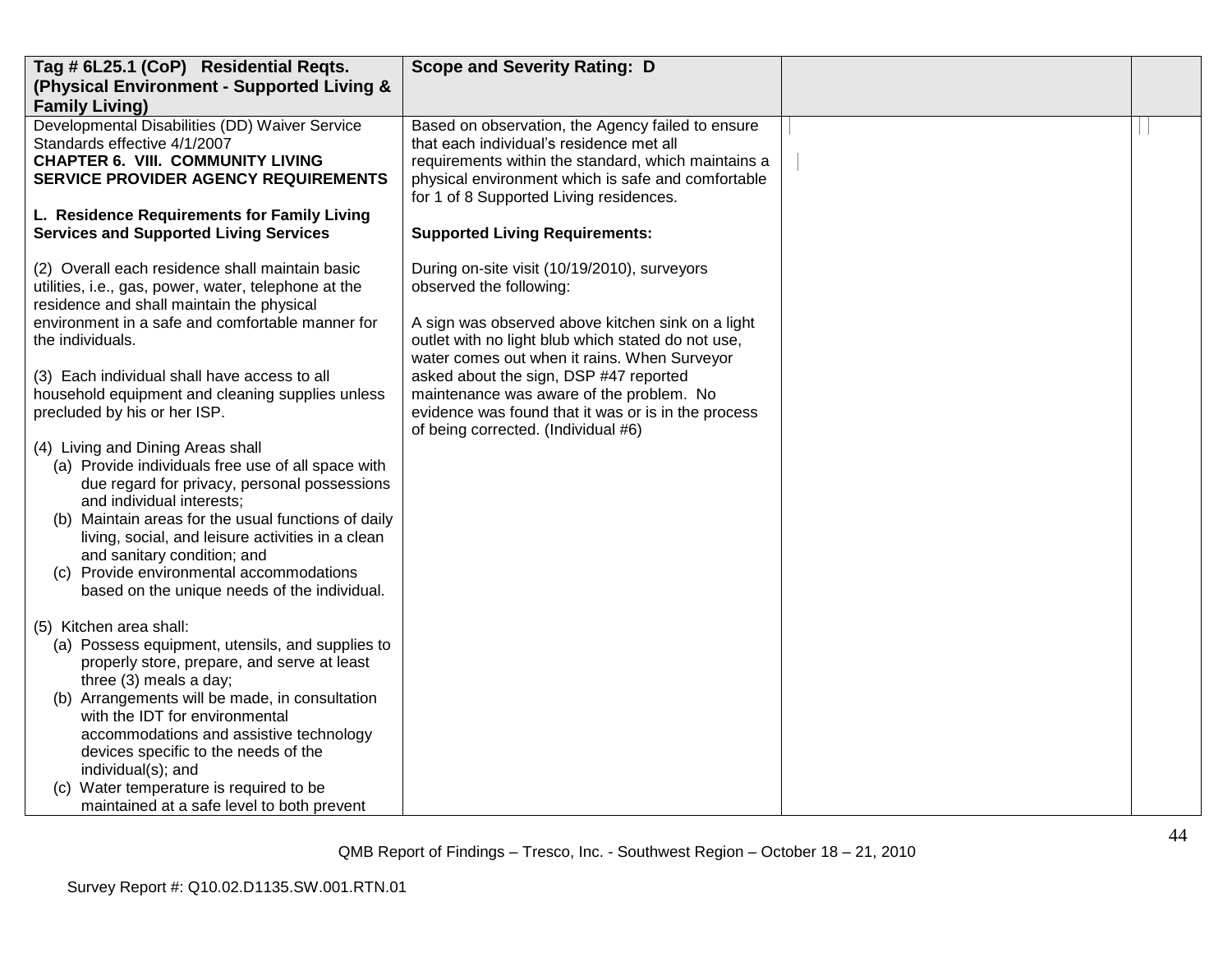| Tag # 6L25.1 (CoP) Residential Reqts. (Physical Environment - Supported Living & Family Living) | Scope and Severity Rating: D | | |
|---|---|---|---|
| Developmental Disabilities (DD) Waiver Service Standards effective 4/1/2007<br>**CHAPTER 6. VIII. COMMUNITY LIVING SERVICE PROVIDER AGENCY REQUIREMENTS**<br><br>**L. Residence Requirements for Family Living Services and Supported Living Services**<br><br>(2) Overall each residence shall maintain basic utilities, i.e., gas, power, water, telephone at the residence and shall maintain the physical environment in a safe and comfortable manner for the individuals.<br><br>(3) Each individual shall have access to all household equipment and cleaning supplies unless precluded by his or her ISP.<br><br>(4) Living and Dining Areas shall<br>(a) Provide individuals free use of all space with due regard for privacy, personal possessions and individual interests;<br>(b) Maintain areas for the usual functions of daily living, social, and leisure activities in a clean and sanitary condition; and<br>(c) Provide environmental accommodations based on the unique needs of the individual.<br><br>(5) Kitchen area shall:<br>(a) Possess equipment, utensils, and supplies to properly store, prepare, and serve at least three (3) meals a day;<br>(b) Arrangements will be made, in consultation with the IDT for environmental accommodations and assistive technology devices specific to the needs of the individual(s); and<br>(c) Water temperature is required to be maintained at a safe level to both prevent | Based on observation, the Agency failed to ensure that each individual's residence met all requirements within the standard, which maintains a physical environment which is safe and comfortable for 1 of 8 Supported Living residences.<br><br>**Supported Living Requirements:**<br><br>During on-site visit (10/19/2010), surveyors observed the following:<br><br>A sign was observed above kitchen sink on a light outlet with no light blub which stated do not use, water comes out when it rains. When Surveyor asked about the sign, DSP #47 reported maintenance was aware of the problem. No evidence was found that it was or is in the process of being corrected. (Individual #6) | | |

QMB Report of Findings – Tresco, Inc. - Southwest Region – October 18 – 21, 2010

Survey Report #: Q10.02.D1135.SW.001.RTN.01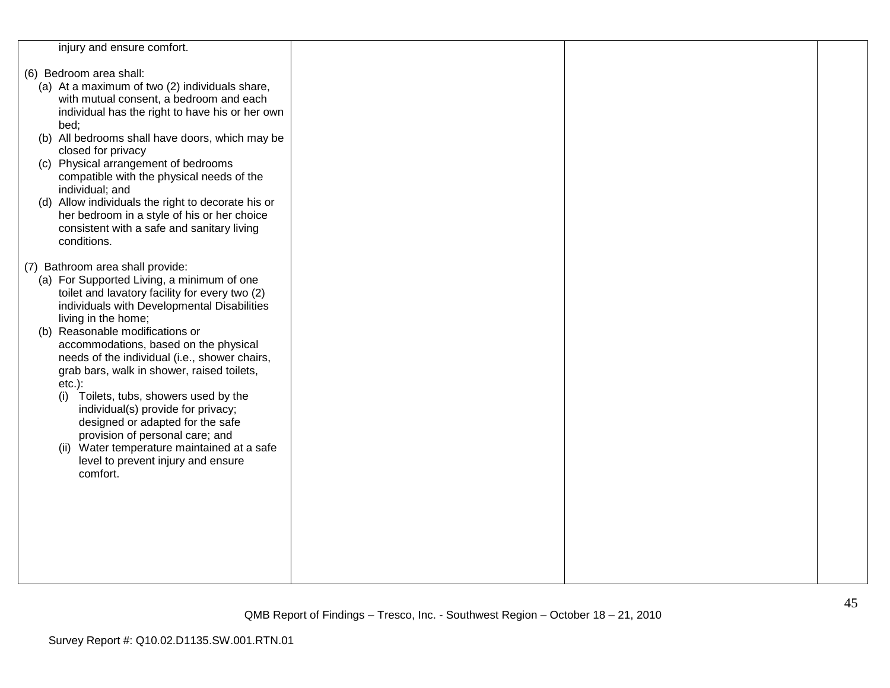| | | | |
|---|---|---|---|
| injury and ensure comfort.<br><br>(6) Bedroom area shall:<br>(a) At a maximum of two (2) individuals share, with mutual consent, a bedroom and each individual has the right to have his or her own bed;<br>(b) All bedrooms shall have doors, which may be closed for privacy<br>(c) Physical arrangement of bedrooms compatible with the physical needs of the individual; and<br>(d) Allow individuals the right to decorate his or her bedroom in a style of his or her choice consistent with a safe and sanitary living conditions.<br><br>(7) Bathroom area shall provide:<br>(a) For Supported Living, a minimum of one toilet and lavatory facility for every two (2) individuals with Developmental Disabilities living in the home;<br>(b) Reasonable modifications or accommodations, based on the physical needs of the individual (i.e., shower chairs, grab bars, walk in shower, raised toilets, etc.):<br>(i) Toilets, tubs, showers used by the individual(s) provide for privacy; designed or adapted for the safe provision of personal care; and<br>(ii) Water temperature maintained at a safe level to prevent injury and ensure comfort. | | | |

QMB Report of Findings – Tresco, Inc. - Southwest Region – October 18 – 21, 2010

Survey Report #: Q10.02.D1135.SW.001.RTN.01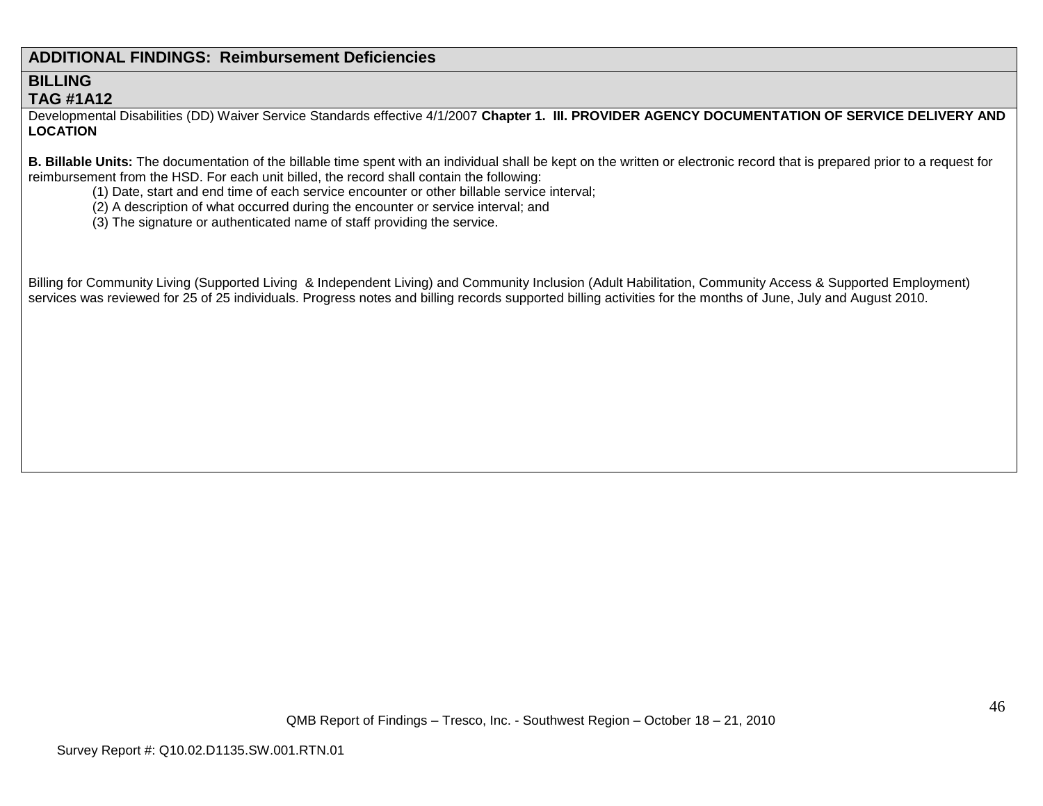## ADDITIONAL FINDINGS: Reimbursement Deficiencies

### BILLING
### TAG #1A12

Developmental Disabilities (DD) Waiver Service Standards effective 4/1/2007 **Chapter 1. III. PROVIDER AGENCY DOCUMENTATION OF SERVICE DELIVERY AND LOCATION**

**B. Billable Units:** The documentation of the billable time spent with an individual shall be kept on the written or electronic record that is prepared prior to a request for reimbursement from the HSD. For each unit billed, the record shall contain the following:

(1) Date, start and end time of each service encounter or other billable service interval;

(2) A description of what occurred during the encounter or service interval; and

(3) The signature or authenticated name of staff providing the service.

Billing for Community Living (Supported Living & Independent Living) and Community Inclusion (Adult Habilitation, Community Access & Supported Employment) services was reviewed for 25 of 25 individuals. Progress notes and billing records supported billing activities for the months of June, July and August 2010.

QMB Report of Findings – Tresco, Inc. - Southwest Region – October 18 – 21, 2010

Survey Report #: Q10.02.D1135.SW.001.RTN.01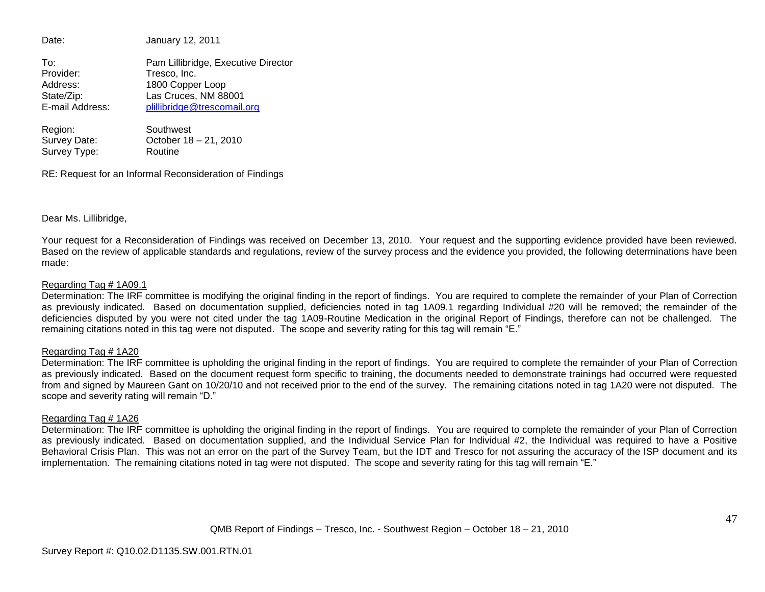Date: January 12, 2011

To: Pam Lillibridge, Executive Director
Provider: Tresco, Inc.
Address: 1800 Copper Loop
State/Zip: Las Cruces, NM 88001
E-mail Address: plillibridge@trescomail.org

Region: Southwest
Survey Date: October 18 – 21, 2010
Survey Type: Routine

RE: Request for an Informal Reconsideration of Findings

Dear Ms. Lillibridge,

Your request for a Reconsideration of Findings was received on December 13, 2010. Your request and the supporting evidence provided have been reviewed. Based on the review of applicable standards and regulations, review of the survey process and the evidence you provided, the following determinations have been made:

<u>Regarding Tag # 1A09.1</u>

Determination: The IRF committee is modifying the original finding in the report of findings. You are required to complete the remainder of your Plan of Correction as previously indicated. Based on documentation supplied, deficiencies noted in tag 1A09.1 regarding Individual #20 will be removed; the remainder of the deficiencies disputed by you were not cited under the tag 1A09-Routine Medication in the original Report of Findings, therefore can not be challenged. The remaining citations noted in this tag were not disputed. The scope and severity rating for this tag will remain "E."

<u>Regarding Tag # 1A20</u>

Determination: The IRF committee is upholding the original finding in the report of findings. You are required to complete the remainder of your Plan of Correction as previously indicated. Based on the document request form specific to training, the documents needed to demonstrate trainings had occurred were requested from and signed by Maureen Gant on 10/20/10 and not received prior to the end of the survey. The remaining citations noted in tag 1A20 were not disputed. The scope and severity rating will remain "D."

<u>Regarding Tag # 1A26</u>

Determination: The IRF committee is upholding the original finding in the report of findings. You are required to complete the remainder of your Plan of Correction as previously indicated. Based on documentation supplied, and the Individual Service Plan for Individual #2, the Individual was required to have a Positive Behavioral Crisis Plan. This was not an error on the part of the Survey Team, but the IDT and Tresco for not assuring the accuracy of the ISP document and its implementation. The remaining citations noted in tag were not disputed. The scope and severity rating for this tag will remain "E."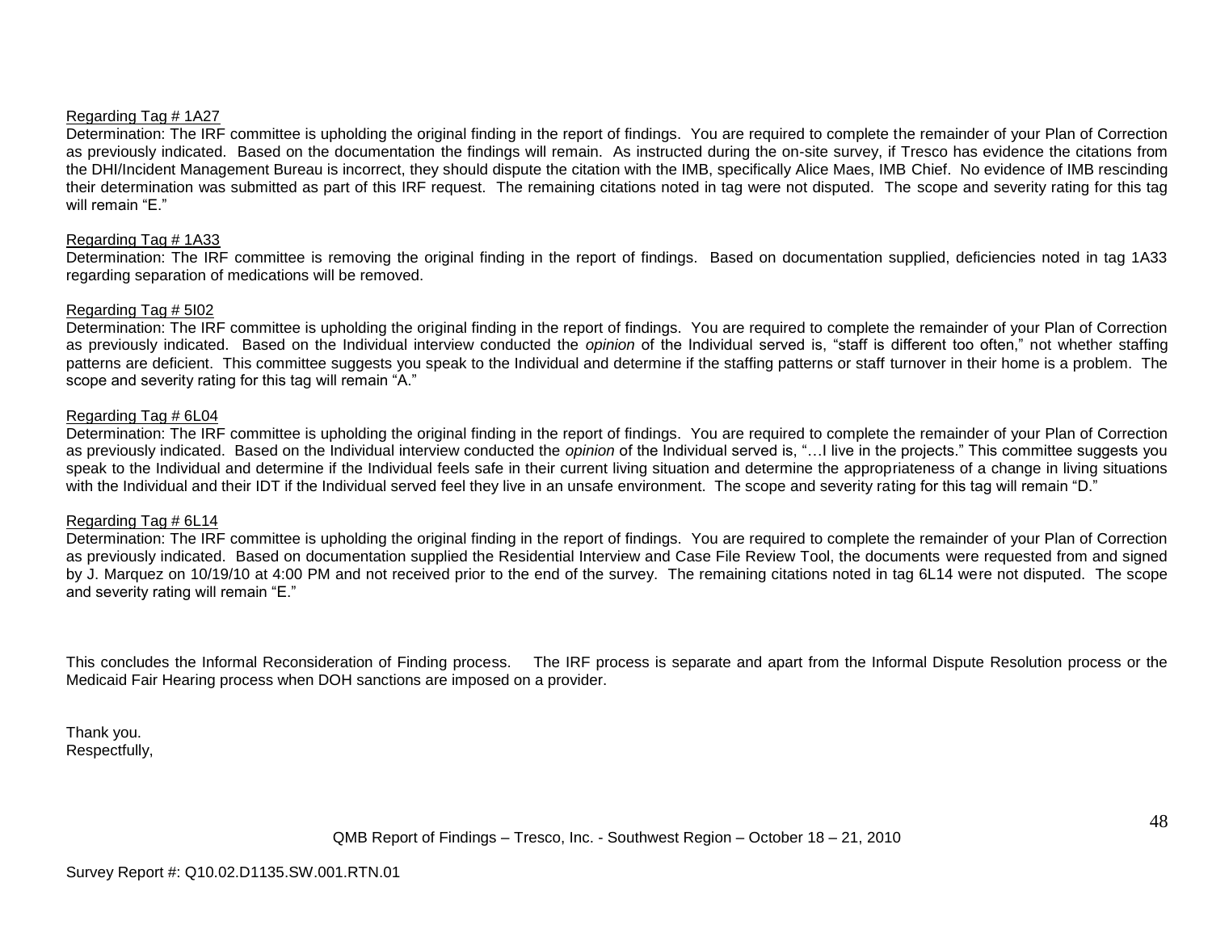Regarding Tag # 1A27

Determination: The IRF committee is upholding the original finding in the report of findings. You are required to complete the remainder of your Plan of Correction as previously indicated. Based on the documentation the findings will remain. As instructed during the on-site survey, if Tresco has evidence the citations from the DHI/Incident Management Bureau is incorrect, they should dispute the citation with the IMB, specifically Alice Maes, IMB Chief. No evidence of IMB rescinding their determination was submitted as part of this IRF request. The remaining citations noted in tag were not disputed. The scope and severity rating for this tag will remain "E."

Regarding Tag # 1A33

Determination: The IRF committee is removing the original finding in the report of findings. Based on documentation supplied, deficiencies noted in tag 1A33 regarding separation of medications will be removed.

Regarding Tag # 5I02

Determination: The IRF committee is upholding the original finding in the report of findings. You are required to complete the remainder of your Plan of Correction as previously indicated. Based on the Individual interview conducted the *opinion* of the Individual served is, "staff is different too often," not whether staffing patterns are deficient. This committee suggests you speak to the Individual and determine if the staffing patterns or staff turnover in their home is a problem. The scope and severity rating for this tag will remain "A."

Regarding Tag # 6L04

Determination: The IRF committee is upholding the original finding in the report of findings. You are required to complete the remainder of your Plan of Correction as previously indicated. Based on the Individual interview conducted the *opinion* of the Individual served is, "…I live in the projects." This committee suggests you speak to the Individual and determine if the Individual feels safe in their current living situation and determine the appropriateness of a change in living situations with the Individual and their IDT if the Individual served feel they live in an unsafe environment. The scope and severity rating for this tag will remain "D."

Regarding Tag # 6L14

Determination: The IRF committee is upholding the original finding in the report of findings. You are required to complete the remainder of your Plan of Correction as previously indicated. Based on documentation supplied the Residential Interview and Case File Review Tool, the documents were requested from and signed by J. Marquez on 10/19/10 at 4:00 PM and not received prior to the end of the survey. The remaining citations noted in tag 6L14 were not disputed. The scope and severity rating will remain "E."

This concludes the Informal Reconsideration of Finding process. The IRF process is separate and apart from the Informal Dispute Resolution process or the Medicaid Fair Hearing process when DOH sanctions are imposed on a provider.

Thank you.
Respectfully,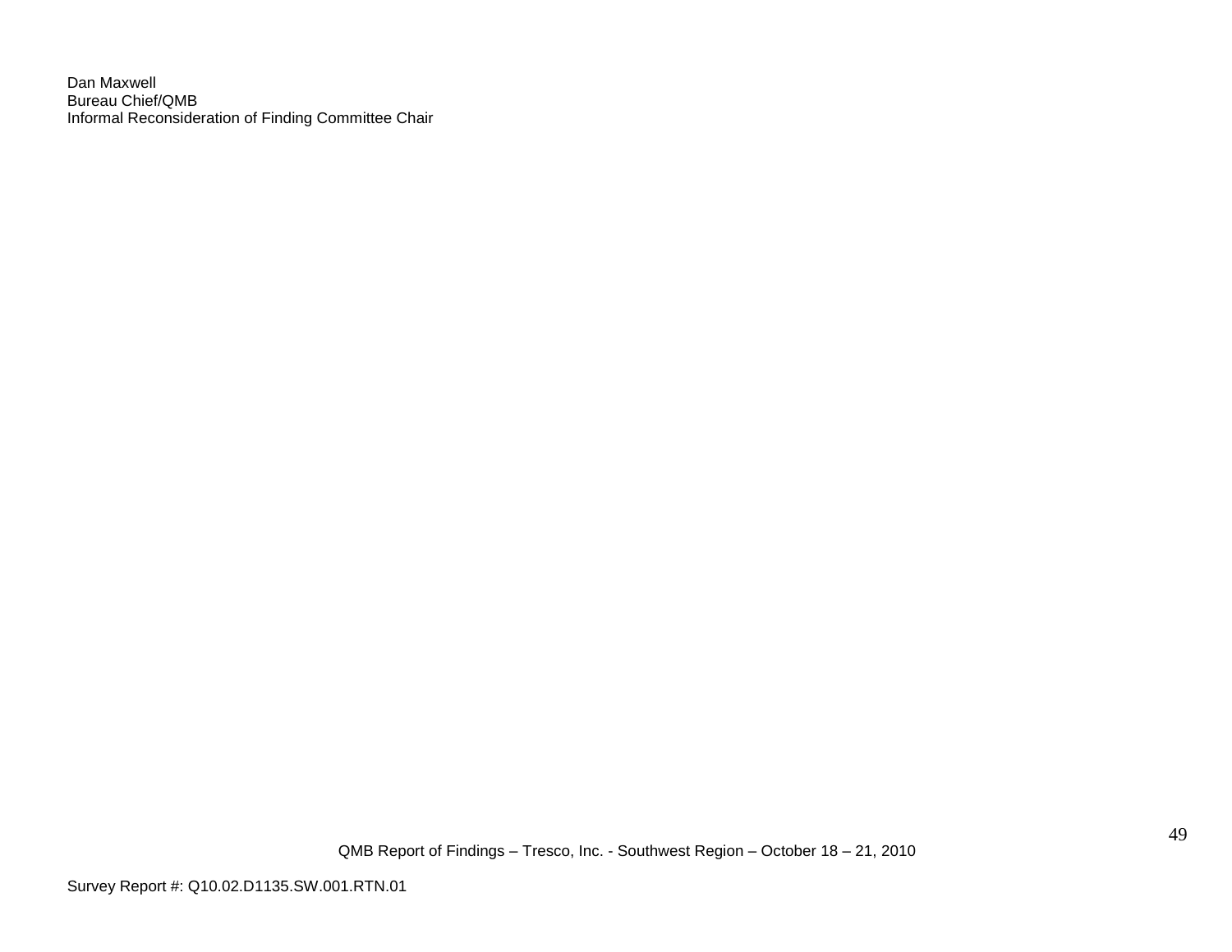Dan Maxwell
Bureau Chief/QMB
Informal Reconsideration of Finding Committee Chair